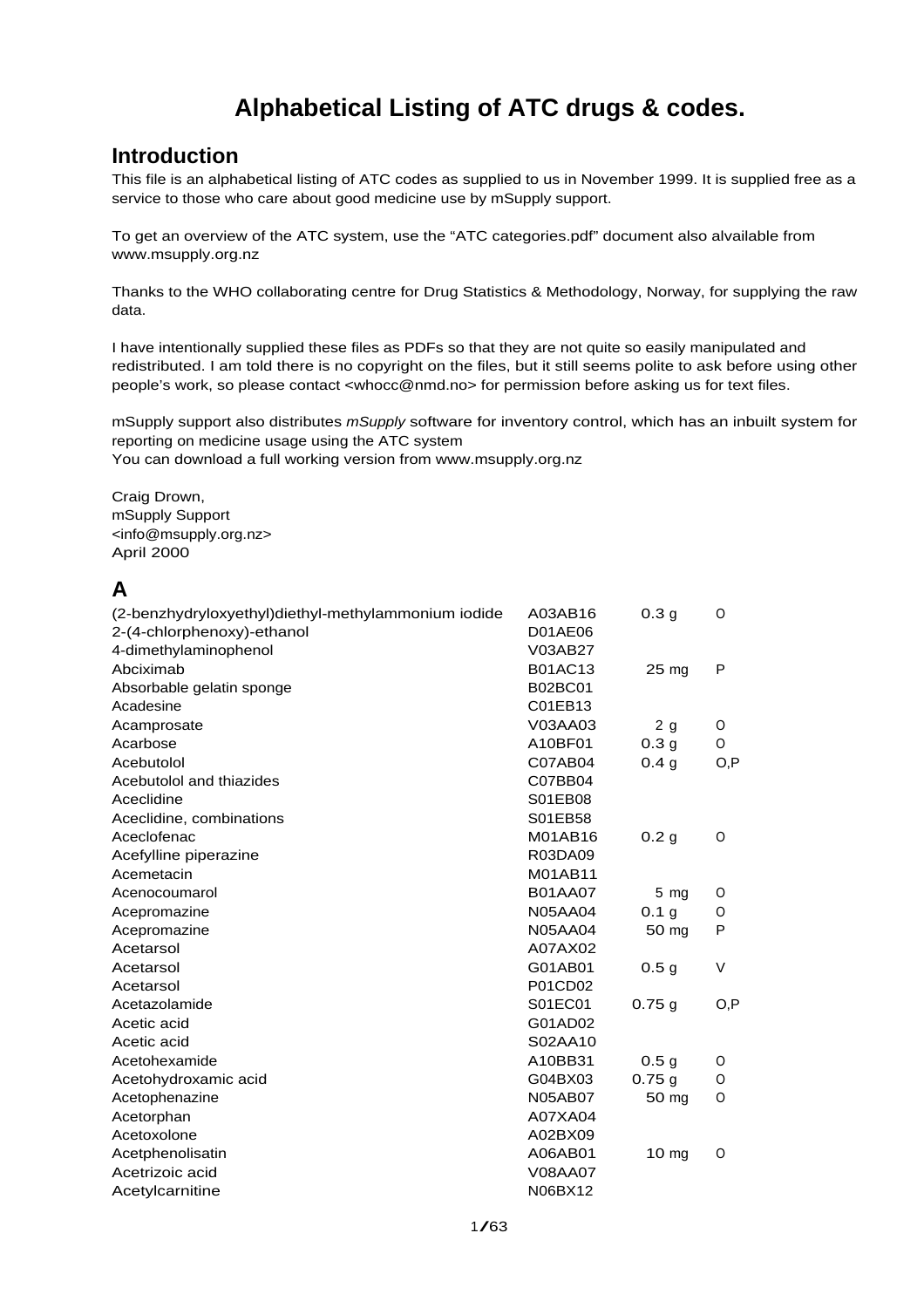# Alphabetical Listing of ATC drugs & codes.

## Introduction

This file is an alphabetical listing of ATC codes as supplied to us in November 1999. It is supplied free as a service to those who care about good medicine use by mSupply support.

To get an overview of the ATC system, use the "ATC categories.pdf" document also alvailable from www.msupply.org.nz

Thanks to the WHO collaborating centre for Drug Statistics & Methodology, Norway, for supplying the raw data.

I have intentionally supplied these files as PDFs so that they are not quite so easily manipulated and redistributed. I am told there is no copyright on the files, but it still seems polite to ask before using other people's work, so please contact <whocc@nmd.no> for permission before asking us for text files.

mSupply support also distributes *mSupply* software for inventory control, which has an inbuilt system for reporting on medicine usage using the ATC system
You can download a full working version from www.msupply.org.nz

Craig Drown,
mSupply Support
<info@msupply.org.nz>
April 2000

## A

| | | | |
|---|---|---|---|
| (2-benzhydryloxyethyl)diethyl-methylammonium iodide | A03AB16 | 0.3 g | O |
| 2-(4-chlorphenoxy)-ethanol | D01AE06 | | |
| 4-dimethylaminophenol | V03AB27 | | |
| Abciximab | B01AC13 | 25 mg | P |
| Absorbable gelatin sponge | B02BC01 | | |
| Acadesine | C01EB13 | | |
| Acamprosate | V03AA03 | 2 g | O |
| Acarbose | A10BF01 | 0.3 g | O |
| Acebutolol | C07AB04 | 0.4 g | O,P |
| Acebutolol and thiazides | C07BB04 | | |
| Aceclidine | S01EB08 | | |
| Aceclidine, combinations | S01EB58 | | |
| Aceclofenac | M01AB16 | 0.2 g | O |
| Acefylline piperazine | R03DA09 | | |
| Acemetacin | M01AB11 | | |
| Acenocoumarol | B01AA07 | 5 mg | O |
| Acepromazine | N05AA04 | 0.1 g | O |
| Acepromazine | N05AA04 | 50 mg | P |
| Acetarsol | A07AX02 | | |
| Acetarsol | G01AB01 | 0.5 g | V |
| Acetarsol | P01CD02 | | |
| Acetazolamide | S01EC01 | 0.75 g | O,P |
| Acetic acid | G01AD02 | | |
| Acetic acid | S02AA10 | | |
| Acetohexamide | A10BB31 | 0.5 g | O |
| Acetohydroxamic acid | G04BX03 | 0.75 g | O |
| Acetophenazine | N05AB07 | 50 mg | O |
| Acetorphan | A07XA04 | | |
| Acetoxolone | A02BX09 | | |
| Acetphenolisatin | A06AB01 | 10 mg | O |
| Acetrizoic acid | V08AA07 | | |
| Acetylcarnitine | N06BX12 | | |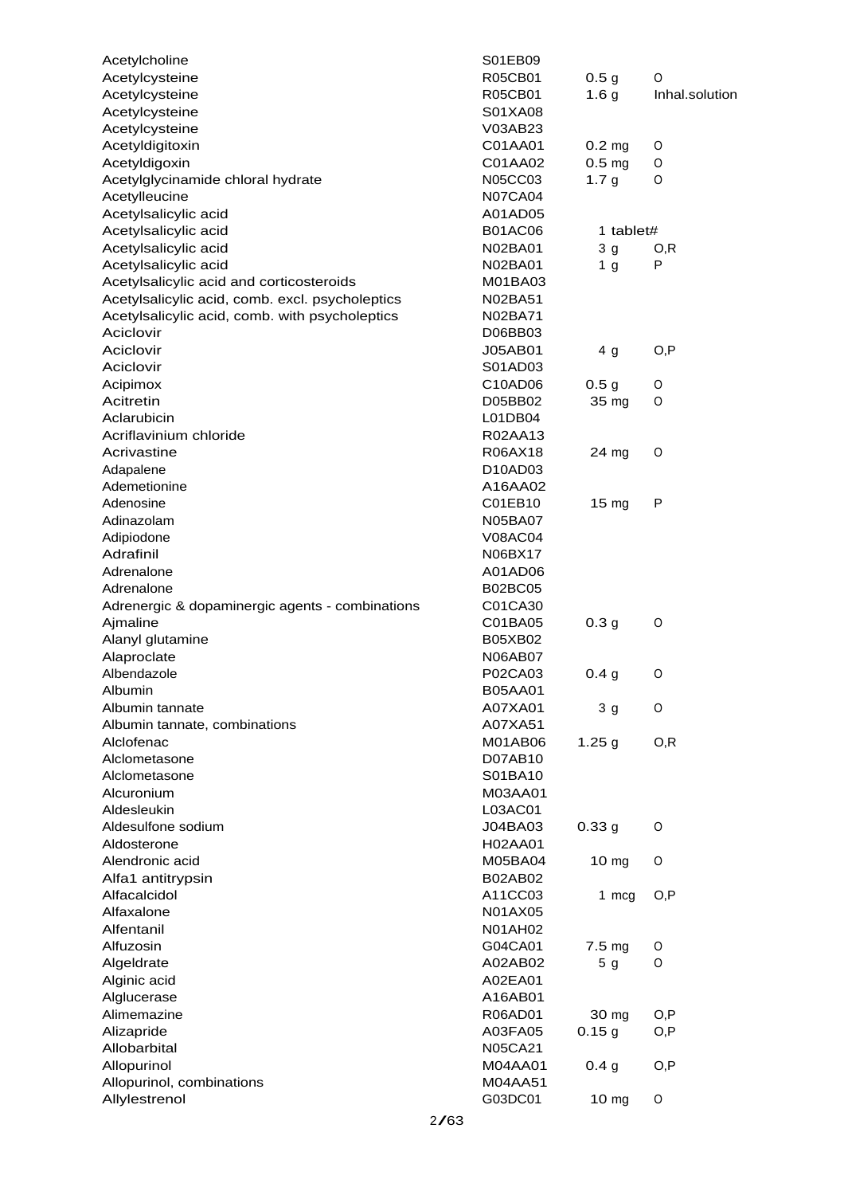| | | | |
|---|---|---|---|
| Acetylcholine | S01EB09 | | |
| Acetylcysteine | R05CB01 | 0.5 g | O |
| Acetylcysteine | R05CB01 | 1.6 g | Inhal.solution |
| Acetylcysteine | S01XA08 | | |
| Acetylcysteine | V03AB23 | | |
| Acetyldigitoxin | C01AA01 | 0.2 mg | O |
| Acetyldigoxin | C01AA02 | 0.5 mg | O |
| Acetylglycinamide chloral hydrate | N05CC03 | 1.7 g | O |
| Acetylleucine | N07CA04 | | |
| Acetylsalicylic acid | A01AD05 | | |
| Acetylsalicylic acid | B01AC06 | 1 tablet# | |
| Acetylsalicylic acid | N02BA01 | 3 g | O,R |
| Acetylsalicylic acid | N02BA01 | 1 g | P |
| Acetylsalicylic acid and corticosteroids | M01BA03 | | |
| Acetylsalicylic acid, comb. excl. psycholeptics | N02BA51 | | |
| Acetylsalicylic acid, comb. with psycholeptics | N02BA71 | | |
| Aciclovir | D06BB03 | | |
| Aciclovir | J05AB01 | 4 g | O,P |
| Aciclovir | S01AD03 | | |
| Acipimox | C10AD06 | 0.5 g | O |
| Acitretin | D05BB02 | 35 mg | O |
| Aclarubicin | L01DB04 | | |
| Acriflavinium chloride | R02AA13 | | |
| Acrivastine | R06AX18 | 24 mg | O |
| Adapalene | D10AD03 | | |
| Ademetionine | A16AA02 | | |
| Adenosine | C01EB10 | 15 mg | P |
| Adinazolam | N05BA07 | | |
| Adipiodone | V08AC04 | | |
| Adrafinil | N06BX17 | | |
| Adrenalone | A01AD06 | | |
| Adrenalone | B02BC05 | | |
| Adrenergic & dopaminergic agents - combinations | C01CA30 | | |
| Ajmaline | C01BA05 | 0.3 g | O |
| Alanyl glutamine | B05XB02 | | |
| Alaproclate | N06AB07 | | |
| Albendazole | P02CA03 | 0.4 g | O |
| Albumin | B05AA01 | | |
| Albumin tannate | A07XA01 | 3 g | O |
| Albumin tannate, combinations | A07XA51 | | |
| Alclofenac | M01AB06 | 1.25 g | O,R |
| Alclometasone | D07AB10 | | |
| Alclometasone | S01BA10 | | |
| Alcuronium | M03AA01 | | |
| Aldesleukin | L03AC01 | | |
| Aldesulfone sodium | J04BA03 | 0.33 g | O |
| Aldosterone | H02AA01 | | |
| Alendronic acid | M05BA04 | 10 mg | O |
| Alfa1 antitrypsin | B02AB02 | | |
| Alfacalcidol | A11CC03 | 1 mcg | O,P |
| Alfaxalone | N01AX05 | | |
| Alfentanil | N01AH02 | | |
| Alfuzosin | G04CA01 | 7.5 mg | O |
| Algeldrate | A02AB02 | 5 g | O |
| Alginic acid | A02EA01 | | |
| Alglucerase | A16AB01 | | |
| Alimemazine | R06AD01 | 30 mg | O,P |
| Alizapride | A03FA05 | 0.15 g | O,P |
| Allobarbital | N05CA21 | | |
| Allopurinol | M04AA01 | 0.4 g | O,P |
| Allopurinol, combinations | M04AA51 | | |
| Allylestrenol | G03DC01 | 10 mg | O |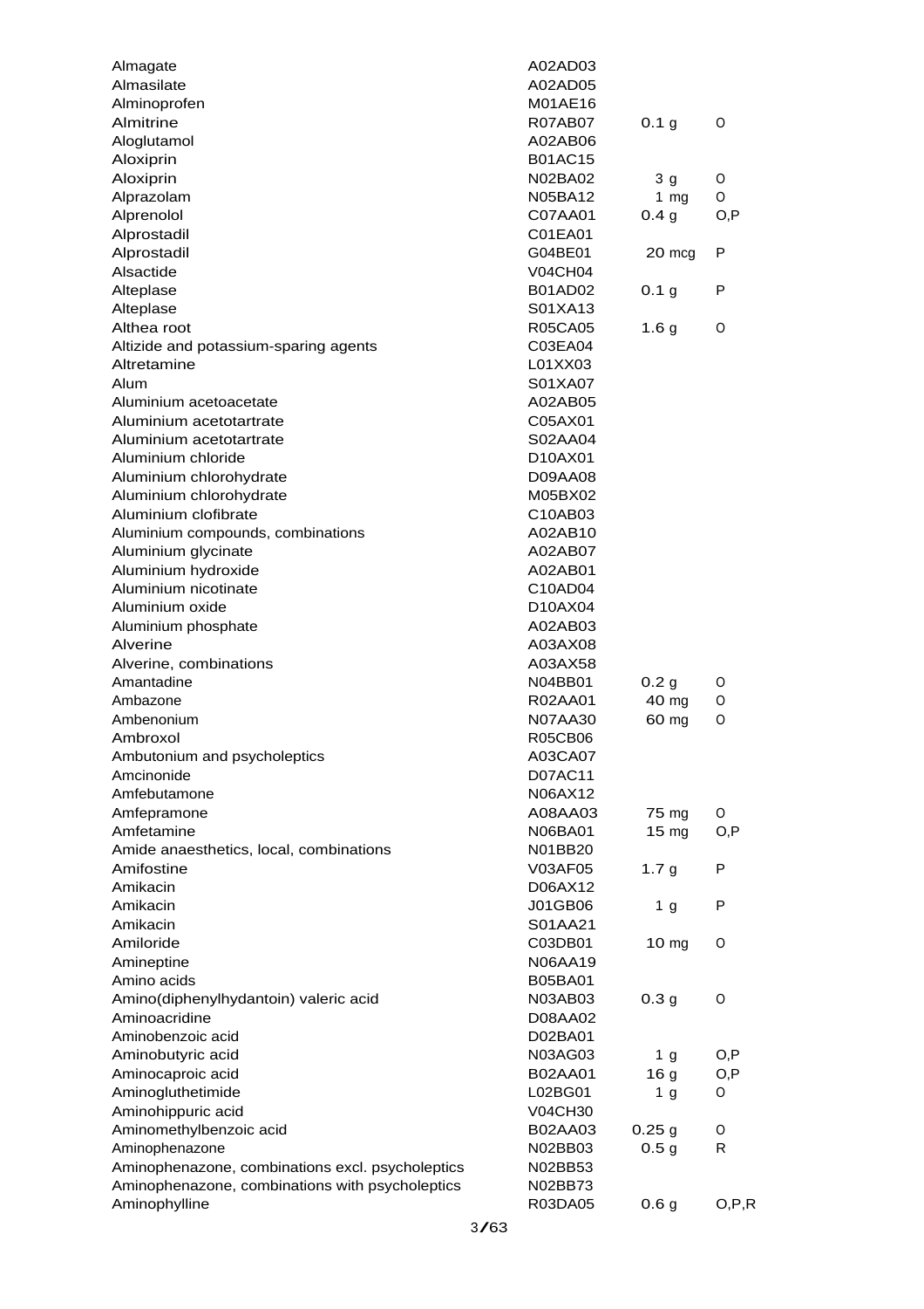| | | | |
|---|---|---|---|
| Almagate | A02AD03 | | |
| Almasilate | A02AD05 | | |
| Alminoprofen | M01AE16 | | |
| Almitrine | R07AB07 | 0.1 g | O |
| Aloglutamol | A02AB06 | | |
| Aloxiprin | B01AC15 | | |
| Aloxiprin | N02BA02 | 3 g | O |
| Alprazolam | N05BA12 | 1 mg | O |
| Alprenolol | C07AA01 | 0.4 g | O,P |
| Alprostadil | C01EA01 | | |
| Alprostadil | G04BE01 | 20 mcg | P |
| Alsactide | V04CH04 | | |
| Alteplase | B01AD02 | 0.1 g | P |
| Alteplase | S01XA13 | | |
| Althea root | R05CA05 | 1.6 g | O |
| Altizide and potassium-sparing agents | C03EA04 | | |
| Altretamine | L01XX03 | | |
| Alum | S01XA07 | | |
| Aluminium acetoacetate | A02AB05 | | |
| Aluminium acetotartrate | C05AX01 | | |
| Aluminium acetotartrate | S02AA04 | | |
| Aluminium chloride | D10AX01 | | |
| Aluminium chlorohydrate | D09AA08 | | |
| Aluminium chlorohydrate | M05BX02 | | |
| Aluminium clofibrate | C10AB03 | | |
| Aluminium compounds, combinations | A02AB10 | | |
| Aluminium glycinate | A02AB07 | | |
| Aluminium hydroxide | A02AB01 | | |
| Aluminium nicotinate | C10AD04 | | |
| Aluminium oxide | D10AX04 | | |
| Aluminium phosphate | A02AB03 | | |
| Alverine | A03AX08 | | |
| Alverine, combinations | A03AX58 | | |
| Amantadine | N04BB01 | 0.2 g | O |
| Ambazone | R02AA01 | 40 mg | O |
| Ambenonium | N07AA30 | 60 mg | O |
| Ambroxol | R05CB06 | | |
| Ambutonium and psycholeptics | A03CA07 | | |
| Amcinonide | D07AC11 | | |
| Amfebutamone | N06AX12 | | |
| Amfepramone | A08AA03 | 75 mg | O |
| Amfetamine | N06BA01 | 15 mg | O,P |
| Amide anaesthetics, local, combinations | N01BB20 | | |
| Amifostine | V03AF05 | 1.7 g | P |
| Amikacin | D06AX12 | | |
| Amikacin | J01GB06 | 1 g | P |
| Amikacin | S01AA21 | | |
| Amiloride | C03DB01 | 10 mg | O |
| Amineptine | N06AA19 | | |
| Amino acids | B05BA01 | | |
| Amino(diphenylhydantoin) valeric acid | N03AB03 | 0.3 g | O |
| Aminoacridine | D08AA02 | | |
| Aminobenzoic acid | D02BA01 | | |
| Aminobutyric acid | N03AG03 | 1 g | O,P |
| Aminocaproic acid | B02AA01 | 16 g | O,P |
| Aminogluthetimide | L02BG01 | 1 g | O |
| Aminohippuric acid | V04CH30 | | |
| Aminomethylbenzoic acid | B02AA03 | 0.25 g | O |
| Aminophenazone | N02BB03 | 0.5 g | R |
| Aminophenazone, combinations excl. psycholeptics | N02BB53 | | |
| Aminophenazone, combinations with psycholeptics | N02BB73 | | |
| Aminophylline | R03DA05 | 0.6 g | O,P,R |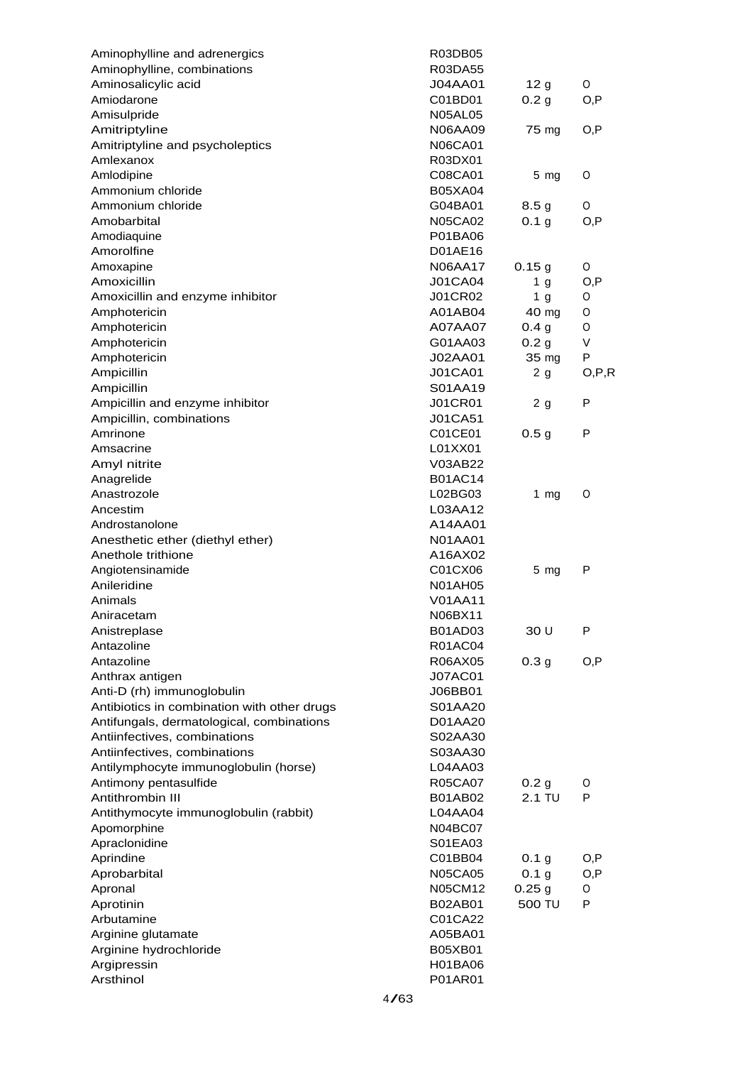| | | | |
|---|---|---|---|
| Aminophylline and adrenergics | R03DB05 | | |
| Aminophylline, combinations | R03DA55 | | |
| Aminosalicylic acid | J04AA01 | 12 g | O |
| Amiodarone | C01BD01 | 0.2 g | O,P |
| Amisulpride | N05AL05 | | |
| Amitriptyline | N06AA09 | 75 mg | O,P |
| Amitriptyline and psycholeptics | N06CA01 | | |
| Amlexanox | R03DX01 | | |
| Amlodipine | C08CA01 | 5 mg | O |
| Ammonium chloride | B05XA04 | | |
| Ammonium chloride | G04BA01 | 8.5 g | O |
| Amobarbital | N05CA02 | 0.1 g | O,P |
| Amodiaquine | P01BA06 | | |
| Amorolfine | D01AE16 | | |
| Amoxapine | N06AA17 | 0.15 g | O |
| Amoxicillin | J01CA04 | 1 g | O,P |
| Amoxicillin and enzyme inhibitor | J01CR02 | 1 g | O |
| Amphotericin | A01AB04 | 40 mg | O |
| Amphotericin | A07AA07 | 0.4 g | O |
| Amphotericin | G01AA03 | 0.2 g | V |
| Amphotericin | J02AA01 | 35 mg | P |
| Ampicillin | J01CA01 | 2 g | O,P,R |
| Ampicillin | S01AA19 | | |
| Ampicillin and enzyme inhibitor | J01CR01 | 2 g | P |
| Ampicillin, combinations | J01CA51 | | |
| Amrinone | C01CE01 | 0.5 g | P |
| Amsacrine | L01XX01 | | |
| Amyl nitrite | V03AB22 | | |
| Anagrelide | B01AC14 | | |
| Anastrozole | L02BG03 | 1 mg | O |
| Ancestim | L03AA12 | | |
| Androstanolone | A14AA01 | | |
| Anesthetic ether (diethyl ether) | N01AA01 | | |
| Anethole trithione | A16AX02 | | |
| Angiotensinamide | C01CX06 | 5 mg | P |
| Anileridine | N01AH05 | | |
| Animals | V01AA11 | | |
| Aniracetam | N06BX11 | | |
| Anistreplase | B01AD03 | 30 U | P |
| Antazoline | R01AC04 | | |
| Antazoline | R06AX05 | 0.3 g | O,P |
| Anthrax antigen | J07AC01 | | |
| Anti-D (rh) immunoglobulin | J06BB01 | | |
| Antibiotics in combination with other drugs | S01AA20 | | |
| Antifungals, dermatological, combinations | D01AA20 | | |
| Antiinfectives, combinations | S02AA30 | | |
| Antiinfectives, combinations | S03AA30 | | |
| Antilymphocyte immunoglobulin (horse) | L04AA03 | | |
| Antimony pentasulfide | R05CA07 | 0.2 g | O |
| Antithrombin III | B01AB02 | 2.1 TU | P |
| Antithymocyte immunoglobulin (rabbit) | L04AA04 | | |
| Apomorphine | N04BC07 | | |
| Apraclonidine | S01EA03 | | |
| Aprindine | C01BB04 | 0.1 g | O,P |
| Aprobarbital | N05CA05 | 0.1 g | O,P |
| Apronal | N05CM12 | 0.25 g | O |
| Aprotinin | B02AB01 | 500 TU | P |
| Arbutamine | C01CA22 | | |
| Arginine glutamate | A05BA01 | | |
| Arginine hydrochloride | B05XB01 | | |
| Argipressin | H01BA06 | | |
| Arsthinol | P01AR01 | | |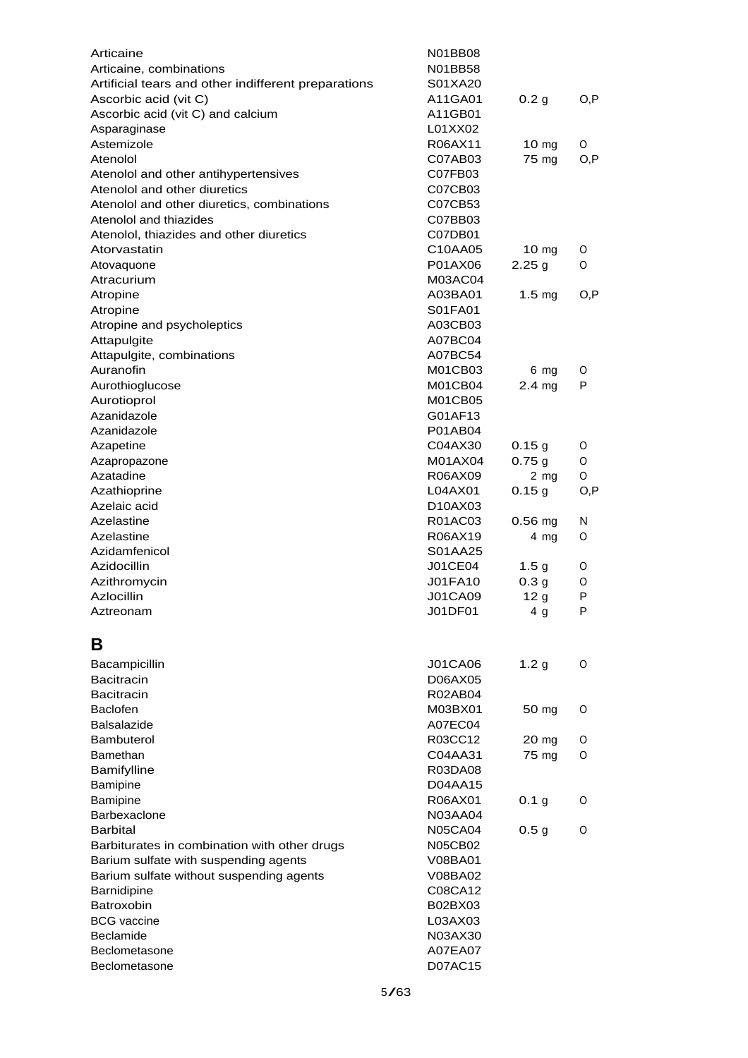| | | | |
|---|---|---|---|
| Articaine | N01BB08 | | |
| Articaine, combinations | N01BB58 | | |
| Artificial tears and other indifferent preparations | S01XA20 | | |
| Ascorbic acid (vit C) | A11GA01 | 0.2 g | O,P |
| Ascorbic acid (vit C) and calcium | A11GB01 | | |
| Asparaginase | L01XX02 | | |
| Astemizole | R06AX11 | 10 mg | O |
| Atenolol | C07AB03 | 75 mg | O,P |
| Atenolol and other antihypertensives | C07FB03 | | |
| Atenolol and other diuretics | C07CB03 | | |
| Atenolol and other diuretics, combinations | C07CB53 | | |
| Atenolol and thiazides | C07BB03 | | |
| Atenolol, thiazides and other diuretics | C07DB01 | | |
| Atorvastatin | C10AA05 | 10 mg | O |
| Atovaquone | P01AX06 | 2.25 g | O |
| Atracurium | M03AC04 | | |
| Atropine | A03BA01 | 1.5 mg | O,P |
| Atropine | S01FA01 | | |
| Atropine and psycholeptics | A03CB03 | | |
| Attapulgite | A07BC04 | | |
| Attapulgite, combinations | A07BC54 | | |
| Auranofin | M01CB03 | 6 mg | O |
| Aurothioglucose | M01CB04 | 2.4 mg | P |
| Aurotioprol | M01CB05 | | |
| Azanidazole | G01AF13 | | |
| Azanidazole | P01AB04 | | |
| Azapetine | C04AX30 | 0.15 g | O |
| Azapropazone | M01AX04 | 0.75 g | O |
| Azatadine | R06AX09 | 2 mg | O |
| Azathioprine | L04AX01 | 0.15 g | O,P |
| Azelaic acid | D10AX03 | | |
| Azelastine | R01AC03 | 0.56 mg | N |
| Azelastine | R06AX19 | 4 mg | O |
| Azidamfenicol | S01AA25 | | |
| Azidocillin | J01CE04 | 1.5 g | O |
| Azithromycin | J01FA10 | 0.3 g | O |
| Azlocillin | J01CA09 | 12 g | P |
| Aztreonam | J01DF01 | 4 g | P |

# B

| | | | |
|---|---|---|---|
| Bacampicillin | J01CA06 | 1.2 g | O |
| Bacitracin | D06AX05 | | |
| Bacitracin | R02AB04 | | |
| Baclofen | M03BX01 | 50 mg | O |
| Balsalazide | A07EC04 | | |
| Bambuterol | R03CC12 | 20 mg | O |
| Bamethan | C04AA31 | 75 mg | O |
| Bamifylline | R03DA08 | | |
| Bamipine | D04AA15 | | |
| Bamipine | R06AX01 | 0.1 g | O |
| Barbexaclone | N03AA04 | | |
| Barbital | N05CA04 | 0.5 g | O |
| Barbiturates in combination with other drugs | N05CB02 | | |
| Barium sulfate with suspending agents | V08BA01 | | |
| Barium sulfate without suspending agents | V08BA02 | | |
| Barnidipine | C08CA12 | | |
| Batroxobin | B02BX03 | | |
| BCG vaccine | L03AX03 | | |
| Beclamide | N03AX30 | | |
| Beclometasone | A07EA07 | | |
| Beclometasone | D07AC15 | | |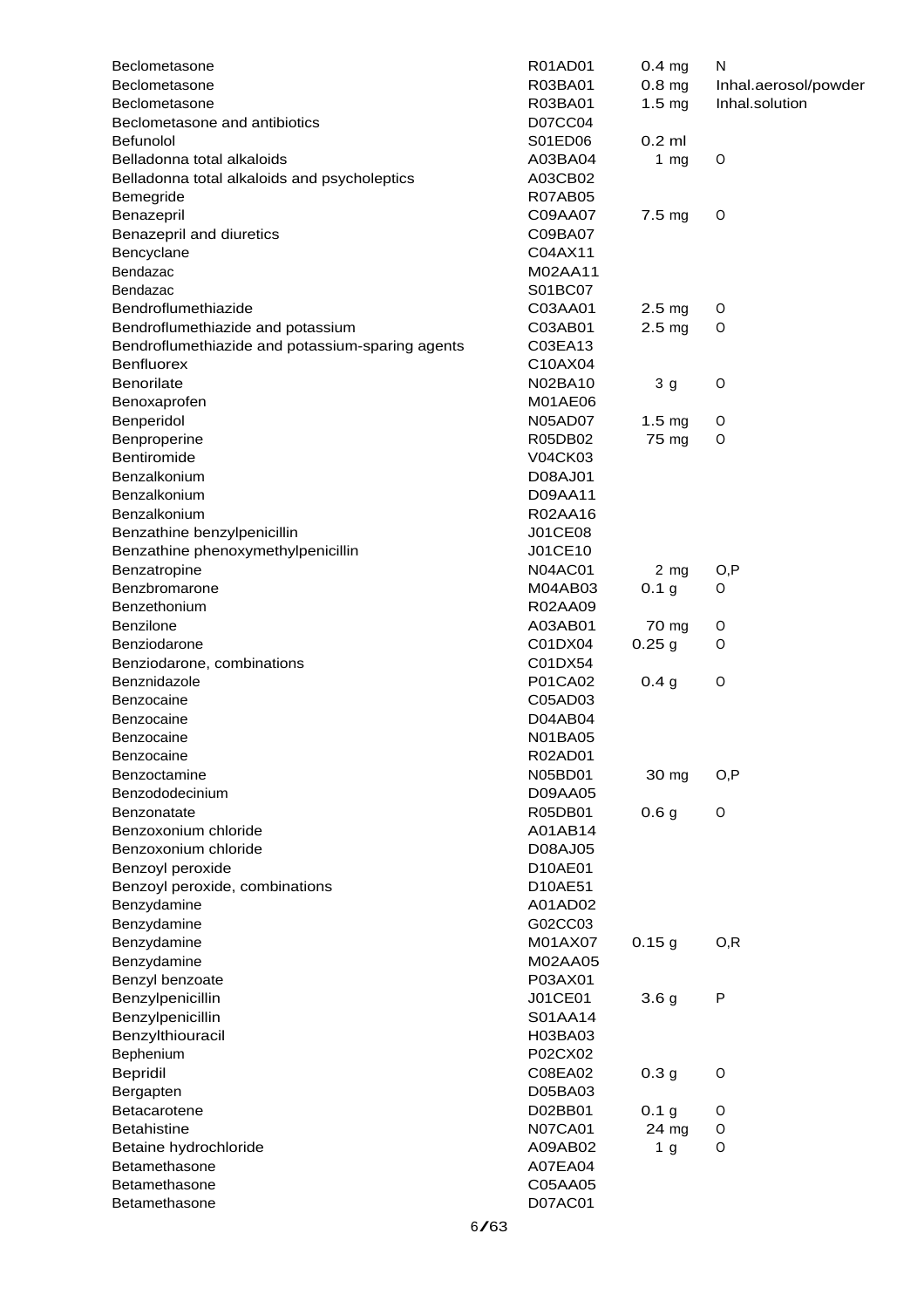| | | | |
|---|---|---|---|
| Beclometasone | R01AD01 | 0.4 mg | N |
| Beclometasone | R03BA01 | 0.8 mg | Inhal.aerosol/powder |
| Beclometasone | R03BA01 | 1.5 mg | Inhal.solution |
| Beclometasone and antibiotics | D07CC04 | | |
| Befunolol | S01ED06 | 0.2 ml | |
| Belladonna total alkaloids | A03BA04 | 1 mg | O |
| Belladonna total alkaloids and psycholeptics | A03CB02 | | |
| Bemegride | R07AB05 | | |
| Benazepril | C09AA07 | 7.5 mg | O |
| Benazepril and diuretics | C09BA07 | | |
| Bencyclane | C04AX11 | | |
| Bendazac | M02AA11 | | |
| Bendazac | S01BC07 | | |
| Bendroflumethiazide | C03AA01 | 2.5 mg | O |
| Bendroflumethiazide and potassium | C03AB01 | 2.5 mg | O |
| Bendroflumethiazide and potassium-sparing agents | C03EA13 | | |
| Benfluorex | C10AX04 | | |
| Benorilate | N02BA10 | 3 g | O |
| Benoxaprofen | M01AE06 | | |
| Benperidol | N05AD07 | 1.5 mg | O |
| Benproperine | R05DB02 | 75 mg | O |
| Bentiromide | V04CK03 | | |
| Benzalkonium | D08AJ01 | | |
| Benzalkonium | D09AA11 | | |
| Benzalkonium | R02AA16 | | |
| Benzathine benzylpenicillin | J01CE08 | | |
| Benzathine phenoxymethylpenicillin | J01CE10 | | |
| Benzatropine | N04AC01 | 2 mg | O,P |
| Benzbromarone | M04AB03 | 0.1 g | O |
| Benzethonium | R02AA09 | | |
| Benzilone | A03AB01 | 70 mg | O |
| Benziodarone | C01DX04 | 0.25 g | O |
| Benziodarone, combinations | C01DX54 | | |
| Benznidazole | P01CA02 | 0.4 g | O |
| Benzocaine | C05AD03 | | |
| Benzocaine | D04AB04 | | |
| Benzocaine | N01BA05 | | |
| Benzocaine | R02AD01 | | |
| Benzoctamine | N05BD01 | 30 mg | O,P |
| Benzododecinium | D09AA05 | | |
| Benzonatate | R05DB01 | 0.6 g | O |
| Benzoxonium chloride | A01AB14 | | |
| Benzoxonium chloride | D08AJ05 | | |
| Benzoyl peroxide | D10AE01 | | |
| Benzoyl peroxide, combinations | D10AE51 | | |
| Benzydamine | A01AD02 | | |
| Benzydamine | G02CC03 | | |
| Benzydamine | M01AX07 | 0.15 g | O,R |
| Benzydamine | M02AA05 | | |
| Benzyl benzoate | P03AX01 | | |
| Benzylpenicillin | J01CE01 | 3.6 g | P |
| Benzylpenicillin | S01AA14 | | |
| Benzylthiouracil | H03BA03 | | |
| Bephenium | P02CX02 | | |
| Bepridil | C08EA02 | 0.3 g | O |
| Bergapten | D05BA03 | | |
| Betacarotene | D02BB01 | 0.1 g | O |
| Betahistine | N07CA01 | 24 mg | O |
| Betaine hydrochloride | A09AB02 | 1 g | O |
| Betamethasone | A07EA04 | | |
| Betamethasone | C05AA05 | | |
| Betamethasone | D07AC01 | | |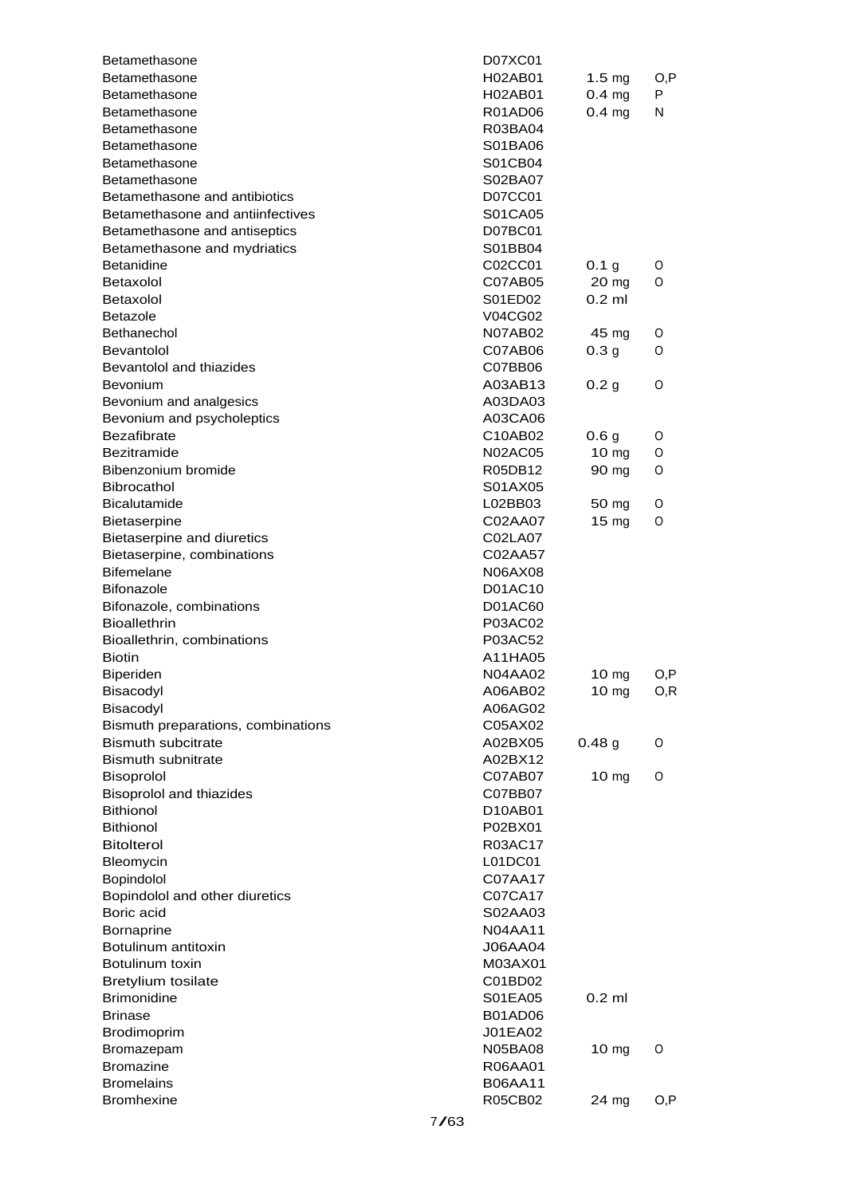| | | | |
|---|---|---|---|
| Betamethasone | D07XC01 | | |
| Betamethasone | H02AB01 | 1.5 mg | O,P |
| Betamethasone | H02AB01 | 0.4 mg | P |
| Betamethasone | R01AD06 | 0.4 mg | N |
| Betamethasone | R03BA04 | | |
| Betamethasone | S01BA06 | | |
| Betamethasone | S01CB04 | | |
| Betamethasone | S02BA07 | | |
| Betamethasone and antibiotics | D07CC01 | | |
| Betamethasone and antiinfectives | S01CA05 | | |
| Betamethasone and antiseptics | D07BC01 | | |
| Betamethasone and mydriatics | S01BB04 | | |
| Betanidine | C02CC01 | 0.1 g | O |
| Betaxolol | C07AB05 | 20 mg | O |
| Betaxolol | S01ED02 | 0.2 ml | |
| Betazole | V04CG02 | | |
| Bethanechol | N07AB02 | 45 mg | O |
| Bevantolol | C07AB06 | 0.3 g | O |
| Bevantolol and thiazides | C07BB06 | | |
| Bevonium | A03AB13 | 0.2 g | O |
| Bevonium and analgesics | A03DA03 | | |
| Bevonium and psycholeptics | A03CA06 | | |
| Bezafibrate | C10AB02 | 0.6 g | O |
| Bezitramide | N02AC05 | 10 mg | O |
| Bibenzonium bromide | R05DB12 | 90 mg | O |
| Bibrocathol | S01AX05 | | |
| Bicalutamide | L02BB03 | 50 mg | O |
| Bietaserpine | C02AA07 | 15 mg | O |
| Bietaserpine and diuretics | C02LA07 | | |
| Bietaserpine, combinations | C02AA57 | | |
| Bifemelane | N06AX08 | | |
| Bifonazole | D01AC10 | | |
| Bifonazole, combinations | D01AC60 | | |
| Bioallethrin | P03AC02 | | |
| Bioallethrin, combinations | P03AC52 | | |
| Biotin | A11HA05 | | |
| Biperiden | N04AA02 | 10 mg | O,P |
| Bisacodyl | A06AB02 | 10 mg | O,R |
| Bisacodyl | A06AG02 | | |
| Bismuth preparations, combinations | C05AX02 | | |
| Bismuth subcitrate | A02BX05 | 0.48 g | O |
| Bismuth subnitrate | A02BX12 | | |
| Bisoprolol | C07AB07 | 10 mg | O |
| Bisoprolol and thiazides | C07BB07 | | |
| Bithionol | D10AB01 | | |
| Bithionol | P02BX01 | | |
| Bitolterol | R03AC17 | | |
| Bleomycin | L01DC01 | | |
| Bopindolol | C07AA17 | | |
| Bopindolol and other diuretics | C07CA17 | | |
| Boric acid | S02AA03 | | |
| Bornaprine | N04AA11 | | |
| Botulinum antitoxin | J06AA04 | | |
| Botulinum toxin | M03AX01 | | |
| Bretylium tosilate | C01BD02 | | |
| Brimonidine | S01EA05 | 0.2 ml | |
| Brinase | B01AD06 | | |
| Brodimoprim | J01EA02 | | |
| Bromazepam | N05BA08 | 10 mg | O |
| Bromazine | R06AA01 | | |
| Bromelains | B06AA11 | | |
| Bromhexine | R05CB02 | 24 mg | O,P |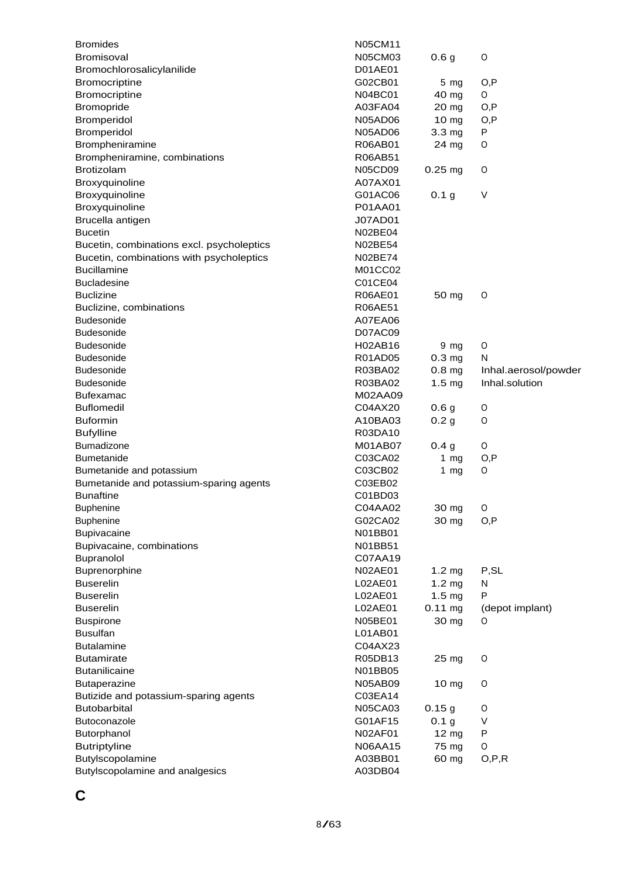| | | | |
|---|---|---|---|
| Bromides | N05CM11 | | |
| Bromisoval | N05CM03 | 0.6 g | O |
| Bromochlorosalicylanilide | D01AE01 | | |
| Bromocriptine | G02CB01 | 5 mg | O,P |
| Bromocriptine | N04BC01 | 40 mg | O |
| Bromopride | A03FA04 | 20 mg | O,P |
| Bromperidol | N05AD06 | 10 mg | O,P |
| Bromperidol | N05AD06 | 3.3 mg | P |
| Brompheniramine | R06AB01 | 24 mg | O |
| Brompheniramine, combinations | R06AB51 | | |
| Brotizolam | N05CD09 | 0.25 mg | O |
| Broxyquinoline | A07AX01 | | |
| Broxyquinoline | G01AC06 | 0.1 g | V |
| Broxyquinoline | P01AA01 | | |
| Brucella antigen | J07AD01 | | |
| Bucetin | N02BE04 | | |
| Bucetin, combinations excl. psycholeptics | N02BE54 | | |
| Bucetin, combinations with psycholeptics | N02BE74 | | |
| Bucillamine | M01CC02 | | |
| Bucladesine | C01CE04 | | |
| Buclizine | R06AE01 | 50 mg | O |
| Buclizine, combinations | R06AE51 | | |
| Budesonide | A07EA06 | | |
| Budesonide | D07AC09 | | |
| Budesonide | H02AB16 | 9 mg | O |
| Budesonide | R01AD05 | 0.3 mg | N |
| Budesonide | R03BA02 | 0.8 mg | Inhal.aerosol/powder |
| Budesonide | R03BA02 | 1.5 mg | Inhal.solution |
| Bufexamac | M02AA09 | | |
| Buflomedil | C04AX20 | 0.6 g | O |
| Buformin | A10BA03 | 0.2 g | O |
| Bufylline | R03DA10 | | |
| Bumadizone | M01AB07 | 0.4 g | O |
| Bumetanide | C03CA02 | 1 mg | O,P |
| Bumetanide and potassium | C03CB02 | 1 mg | O |
| Bumetanide and potassium-sparing agents | C03EB02 | | |
| Bunaftine | C01BD03 | | |
| Buphenine | C04AA02 | 30 mg | O |
| Buphenine | G02CA02 | 30 mg | O,P |
| Bupivacaine | N01BB01 | | |
| Bupivacaine, combinations | N01BB51 | | |
| Bupranolol | C07AA19 | | |
| Buprenorphine | N02AE01 | 1.2 mg | P,SL |
| Buserelin | L02AE01 | 1.2 mg | N |
| Buserelin | L02AE01 | 1.5 mg | P |
| Buserelin | L02AE01 | 0.11 mg | (depot implant) |
| Buspirone | N05BE01 | 30 mg | O |
| Busulfan | L01AB01 | | |
| Butalamine | C04AX23 | | |
| Butamirate | R05DB13 | 25 mg | O |
| Butanilicaine | N01BB05 | | |
| Butaperazine | N05AB09 | 10 mg | O |
| Butizide and potassium-sparing agents | C03EA14 | | |
| Butobarbital | N05CA03 | 0.15 g | O |
| Butoconazole | G01AF15 | 0.1 g | V |
| Butorphanol | N02AF01 | 12 mg | P |
| Butriptyline | N06AA15 | 75 mg | O |
| Butylscopolamine | A03BB01 | 60 mg | O,P,R |
| Butylscopolamine and analgesics | A03DB04 | | |

# C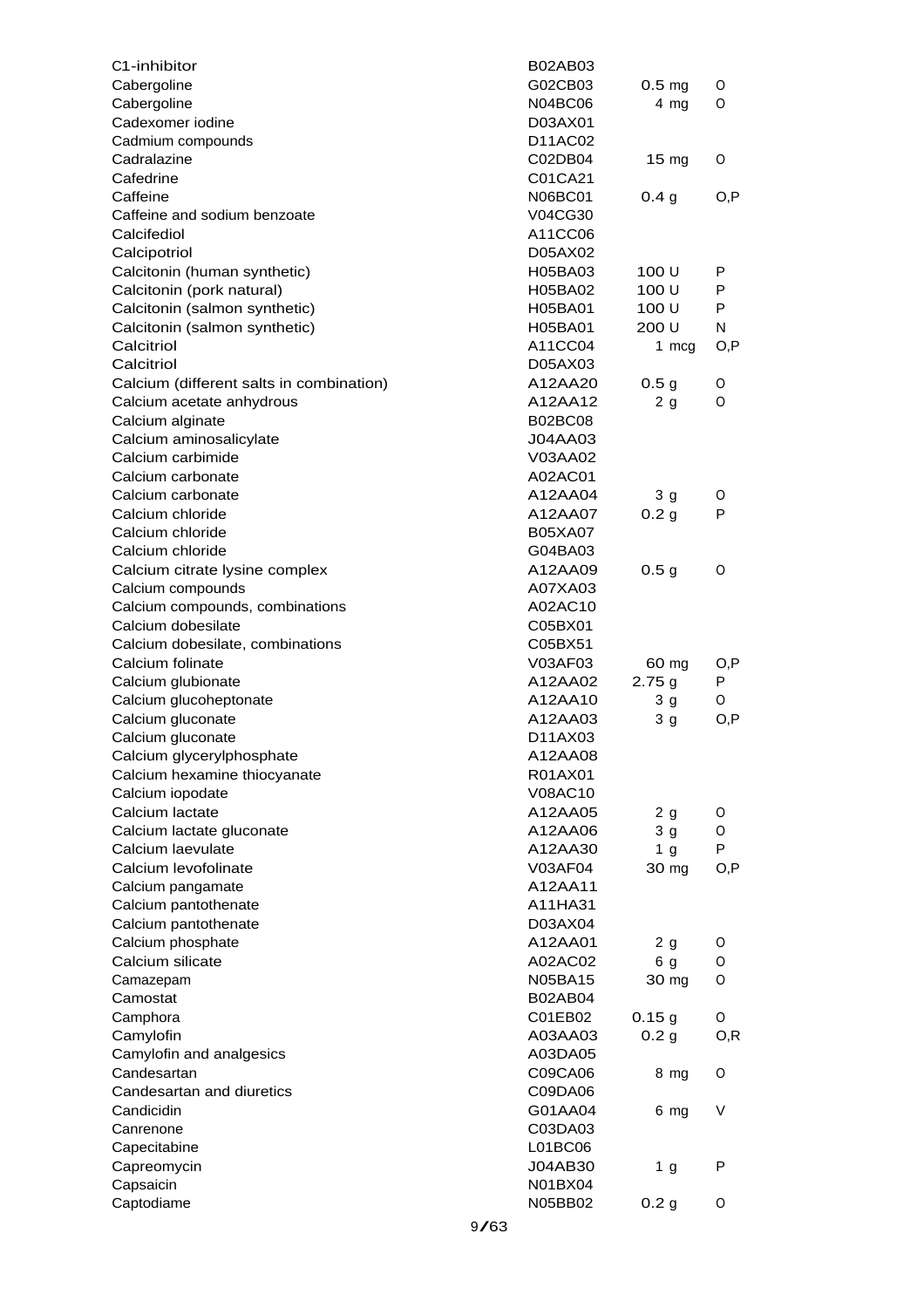| | | | |
|---|---|---|---|
| C1-inhibitor | B02AB03 | | |
| Cabergoline | G02CB03 | 0.5 mg | O |
| Cabergoline | N04BC06 | 4 mg | O |
| Cadexomer iodine | D03AX01 | | |
| Cadmium compounds | D11AC02 | | |
| Cadralazine | C02DB04 | 15 mg | O |
| Cafedrine | C01CA21 | | |
| Caffeine | N06BC01 | 0.4 g | O,P |
| Caffeine and sodium benzoate | V04CG30 | | |
| Calcifediol | A11CC06 | | |
| Calcipotriol | D05AX02 | | |
| Calcitonin (human synthetic) | H05BA03 | 100 U | P |
| Calcitonin (pork natural) | H05BA02 | 100 U | P |
| Calcitonin (salmon synthetic) | H05BA01 | 100 U | P |
| Calcitonin (salmon synthetic) | H05BA01 | 200 U | N |
| Calcitriol | A11CC04 | 1 mcg | O,P |
| Calcitriol | D05AX03 | | |
| Calcium (different salts in combination) | A12AA20 | 0.5 g | O |
| Calcium acetate anhydrous | A12AA12 | 2 g | O |
| Calcium alginate | B02BC08 | | |
| Calcium aminosalicylate | J04AA03 | | |
| Calcium carbimide | V03AA02 | | |
| Calcium carbonate | A02AC01 | | |
| Calcium carbonate | A12AA04 | 3 g | O |
| Calcium chloride | A12AA07 | 0.2 g | P |
| Calcium chloride | B05XA07 | | |
| Calcium chloride | G04BA03 | | |
| Calcium citrate lysine complex | A12AA09 | 0.5 g | O |
| Calcium compounds | A07XA03 | | |
| Calcium compounds, combinations | A02AC10 | | |
| Calcium dobesilate | C05BX01 | | |
| Calcium dobesilate, combinations | C05BX51 | | |
| Calcium folinate | V03AF03 | 60 mg | O,P |
| Calcium glubionate | A12AA02 | 2.75 g | P |
| Calcium glucoheptonate | A12AA10 | 3 g | O |
| Calcium gluconate | A12AA03 | 3 g | O,P |
| Calcium gluconate | D11AX03 | | |
| Calcium glycerylphosphate | A12AA08 | | |
| Calcium hexamine thiocyanate | R01AX01 | | |
| Calcium iopodate | V08AC10 | | |
| Calcium lactate | A12AA05 | 2 g | O |
| Calcium lactate gluconate | A12AA06 | 3 g | O |
| Calcium laevulate | A12AA30 | 1 g | P |
| Calcium levofolinate | V03AF04 | 30 mg | O,P |
| Calcium pangamate | A12AA11 | | |
| Calcium pantothenate | A11HA31 | | |
| Calcium pantothenate | D03AX04 | | |
| Calcium phosphate | A12AA01 | 2 g | O |
| Calcium silicate | A02AC02 | 6 g | O |
| Camazepam | N05BA15 | 30 mg | O |
| Camostat | B02AB04 | | |
| Camphora | C01EB02 | 0.15 g | O |
| Camylofin | A03AA03 | 0.2 g | O,R |
| Camylofin and analgesics | A03DA05 | | |
| Candesartan | C09CA06 | 8 mg | O |
| Candesartan and diuretics | C09DA06 | | |
| Candicidin | G01AA04 | 6 mg | V |
| Canrenone | C03DA03 | | |
| Capecitabine | L01BC06 | | |
| Capreomycin | J04AB30 | 1 g | P |
| Capsaicin | N01BX04 | | |
| Captodiame | N05BB02 | 0.2 g | O |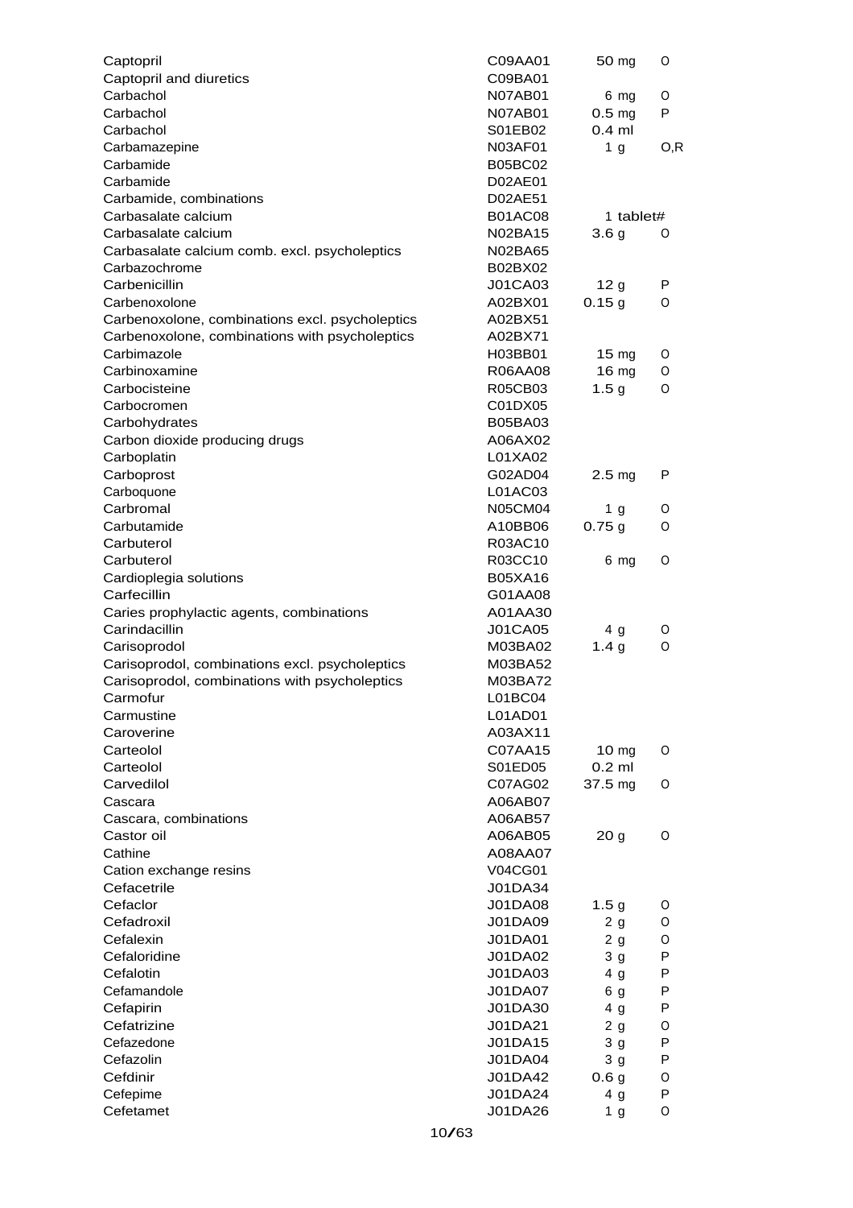| | | | |
|---|---|---|---|
| Captopril | C09AA01 | 50 mg | O |
| Captopril and diuretics | C09BA01 | | |
| Carbachol | N07AB01 | 6 mg | O |
| Carbachol | N07AB01 | 0.5 mg | P |
| Carbachol | S01EB02 | 0.4 ml | |
| Carbamazepine | N03AF01 | 1 g | O,R |
| Carbamide | B05BC02 | | |
| Carbamide | D02AE01 | | |
| Carbamide, combinations | D02AE51 | | |
| Carbasalate calcium | B01AC08 | 1 tablet# | |
| Carbasalate calcium | N02BA15 | 3.6 g | O |
| Carbasalate calcium comb. excl. psycholeptics | N02BA65 | | |
| Carbazochrome | B02BX02 | | |
| Carbenicillin | J01CA03 | 12 g | P |
| Carbenoxolone | A02BX01 | 0.15 g | O |
| Carbenoxolone, combinations excl. psycholeptics | A02BX51 | | |
| Carbenoxolone, combinations with psycholeptics | A02BX71 | | |
| Carbimazole | H03BB01 | 15 mg | O |
| Carbinoxamine | R06AA08 | 16 mg | O |
| Carbocisteine | R05CB03 | 1.5 g | O |
| Carbocromen | C01DX05 | | |
| Carbohydrates | B05BA03 | | |
| Carbon dioxide producing drugs | A06AX02 | | |
| Carboplatin | L01XA02 | | |
| Carboprost | G02AD04 | 2.5 mg | P |
| Carboquone | L01AC03 | | |
| Carbromal | N05CM04 | 1 g | O |
| Carbutamide | A10BB06 | 0.75 g | O |
| Carbuterol | R03AC10 | | |
| Carbuterol | R03CC10 | 6 mg | O |
| Cardioplegia solutions | B05XA16 | | |
| Carfecillin | G01AA08 | | |
| Caries prophylactic agents, combinations | A01AA30 | | |
| Carindacillin | J01CA05 | 4 g | O |
| Carisoprodol | M03BA02 | 1.4 g | O |
| Carisoprodol, combinations excl. psycholeptics | M03BA52 | | |
| Carisoprodol, combinations with psycholeptics | M03BA72 | | |
| Carmofur | L01BC04 | | |
| Carmustine | L01AD01 | | |
| Caroverine | A03AX11 | | |
| Carteolol | C07AA15 | 10 mg | O |
| Carteolol | S01ED05 | 0.2 ml | |
| Carvedilol | C07AG02 | 37.5 mg | O |
| Cascara | A06AB07 | | |
| Cascara, combinations | A06AB57 | | |
| Castor oil | A06AB05 | 20 g | O |
| Cathine | A08AA07 | | |
| Cation exchange resins | V04CG01 | | |
| Cefacetrile | J01DA34 | | |
| Cefaclor | J01DA08 | 1.5 g | O |
| Cefadroxil | J01DA09 | 2 g | O |
| Cefalexin | J01DA01 | 2 g | O |
| Cefaloridine | J01DA02 | 3 g | P |
| Cefalotin | J01DA03 | 4 g | P |
| Cefamandole | J01DA07 | 6 g | P |
| Cefapirin | J01DA30 | 4 g | P |
| Cefatrizine | J01DA21 | 2 g | O |
| Cefazedone | J01DA15 | 3 g | P |
| Cefazolin | J01DA04 | 3 g | P |
| Cefdinir | J01DA42 | 0.6 g | O |
| Cefepime | J01DA24 | 4 g | P |
| Cefetamet | J01DA26 | 1 g | O |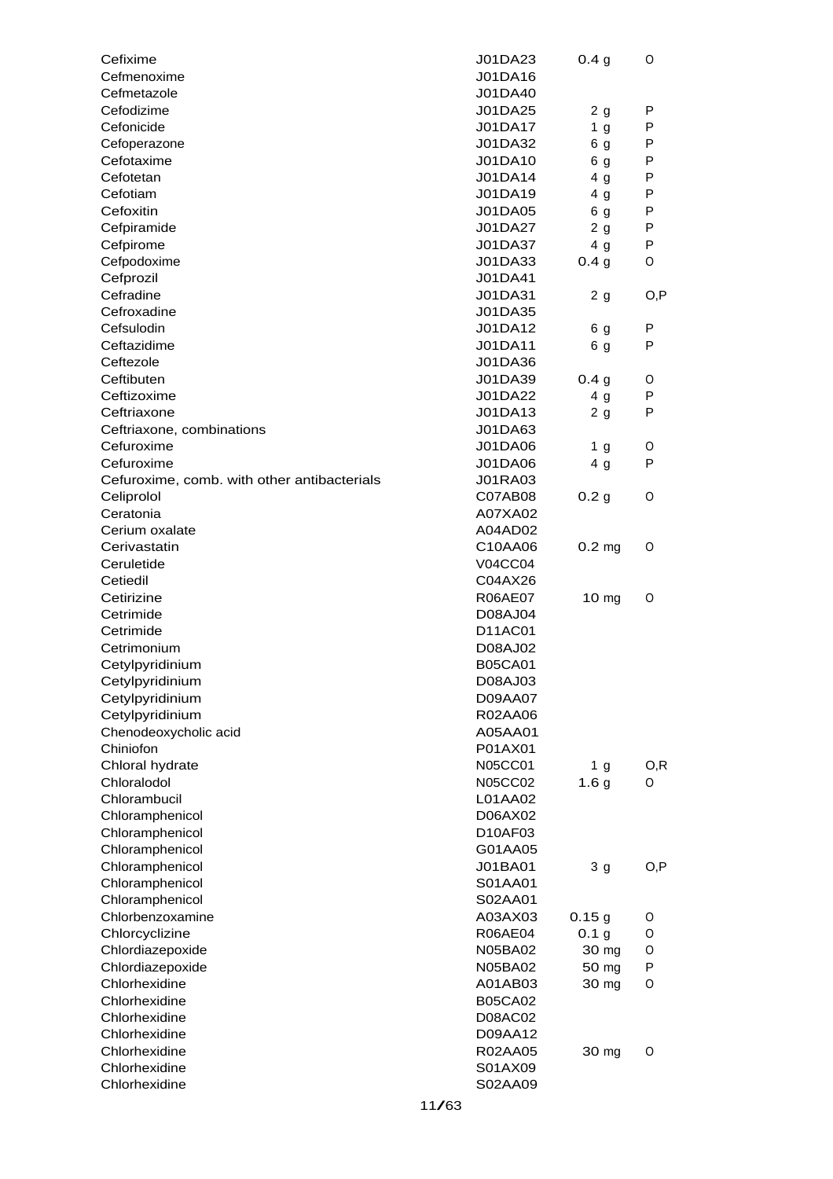| | | | |
|---|---|---|---|
| Cefixime | J01DA23 | 0.4 g | O |
| Cefmenoxime | J01DA16 | | |
| Cefmetazole | J01DA40 | | |
| Cefodizime | J01DA25 | 2 g | P |
| Cefonicide | J01DA17 | 1 g | P |
| Cefoperazone | J01DA32 | 6 g | P |
| Cefotaxime | J01DA10 | 6 g | P |
| Cefotetan | J01DA14 | 4 g | P |
| Cefotiam | J01DA19 | 4 g | P |
| Cefoxitin | J01DA05 | 6 g | P |
| Cefpiramide | J01DA27 | 2 g | P |
| Cefpirome | J01DA37 | 4 g | P |
| Cefpodoxime | J01DA33 | 0.4 g | O |
| Cefprozil | J01DA41 | | |
| Cefradine | J01DA31 | 2 g | O,P |
| Cefroxadine | J01DA35 | | |
| Cefsulodin | J01DA12 | 6 g | P |
| Ceftazidime | J01DA11 | 6 g | P |
| Ceftezole | J01DA36 | | |
| Ceftibuten | J01DA39 | 0.4 g | O |
| Ceftizoxime | J01DA22 | 4 g | P |
| Ceftriaxone | J01DA13 | 2 g | P |
| Ceftriaxone, combinations | J01DA63 | | |
| Cefuroxime | J01DA06 | 1 g | O |
| Cefuroxime | J01DA06 | 4 g | P |
| Cefuroxime, comb. with other antibacterials | J01RA03 | | |
| Celiprolol | C07AB08 | 0.2 g | O |
| Ceratonia | A07XA02 | | |
| Cerium oxalate | A04AD02 | | |
| Cerivastatin | C10AA06 | 0.2 mg | O |
| Ceruletide | V04CC04 | | |
| Cetiedil | C04AX26 | | |
| Cetirizine | R06AE07 | 10 mg | O |
| Cetrimide | D08AJ04 | | |
| Cetrimide | D11AC01 | | |
| Cetrimonium | D08AJ02 | | |
| Cetylpyridinium | B05CA01 | | |
| Cetylpyridinium | D08AJ03 | | |
| Cetylpyridinium | D09AA07 | | |
| Cetylpyridinium | R02AA06 | | |
| Chenodeoxycholic acid | A05AA01 | | |
| Chiniofon | P01AX01 | | |
| Chloral hydrate | N05CC01 | 1 g | O,R |
| Chloralodol | N05CC02 | 1.6 g | O |
| Chlorambucil | L01AA02 | | |
| Chloramphenicol | D06AX02 | | |
| Chloramphenicol | D10AF03 | | |
| Chloramphenicol | G01AA05 | | |
| Chloramphenicol | J01BA01 | 3 g | O,P |
| Chloramphenicol | S01AA01 | | |
| Chloramphenicol | S02AA01 | | |
| Chlorbenzoxamine | A03AX03 | 0.15 g | O |
| Chlorcyclizine | R06AE04 | 0.1 g | O |
| Chlordiazepoxide | N05BA02 | 30 mg | O |
| Chlordiazepoxide | N05BA02 | 50 mg | P |
| Chlorhexidine | A01AB03 | 30 mg | O |
| Chlorhexidine | B05CA02 | | |
| Chlorhexidine | D08AC02 | | |
| Chlorhexidine | D09AA12 | | |
| Chlorhexidine | R02AA05 | 30 mg | O |
| Chlorhexidine | S01AX09 | | |
| Chlorhexidine | S02AA09 | | |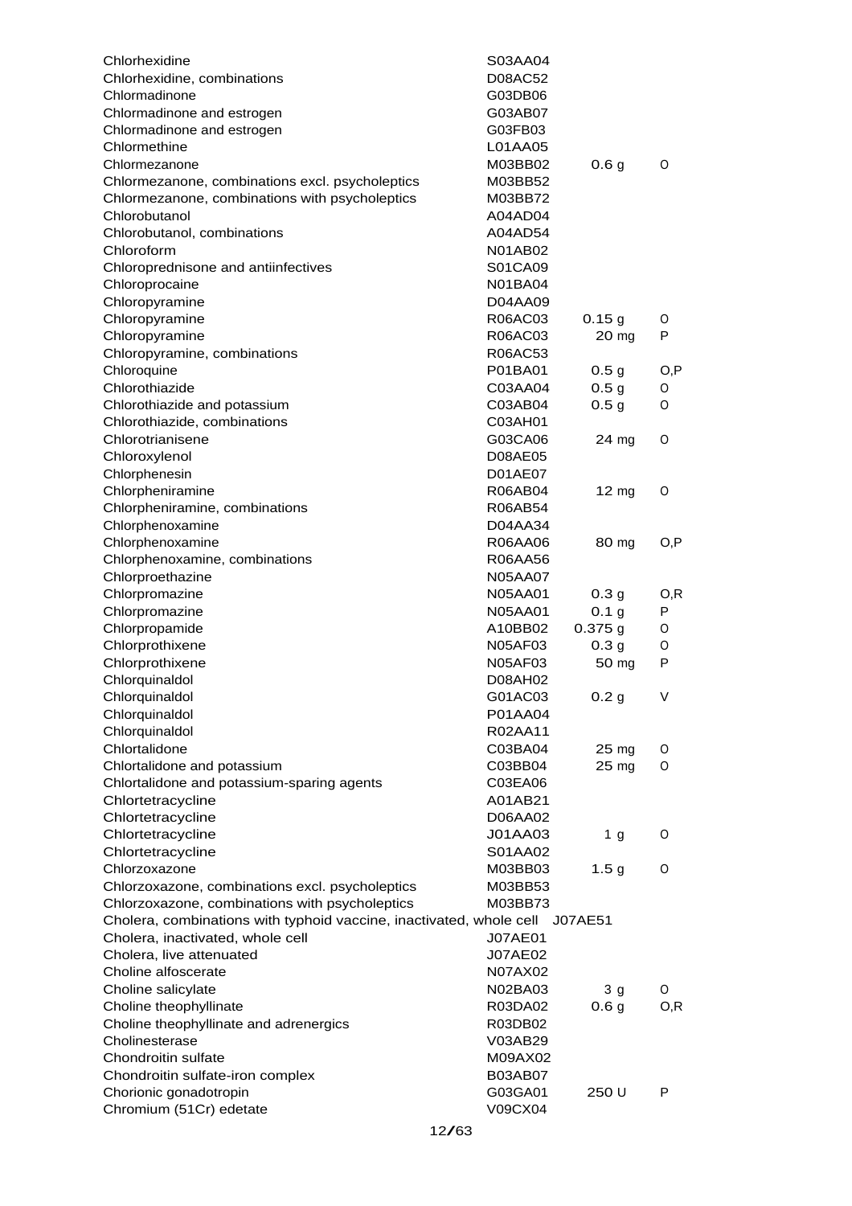| | | | |
|---|---|---|---|
| Chlorhexidine | S03AA04 | | |
| Chlorhexidine, combinations | D08AC52 | | |
| Chlormadinone | G03DB06 | | |
| Chlormadinone and estrogen | G03AB07 | | |
| Chlormadinone and estrogen | G03FB03 | | |
| Chlormethine | L01AA05 | | |
| Chlormezanone | M03BB02 | 0.6 g | O |
| Chlormezanone, combinations excl. psycholeptics | M03BB52 | | |
| Chlormezanone, combinations with psycholeptics | M03BB72 | | |
| Chlorobutanol | A04AD04 | | |
| Chlorobutanol, combinations | A04AD54 | | |
| Chloroform | N01AB02 | | |
| Chloroprednisone and antiinfectives | S01CA09 | | |
| Chloroprocaine | N01BA04 | | |
| Chloropyramine | D04AA09 | | |
| Chloropyramine | R06AC03 | 0.15 g | O |
| Chloropyramine | R06AC03 | 20 mg | P |
| Chloropyramine, combinations | R06AC53 | | |
| Chloroquine | P01BA01 | 0.5 g | O,P |
| Chlorothiazide | C03AA04 | 0.5 g | O |
| Chlorothiazide and potassium | C03AB04 | 0.5 g | O |
| Chlorothiazide, combinations | C03AH01 | | |
| Chlorotrianisene | G03CA06 | 24 mg | O |
| Chloroxylenol | D08AE05 | | |
| Chlorphenesin | D01AE07 | | |
| Chlorpheniramine | R06AB04 | 12 mg | O |
| Chlorpheniramine, combinations | R06AB54 | | |
| Chlorphenoxamine | D04AA34 | | |
| Chlorphenoxamine | R06AA06 | 80 mg | O,P |
| Chlorphenoxamine, combinations | R06AA56 | | |
| Chlorproethazine | N05AA07 | | |
| Chlorpromazine | N05AA01 | 0.3 g | O,R |
| Chlorpromazine | N05AA01 | 0.1 g | P |
| Chlorpropamide | A10BB02 | 0.375 g | O |
| Chlorprothixene | N05AF03 | 0.3 g | O |
| Chlorprothixene | N05AF03 | 50 mg | P |
| Chlorquinaldol | D08AH02 | | |
| Chlorquinaldol | G01AC03 | 0.2 g | V |
| Chlorquinaldol | P01AA04 | | |
| Chlorquinaldol | R02AA11 | | |
| Chlortalidone | C03BA04 | 25 mg | O |
| Chlortalidone and potassium | C03BB04 | 25 mg | O |
| Chlortalidone and potassium-sparing agents | C03EA06 | | |
| Chlortetracycline | A01AB21 | | |
| Chlortetracycline | D06AA02 | | |
| Chlortetracycline | J01AA03 | 1 g | O |
| Chlortetracycline | S01AA02 | | |
| Chlorzoxazone | M03BB03 | 1.5 g | O |
| Chlorzoxazone, combinations excl. psycholeptics | M03BB53 | | |
| Chlorzoxazone, combinations with psycholeptics | M03BB73 | | |
| Cholera, combinations with typhoid vaccine, inactivated, whole cell | J07AE51 | | |
| Cholera, inactivated, whole cell | J07AE01 | | |
| Cholera, live attenuated | J07AE02 | | |
| Choline alfoscerate | N07AX02 | | |
| Choline salicylate | N02BA03 | 3 g | O |
| Choline theophyllinate | R03DA02 | 0.6 g | O,R |
| Choline theophyllinate and adrenergics | R03DB02 | | |
| Cholinesterase | V03AB29 | | |
| Chondroitin sulfate | M09AX02 | | |
| Chondroitin sulfate-iron complex | B03AB07 | | |
| Chorionic gonadotropin | G03GA01 | 250 U | P |
| Chromium (51Cr) edetate | V09CX04 | | |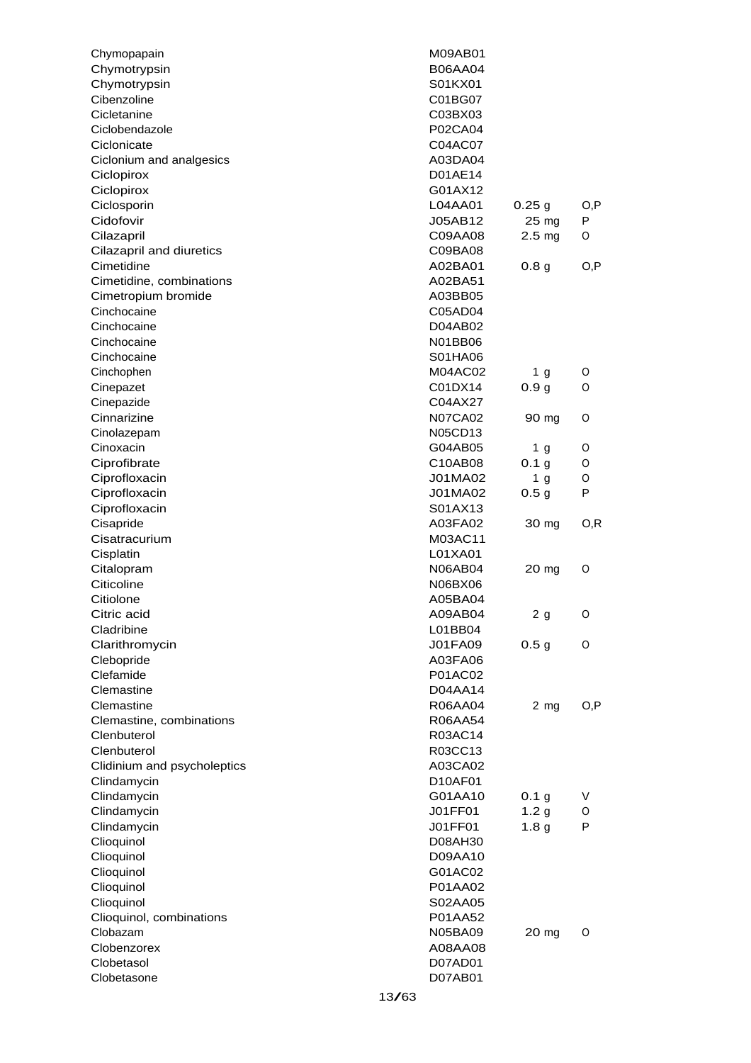| | | | |
|---|---|---|---|
| Chymopapain | M09AB01 | | |
| Chymotrypsin | B06AA04 | | |
| Chymotrypsin | S01KX01 | | |
| Cibenzoline | C01BG07 | | |
| Cicletanine | C03BX03 | | |
| Ciclobendazole | P02CA04 | | |
| Ciclonicate | C04AC07 | | |
| Ciclonium and analgesics | A03DA04 | | |
| Ciclopirox | D01AE14 | | |
| Ciclopirox | G01AX12 | | |
| Ciclosporin | L04AA01 | 0.25 g | O,P |
| Cidofovir | J05AB12 | 25 mg | P |
| Cilazapril | C09AA08 | 2.5 mg | O |
| Cilazapril and diuretics | C09BA08 | | |
| Cimetidine | A02BA01 | 0.8 g | O,P |
| Cimetidine, combinations | A02BA51 | | |
| Cimetropium bromide | A03BB05 | | |
| Cinchocaine | C05AD04 | | |
| Cinchocaine | D04AB02 | | |
| Cinchocaine | N01BB06 | | |
| Cinchocaine | S01HA06 | | |
| Cinchophen | M04AC02 | 1 g | O |
| Cinepazet | C01DX14 | 0.9 g | O |
| Cinepazide | C04AX27 | | |
| Cinnarizine | N07CA02 | 90 mg | O |
| Cinolazepam | N05CD13 | | |
| Cinoxacin | G04AB05 | 1 g | O |
| Ciprofibrate | C10AB08 | 0.1 g | O |
| Ciprofloxacin | J01MA02 | 1 g | O |
| Ciprofloxacin | J01MA02 | 0.5 g | P |
| Ciprofloxacin | S01AX13 | | |
| Cisapride | A03FA02 | 30 mg | O,R |
| Cisatracurium | M03AC11 | | |
| Cisplatin | L01XA01 | | |
| Citalopram | N06AB04 | 20 mg | O |
| Citicoline | N06BX06 | | |
| Citiolone | A05BA04 | | |
| Citric acid | A09AB04 | 2 g | O |
| Cladribine | L01BB04 | | |
| Clarithromycin | J01FA09 | 0.5 g | O |
| Clebopride | A03FA06 | | |
| Clefamide | P01AC02 | | |
| Clemastine | D04AA14 | | |
| Clemastine | R06AA04 | 2 mg | O,P |
| Clemastine, combinations | R06AA54 | | |
| Clenbuterol | R03AC14 | | |
| Clenbuterol | R03CC13 | | |
| Clidinium and psycholeptics | A03CA02 | | |
| Clindamycin | D10AF01 | | |
| Clindamycin | G01AA10 | 0.1 g | V |
| Clindamycin | J01FF01 | 1.2 g | O |
| Clindamycin | J01FF01 | 1.8 g | P |
| Clioquinol | D08AH30 | | |
| Clioquinol | D09AA10 | | |
| Clioquinol | G01AC02 | | |
| Clioquinol | P01AA02 | | |
| Clioquinol | S02AA05 | | |
| Clioquinol, combinations | P01AA52 | | |
| Clobazam | N05BA09 | 20 mg | O |
| Clobenzorex | A08AA08 | | |
| Clobetasol | D07AD01 | | |
| Clobetasone | D07AB01 | | |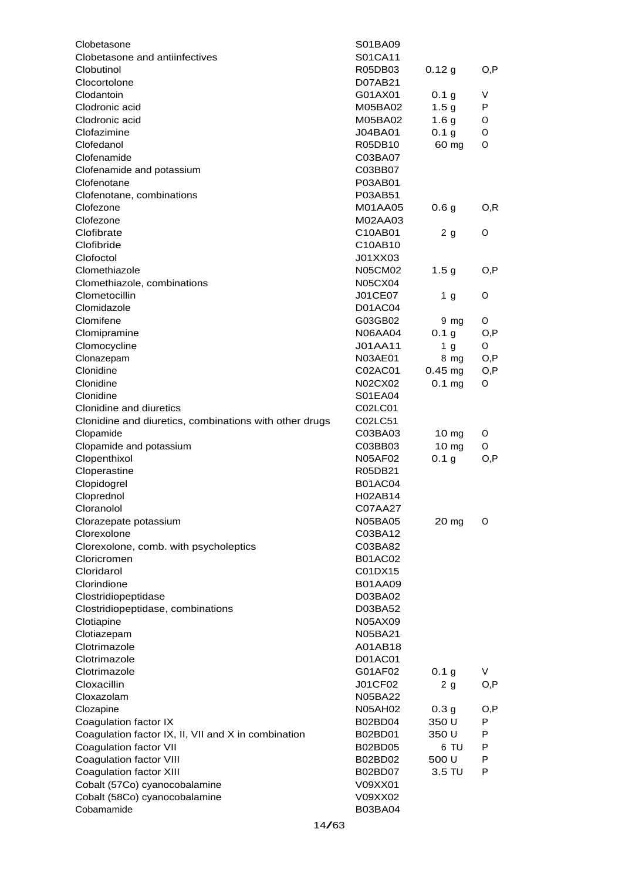| | | | |
|---|---|---|---|
| Clobetasone | S01BA09 | | |
| Clobetasone and antiinfectives | S01CA11 | | |
| Clobutinol | R05DB03 | 0.12 g | O,P |
| Clocortolone | D07AB21 | | |
| Clodantoin | G01AX01 | 0.1 g | V |
| Clodronic acid | M05BA02 | 1.5 g | P |
| Clodronic acid | M05BA02 | 1.6 g | O |
| Clofazimine | J04BA01 | 0.1 g | O |
| Clofedanol | R05DB10 | 60 mg | O |
| Clofenamide | C03BA07 | | |
| Clofenamide and potassium | C03BB07 | | |
| Clofenotane | P03AB01 | | |
| Clofenotane, combinations | P03AB51 | | |
| Clofezone | M01AA05 | 0.6 g | O,R |
| Clofezone | M02AA03 | | |
| Clofibrate | C10AB01 | 2 g | O |
| Clofibride | C10AB10 | | |
| Clofoctol | J01XX03 | | |
| Clomethiazole | N05CM02 | 1.5 g | O,P |
| Clomethiazole, combinations | N05CX04 | | |
| Clometocillin | J01CE07 | 1 g | O |
| Clomidazole | D01AC04 | | |
| Clomifene | G03GB02 | 9 mg | O |
| Clomipramine | N06AA04 | 0.1 g | O,P |
| Clomocycline | J01AA11 | 1 g | O |
| Clonazepam | N03AE01 | 8 mg | O,P |
| Clonidine | C02AC01 | 0.45 mg | O,P |
| Clonidine | N02CX02 | 0.1 mg | O |
| Clonidine | S01EA04 | | |
| Clonidine and diuretics | C02LC01 | | |
| Clonidine and diuretics, combinations with other drugs | C02LC51 | | |
| Clopamide | C03BA03 | 10 mg | O |
| Clopamide and potassium | C03BB03 | 10 mg | O |
| Clopenthixol | N05AF02 | 0.1 g | O,P |
| Cloperastine | R05DB21 | | |
| Clopidogrel | B01AC04 | | |
| Cloprednol | H02AB14 | | |
| Cloranolol | C07AA27 | | |
| Clorazepate potassium | N05BA05 | 20 mg | O |
| Clorexolone | C03BA12 | | |
| Clorexolone, comb. with psycholeptics | C03BA82 | | |
| Cloricromen | B01AC02 | | |
| Cloridarol | C01DX15 | | |
| Clorindione | B01AA09 | | |
| Clostridiopeptidase | D03BA02 | | |
| Clostridiopeptidase, combinations | D03BA52 | | |
| Clotiapine | N05AX09 | | |
| Clotiazepam | N05BA21 | | |
| Clotrimazole | A01AB18 | | |
| Clotrimazole | D01AC01 | | |
| Clotrimazole | G01AF02 | 0.1 g | V |
| Cloxacillin | J01CF02 | 2 g | O,P |
| Cloxazolam | N05BA22 | | |
| Clozapine | N05AH02 | 0.3 g | O,P |
| Coagulation factor IX | B02BD04 | 350 U | P |
| Coagulation factor IX, II, VII and X in combination | B02BD01 | 350 U | P |
| Coagulation factor VII | B02BD05 | 6 TU | P |
| Coagulation factor VIII | B02BD02 | 500 U | P |
| Coagulation factor XIII | B02BD07 | 3.5 TU | P |
| Cobalt (57Co) cyanocobalamine | V09XX01 | | |
| Cobalt (58Co) cyanocobalamine | V09XX02 | | |
| Cobamamide | B03BA04 | | |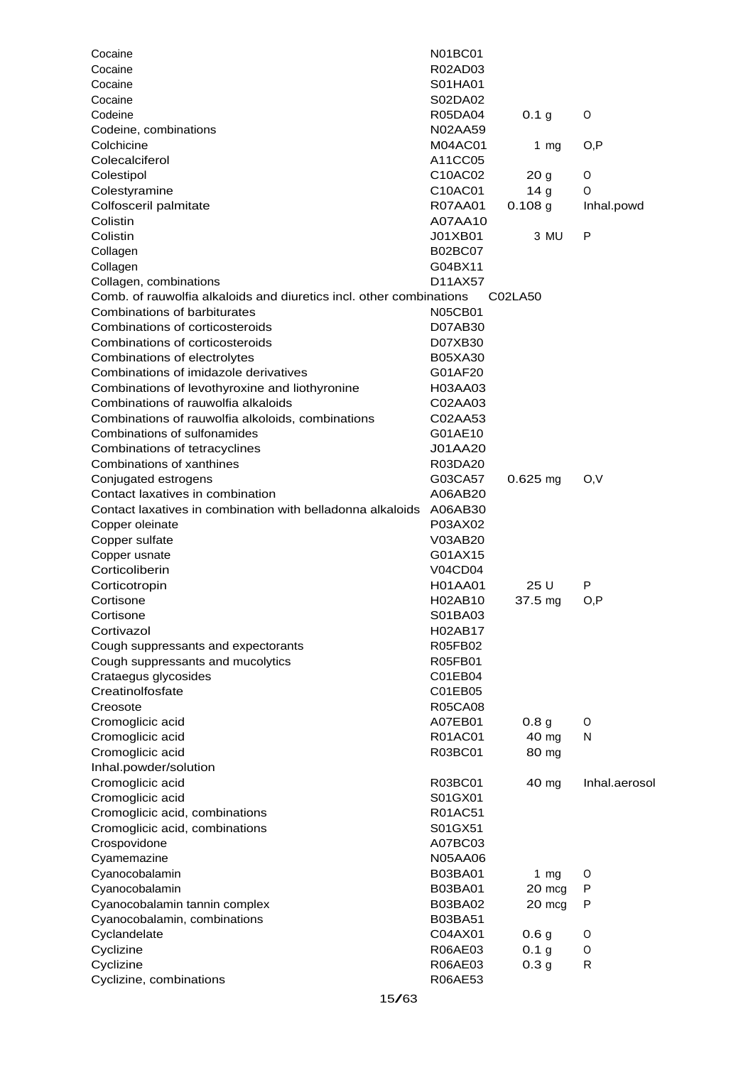| | | | |
|---|---|---|---|
| Cocaine | N01BC01 | | |
| Cocaine | R02AD03 | | |
| Cocaine | S01HA01 | | |
| Cocaine | S02DA02 | | |
| Codeine | R05DA04 | 0.1 g | O |
| Codeine, combinations | N02AA59 | | |
| Colchicine | M04AC01 | 1 mg | O,P |
| Colecalciferol | A11CC05 | | |
| Colestipol | C10AC02 | 20 g | O |
| Colestyramine | C10AC01 | 14 g | O |
| Colfosceril palmitate | R07AA01 | 0.108 g | Inhal.powd |
| Colistin | A07AA10 | | |
| Colistin | J01XB01 | 3 MU | P |
| Collagen | B02BC07 | | |
| Collagen | G04BX11 | | |
| Collagen, combinations | D11AX57 | | |
| Comb. of rauwolfia alkaloids and diuretics incl. other combinations | C02LA50 | | |
| Combinations of barbiturates | N05CB01 | | |
| Combinations of corticosteroids | D07AB30 | | |
| Combinations of corticosteroids | D07XB30 | | |
| Combinations of electrolytes | B05XA30 | | |
| Combinations of imidazole derivatives | G01AF20 | | |
| Combinations of levothyroxine and liothyronine | H03AA03 | | |
| Combinations of rauwolfia alkaloids | C02AA03 | | |
| Combinations of rauwolfia alkoloids, combinations | C02AA53 | | |
| Combinations of sulfonamides | G01AE10 | | |
| Combinations of tetracyclines | J01AA20 | | |
| Combinations of xanthines | R03DA20 | | |
| Conjugated estrogens | G03CA57 | 0.625 mg | O,V |
| Contact laxatives in combination | A06AB20 | | |
| Contact laxatives in combination with belladonna alkaloids | A06AB30 | | |
| Copper oleinate | P03AX02 | | |
| Copper sulfate | V03AB20 | | |
| Copper usnate | G01AX15 | | |
| Corticoliberin | V04CD04 | | |
| Corticotropin | H01AA01 | 25 U | P |
| Cortisone | H02AB10 | 37.5 mg | O,P |
| Cortisone | S01BA03 | | |
| Cortivazol | H02AB17 | | |
| Cough suppressants and expectorants | R05FB02 | | |
| Cough suppressants and mucolytics | R05FB01 | | |
| Crataegus glycosides | C01EB04 | | |
| Creatinolfosfate | C01EB05 | | |
| Creosote | R05CA08 | | |
| Cromoglicic acid | A07EB01 | 0.8 g | O |
| Cromoglicic acid | R01AC01 | 40 mg | N |
| Cromoglicic acid | R03BC01 | 80 mg | |
| Inhal.powder/solution | | | |
| Cromoglicic acid | R03BC01 | 40 mg | Inhal.aerosol |
| Cromoglicic acid | S01GX01 | | |
| Cromoglicic acid, combinations | R01AC51 | | |
| Cromoglicic acid, combinations | S01GX51 | | |
| Crospovidone | A07BC03 | | |
| Cyamemazine | N05AA06 | | |
| Cyanocobalamin | B03BA01 | 1 mg | O |
| Cyanocobalamin | B03BA01 | 20 mcg | P |
| Cyanocobalamin tannin complex | B03BA02 | 20 mcg | P |
| Cyanocobalamin, combinations | B03BA51 | | |
| Cyclandelate | C04AX01 | 0.6 g | O |
| Cyclizine | R06AE03 | 0.1 g | O |
| Cyclizine | R06AE03 | 0.3 g | R |
| Cyclizine, combinations | R06AE53 | | |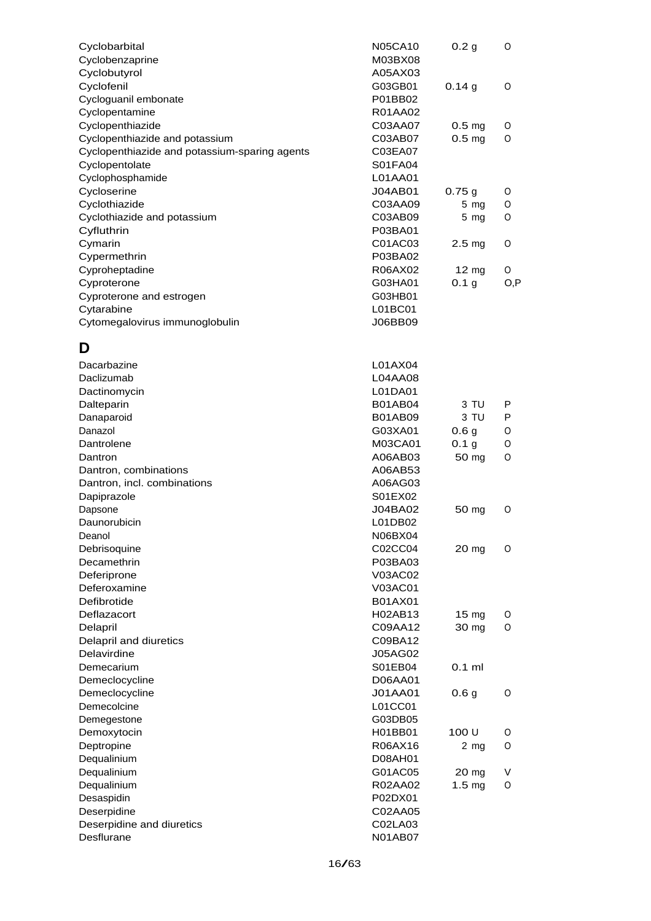| | | | |
|---|---|---|---|
| Cyclobarbital | N05CA10 | 0.2 g | O |
| Cyclobenzaprine | M03BX08 | | |
| Cyclobutyrol | A05AX03 | | |
| Cyclofenil | G03GB01 | 0.14 g | O |
| Cycloguanil embonate | P01BB02 | | |
| Cyclopentamine | R01AA02 | | |
| Cyclopenthiazide | C03AA07 | 0.5 mg | O |
| Cyclopenthiazide and potassium | C03AB07 | 0.5 mg | O |
| Cyclopenthiazide and potassium-sparing agents | C03EA07 | | |
| Cyclopentolate | S01FA04 | | |
| Cyclophosphamide | L01AA01 | | |
| Cycloserine | J04AB01 | 0.75 g | O |
| Cyclothiazide | C03AA09 | 5 mg | O |
| Cyclothiazide and potassium | C03AB09 | 5 mg | O |
| Cyfluthrin | P03BA01 | | |
| Cymarin | C01AC03 | 2.5 mg | O |
| Cypermethrin | P03BA02 | | |
| Cyproheptadine | R06AX02 | 12 mg | O |
| Cyproterone | G03HA01 | 0.1 g | O,P |
| Cyproterone and estrogen | G03HB01 | | |
| Cytarabine | L01BC01 | | |
| Cytomegalovirus immunoglobulin | J06BB09 | | |

## D

| | | | |
|---|---|---|---|
| Dacarbazine | L01AX04 | | |
| Daclizumab | L04AA08 | | |
| Dactinomycin | L01DA01 | | |
| Dalteparin | B01AB04 | 3 TU | P |
| Danaparoid | B01AB09 | 3 TU | P |
| Danazol | G03XA01 | 0.6 g | O |
| Dantrolene | M03CA01 | 0.1 g | O |
| Dantron | A06AB03 | 50 mg | O |
| Dantron, combinations | A06AB53 | | |
| Dantron, incl. combinations | A06AG03 | | |
| Dapiprazole | S01EX02 | | |
| Dapsone | J04BA02 | 50 mg | O |
| Daunorubicin | L01DB02 | | |
| Deanol | N06BX04 | | |
| Debrisoquine | C02CC04 | 20 mg | O |
| Decamethrin | P03BA03 | | |
| Deferiprone | V03AC02 | | |
| Deferoxamine | V03AC01 | | |
| Defibrotide | B01AX01 | | |
| Deflazacort | H02AB13 | 15 mg | O |
| Delapril | C09AA12 | 30 mg | O |
| Delapril and diuretics | C09BA12 | | |
| Delavirdine | J05AG02 | | |
| Demecarium | S01EB04 | 0.1 ml | |
| Demeclocycline | D06AA01 | | |
| Demeclocycline | J01AA01 | 0.6 g | O |
| Demecolcine | L01CC01 | | |
| Demegestone | G03DB05 | | |
| Demoxytocin | H01BB01 | 100 U | O |
| Deptropine | R06AX16 | 2 mg | O |
| Dequalinium | D08AH01 | | |
| Dequalinium | G01AC05 | 20 mg | V |
| Dequalinium | R02AA02 | 1.5 mg | O |
| Desaspidin | P02DX01 | | |
| Deserpidine | C02AA05 | | |
| Deserpidine and diuretics | C02LA03 | | |
| Desflurane | N01AB07 | | |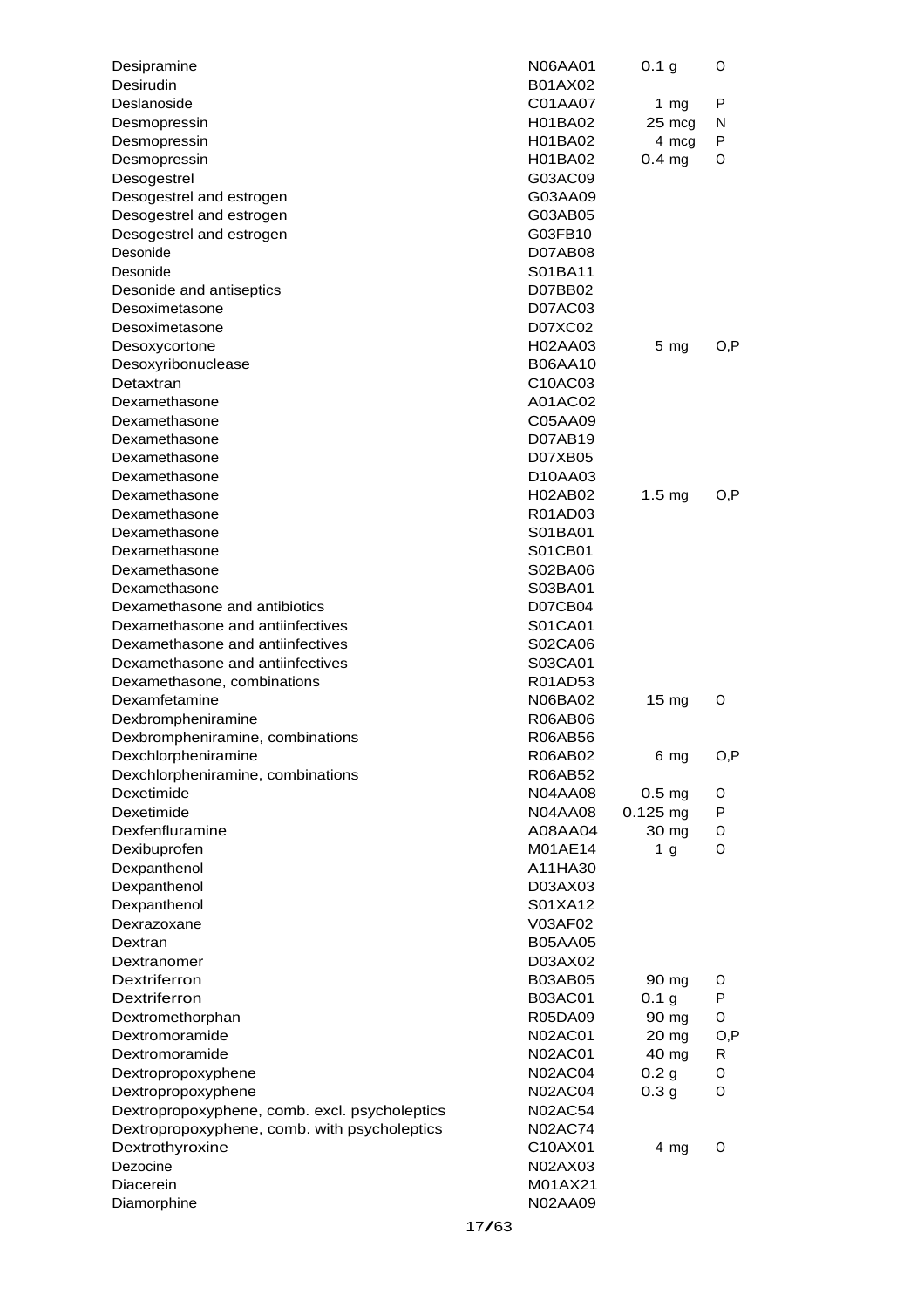| | | | |
|---|---|---|---|
| Desipramine | N06AA01 | 0.1 g | O |
| Desirudin | B01AX02 | | |
| Deslanoside | C01AA07 | 1 mg | P |
| Desmopressin | H01BA02 | 25 mcg | N |
| Desmopressin | H01BA02 | 4 mcg | P |
| Desmopressin | H01BA02 | 0.4 mg | O |
| Desogestrel | G03AC09 | | |
| Desogestrel and estrogen | G03AA09 | | |
| Desogestrel and estrogen | G03AB05 | | |
| Desogestrel and estrogen | G03FB10 | | |
| Desonide | D07AB08 | | |
| Desonide | S01BA11 | | |
| Desonide and antiseptics | D07BB02 | | |
| Desoximetasone | D07AC03 | | |
| Desoximetasone | D07XC02 | | |
| Desoxycortone | H02AA03 | 5 mg | O,P |
| Desoxyribonuclease | B06AA10 | | |
| Detaxtran | C10AC03 | | |
| Dexamethasone | A01AC02 | | |
| Dexamethasone | C05AA09 | | |
| Dexamethasone | D07AB19 | | |
| Dexamethasone | D07XB05 | | |
| Dexamethasone | D10AA03 | | |
| Dexamethasone | H02AB02 | 1.5 mg | O,P |
| Dexamethasone | R01AD03 | | |
| Dexamethasone | S01BA01 | | |
| Dexamethasone | S01CB01 | | |
| Dexamethasone | S02BA06 | | |
| Dexamethasone | S03BA01 | | |
| Dexamethasone and antibiotics | D07CB04 | | |
| Dexamethasone and antiinfectives | S01CA01 | | |
| Dexamethasone and antiinfectives | S02CA06 | | |
| Dexamethasone and antiinfectives | S03CA01 | | |
| Dexamethasone, combinations | R01AD53 | | |
| Dexamfetamine | N06BA02 | 15 mg | O |
| Dexbrompheniramine | R06AB06 | | |
| Dexbrompheniramine, combinations | R06AB56 | | |
| Dexchlorpheniramine | R06AB02 | 6 mg | O,P |
| Dexchlorpheniramine, combinations | R06AB52 | | |
| Dexetimide | N04AA08 | 0.5 mg | O |
| Dexetimide | N04AA08 | 0.125 mg | P |
| Dexfenfluramine | A08AA04 | 30 mg | O |
| Dexibuprofen | M01AE14 | 1 g | O |
| Dexpanthenol | A11HA30 | | |
| Dexpanthenol | D03AX03 | | |
| Dexpanthenol | S01XA12 | | |
| Dexrazoxane | V03AF02 | | |
| Dextran | B05AA05 | | |
| Dextranomer | D03AX02 | | |
| Dextriferron | B03AB05 | 90 mg | O |
| Dextriferron | B03AC01 | 0.1 g | P |
| Dextromethorphan | R05DA09 | 90 mg | O |
| Dextromoramide | N02AC01 | 20 mg | O,P |
| Dextromoramide | N02AC01 | 40 mg | R |
| Dextropropoxyphene | N02AC04 | 0.2 g | O |
| Dextropropoxyphene | N02AC04 | 0.3 g | O |
| Dextropropoxyphene, comb. excl. psycholeptics | N02AC54 | | |
| Dextropropoxyphene, comb. with psycholeptics | N02AC74 | | |
| Dextrothyroxine | C10AX01 | 4 mg | O |
| Dezocine | N02AX03 | | |
| Diacerein | M01AX21 | | |
| Diamorphine | N02AA09 | | |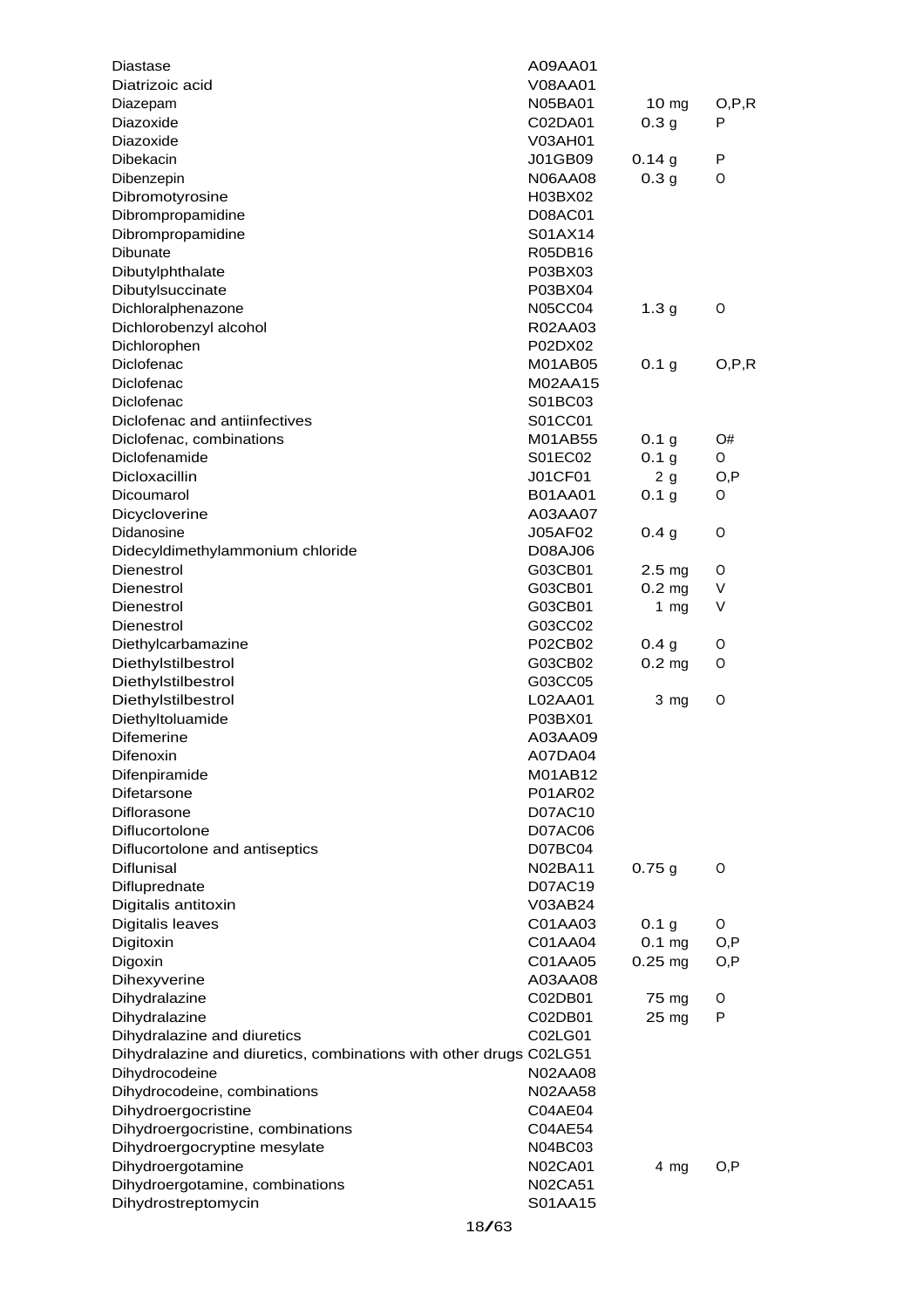| | | | |
|---|---|---|---|
| Diastase | A09AA01 | | |
| Diatrizoic acid | V08AA01 | | |
| Diazepam | N05BA01 | 10 mg | O,P,R |
| Diazoxide | C02DA01 | 0.3 g | P |
| Diazoxide | V03AH01 | | |
| Dibekacin | J01GB09 | 0.14 g | P |
| Dibenzepin | N06AA08 | 0.3 g | O |
| Dibromotyrosine | H03BX02 | | |
| Dibrompropamidine | D08AC01 | | |
| Dibrompropamidine | S01AX14 | | |
| Dibunate | R05DB16 | | |
| Dibutylphthalate | P03BX03 | | |
| Dibutylsuccinate | P03BX04 | | |
| Dichloralphenazone | N05CC04 | 1.3 g | O |
| Dichlorobenzyl alcohol | R02AA03 | | |
| Dichlorophen | P02DX02 | | |
| Diclofenac | M01AB05 | 0.1 g | O,P,R |
| Diclofenac | M02AA15 | | |
| Diclofenac | S01BC03 | | |
| Diclofenac and antiinfectives | S01CC01 | | |
| Diclofenac, combinations | M01AB55 | 0.1 g | O# |
| Diclofenamide | S01EC02 | 0.1 g | O |
| Dicloxacillin | J01CF01 | 2 g | O,P |
| Dicoumarol | B01AA01 | 0.1 g | O |
| Dicycloverine | A03AA07 | | |
| Didanosine | J05AF02 | 0.4 g | O |
| Didecyldimethylammonium chloride | D08AJ06 | | |
| Dienestrol | G03CB01 | 2.5 mg | O |
| Dienestrol | G03CB01 | 0.2 mg | V |
| Dienestrol | G03CB01 | 1 mg | V |
| Dienestrol | G03CC02 | | |
| Diethylcarbamazine | P02CB02 | 0.4 g | O |
| Diethylstilbestrol | G03CB02 | 0.2 mg | O |
| Diethylstilbestrol | G03CC05 | | |
| Diethylstilbestrol | L02AA01 | 3 mg | O |
| Diethyltoluamide | P03BX01 | | |
| Difemerine | A03AA09 | | |
| Difenoxin | A07DA04 | | |
| Difenpiramide | M01AB12 | | |
| Difetarsone | P01AR02 | | |
| Diflorasone | D07AC10 | | |
| Diflucortolone | D07AC06 | | |
| Diflucortolone and antiseptics | D07BC04 | | |
| Diflunisal | N02BA11 | 0.75 g | O |
| Difluprednate | D07AC19 | | |
| Digitalis antitoxin | V03AB24 | | |
| Digitalis leaves | C01AA03 | 0.1 g | O |
| Digitoxin | C01AA04 | 0.1 mg | O,P |
| Digoxin | C01AA05 | 0.25 mg | O,P |
| Dihexyverine | A03AA08 | | |
| Dihydralazine | C02DB01 | 75 mg | O |
| Dihydralazine | C02DB01 | 25 mg | P |
| Dihydralazine and diuretics | C02LG01 | | |
| Dihydralazine and diuretics, combinations with other drugs | C02LG51 | | |
| Dihydrocodeine | N02AA08 | | |
| Dihydrocodeine, combinations | N02AA58 | | |
| Dihydroergocristine | C04AE04 | | |
| Dihydroergocristine, combinations | C04AE54 | | |
| Dihydroergocryptine mesylate | N04BC03 | | |
| Dihydroergotamine | N02CA01 | 4 mg | O,P |
| Dihydroergotamine, combinations | N02CA51 | | |
| Dihydrostreptomycin | S01AA15 | | |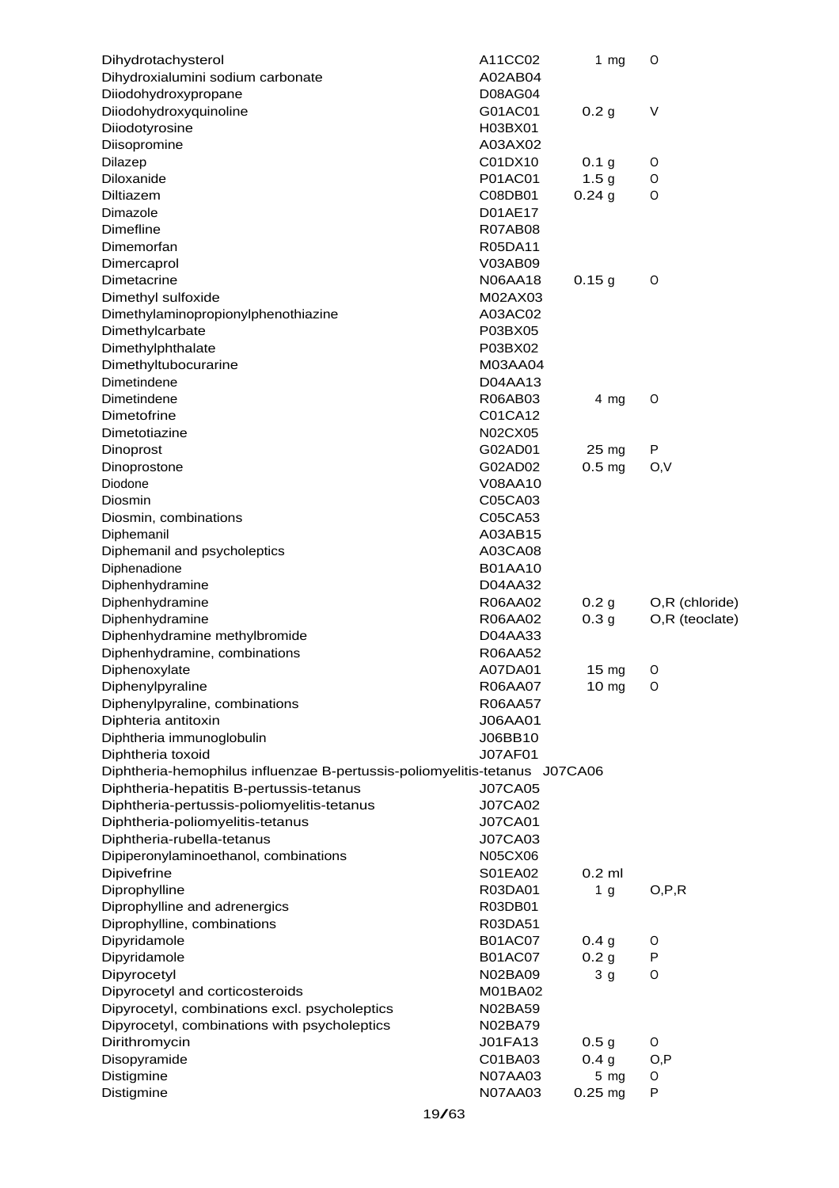| | | | |
|---|---|---|---|
| Dihydrotachysterol | A11CC02 | 1 mg | O |
| Dihydroxialumini sodium carbonate | A02AB04 | | |
| Diiodohydroxypropane | D08AG04 | | |
| Diiodohydroxyquinoline | G01AC01 | 0.2 g | V |
| Diiodotyrosine | H03BX01 | | |
| Diisopromine | A03AX02 | | |
| Dilazep | C01DX10 | 0.1 g | O |
| Diloxanide | P01AC01 | 1.5 g | O |
| Diltiazem | C08DB01 | 0.24 g | O |
| Dimazole | D01AE17 | | |
| Dimefline | R07AB08 | | |
| Dimemorfan | R05DA11 | | |
| Dimercaprol | V03AB09 | | |
| Dimetacrine | N06AA18 | 0.15 g | O |
| Dimethyl sulfoxide | M02AX03 | | |
| Dimethylaminopropionylphenothiazine | A03AC02 | | |
| Dimethylcarbate | P03BX05 | | |
| Dimethylphthalate | P03BX02 | | |
| Dimethyltubocurarine | M03AA04 | | |
| Dimetindene | D04AA13 | | |
| Dimetindene | R06AB03 | 4 mg | O |
| Dimetofrine | C01CA12 | | |
| Dimetotiazine | N02CX05 | | |
| Dinoprost | G02AD01 | 25 mg | P |
| Dinoprostone | G02AD02 | 0.5 mg | O,V |
| Diodone | V08AA10 | | |
| Diosmin | C05CA03 | | |
| Diosmin, combinations | C05CA53 | | |
| Diphemanil | A03AB15 | | |
| Diphemanil and psycholeptics | A03CA08 | | |
| Diphenadione | B01AA10 | | |
| Diphenhydramine | D04AA32 | | |
| Diphenhydramine | R06AA02 | 0.2 g | O,R (chloride) |
| Diphenhydramine | R06AA02 | 0.3 g | O,R (teoclate) |
| Diphenhydramine methylbromide | D04AA33 | | |
| Diphenhydramine, combinations | R06AA52 | | |
| Diphenoxylate | A07DA01 | 15 mg | O |
| Diphenylpyraline | R06AA07 | 10 mg | O |
| Diphenylpyraline, combinations | R06AA57 | | |
| Diphteria antitoxin | J06AA01 | | |
| Diphtheria immunoglobulin | J06BB10 | | |
| Diphtheria toxoid | J07AF01 | | |
| Diphtheria-hemophilus influenzae B-pertussis-poliomyelitis-tetanus | J07CA06 | | |
| Diphtheria-hepatitis B-pertussis-tetanus | J07CA05 | | |
| Diphtheria-pertussis-poliomyelitis-tetanus | J07CA02 | | |
| Diphtheria-poliomyelitis-tetanus | J07CA01 | | |
| Diphtheria-rubella-tetanus | J07CA03 | | |
| Dipiperonylaminoethanol, combinations | N05CX06 | | |
| Dipivefrine | S01EA02 | 0.2 ml | |
| Diprophylline | R03DA01 | 1 g | O,P,R |
| Diprophylline and adrenergics | R03DB01 | | |
| Diprophylline, combinations | R03DA51 | | |
| Dipyridamole | B01AC07 | 0.4 g | O |
| Dipyridamole | B01AC07 | 0.2 g | P |
| Dipyrocetyl | N02BA09 | 3 g | O |
| Dipyrocetyl and corticosteroids | M01BA02 | | |
| Dipyrocetyl, combinations excl. psycholeptics | N02BA59 | | |
| Dipyrocetyl, combinations with psycholeptics | N02BA79 | | |
| Dirithromycin | J01FA13 | 0.5 g | O |
| Disopyramide | C01BA03 | 0.4 g | O,P |
| Distigmine | N07AA03 | 5 mg | O |
| Distigmine | N07AA03 | 0.25 mg | P |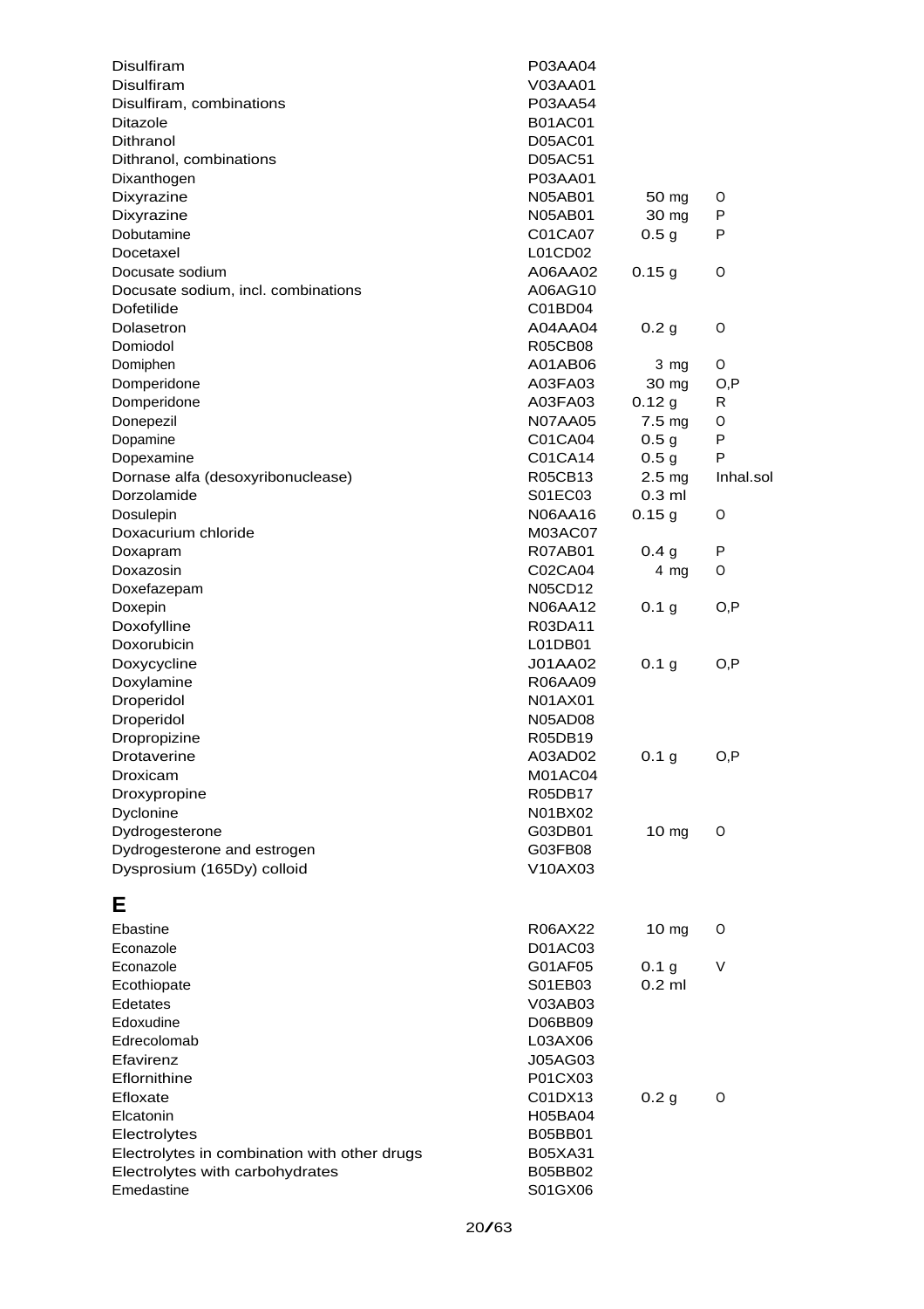| | | | |
|---|---|---|---|
| Disulfiram | P03AA04 | | |
| Disulfiram | V03AA01 | | |
| Disulfiram, combinations | P03AA54 | | |
| Ditazole | B01AC01 | | |
| Dithranol | D05AC01 | | |
| Dithranol, combinations | D05AC51 | | |
| Dixanthogen | P03AA01 | | |
| Dixyrazine | N05AB01 | 50 mg | O |
| Dixyrazine | N05AB01 | 30 mg | P |
| Dobutamine | C01CA07 | 0.5 g | P |
| Docetaxel | L01CD02 | | |
| Docusate sodium | A06AA02 | 0.15 g | O |
| Docusate sodium, incl. combinations | A06AG10 | | |
| Dofetilide | C01BD04 | | |
| Dolasetron | A04AA04 | 0.2 g | O |
| Domiodol | R05CB08 | | |
| Domiphen | A01AB06 | 3 mg | O |
| Domperidone | A03FA03 | 30 mg | O,P |
| Domperidone | A03FA03 | 0.12 g | R |
| Donepezil | N07AA05 | 7.5 mg | O |
| Dopamine | C01CA04 | 0.5 g | P |
| Dopexamine | C01CA14 | 0.5 g | P |
| Dornase alfa (desoxyribonuclease) | R05CB13 | 2.5 mg | Inhal.sol |
| Dorzolamide | S01EC03 | 0.3 ml | |
| Dosulepin | N06AA16 | 0.15 g | O |
| Doxacurium chloride | M03AC07 | | |
| Doxapram | R07AB01 | 0.4 g | P |
| Doxazosin | C02CA04 | 4 mg | O |
| Doxefazepam | N05CD12 | | |
| Doxepin | N06AA12 | 0.1 g | O,P |
| Doxofylline | R03DA11 | | |
| Doxorubicin | L01DB01 | | |
| Doxycycline | J01AA02 | 0.1 g | O,P |
| Doxylamine | R06AA09 | | |
| Droperidol | N01AX01 | | |
| Droperidol | N05AD08 | | |
| Dropropizine | R05DB19 | | |
| Drotaverine | A03AD02 | 0.1 g | O,P |
| Droxicam | M01AC04 | | |
| Droxypropine | R05DB17 | | |
| Dyclonine | N01BX02 | | |
| Dydrogesterone | G03DB01 | 10 mg | O |
| Dydrogesterone and estrogen | G03FB08 | | |
| Dysprosium (165Dy) colloid | V10AX03 | | |

# E

| | | | |
|---|---|---|---|
| Ebastine | R06AX22 | 10 mg | O |
| Econazole | D01AC03 | | |
| Econazole | G01AF05 | 0.1 g | V |
| Ecothiopate | S01EB03 | 0.2 ml | |
| Edetates | V03AB03 | | |
| Edoxudine | D06BB09 | | |
| Edrecolomab | L03AX06 | | |
| Efavirenz | J05AG03 | | |
| Eflornithine | P01CX03 | | |
| Efloxate | C01DX13 | 0.2 g | O |
| Elcatonin | H05BA04 | | |
| Electrolytes | B05BB01 | | |
| Electrolytes in combination with other drugs | B05XA31 | | |
| Electrolytes with carbohydrates | B05BB02 | | |
| Emedastine | S01GX06 | | |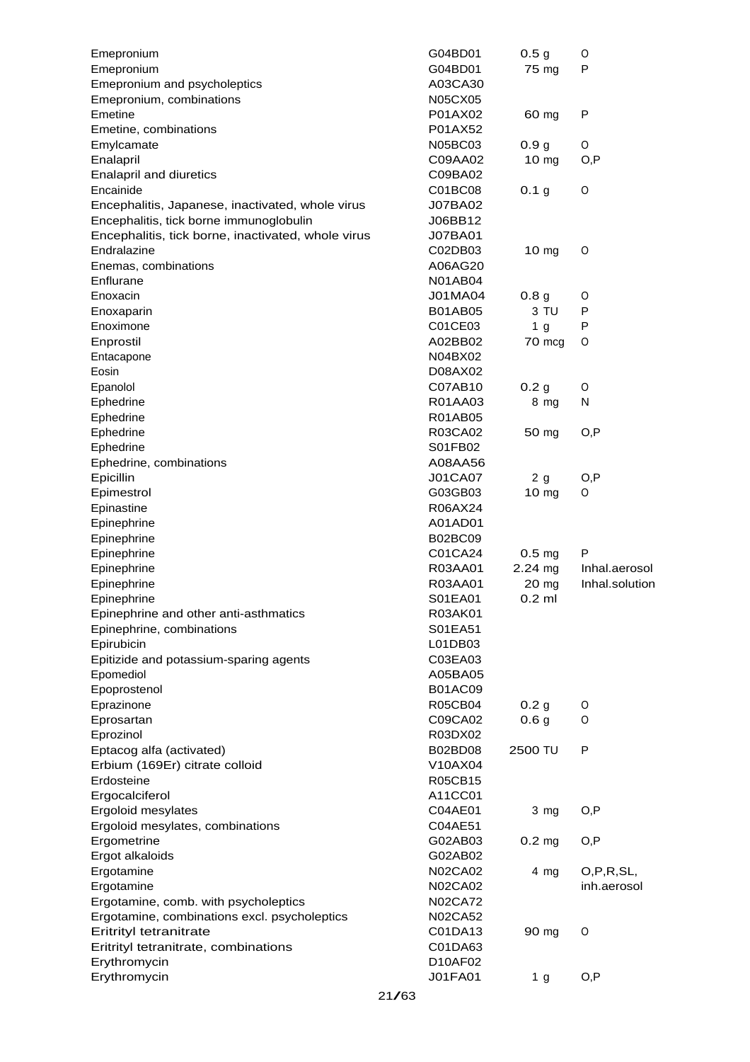| | | | |
|---|---|---|---|
| Emepronium | G04BD01 | 0.5 g | O |
| Emepronium | G04BD01 | 75 mg | P |
| Emepronium and psycholeptics | A03CA30 | | |
| Emepronium, combinations | N05CX05 | | |
| Emetine | P01AX02 | 60 mg | P |
| Emetine, combinations | P01AX52 | | |
| Emylcamate | N05BC03 | 0.9 g | O |
| Enalapril | C09AA02 | 10 mg | O,P |
| Enalapril and diuretics | C09BA02 | | |
| Encainide | C01BC08 | 0.1 g | O |
| Encephalitis, Japanese, inactivated, whole virus | J07BA02 | | |
| Encephalitis, tick borne immunoglobulin | J06BB12 | | |
| Encephalitis, tick borne, inactivated, whole virus | J07BA01 | | |
| Endralazine | C02DB03 | 10 mg | O |
| Enemas, combinations | A06AG20 | | |
| Enflurane | N01AB04 | | |
| Enoxacin | J01MA04 | 0.8 g | O |
| Enoxaparin | B01AB05 | 3 TU | P |
| Enoximone | C01CE03 | 1 g | P |
| Enprostil | A02BB02 | 70 mcg | O |
| Entacapone | N04BX02 | | |
| Eosin | D08AX02 | | |
| Epanolol | C07AB10 | 0.2 g | O |
| Ephedrine | R01AA03 | 8 mg | N |
| Ephedrine | R01AB05 | | |
| Ephedrine | R03CA02 | 50 mg | O,P |
| Ephedrine | S01FB02 | | |
| Ephedrine, combinations | A08AA56 | | |
| Epicillin | J01CA07 | 2 g | O,P |
| Epimestrol | G03GB03 | 10 mg | O |
| Epinastine | R06AX24 | | |
| Epinephrine | A01AD01 | | |
| Epinephrine | B02BC09 | | |
| Epinephrine | C01CA24 | 0.5 mg | P |
| Epinephrine | R03AA01 | 2.24 mg | Inhal.aerosol |
| Epinephrine | R03AA01 | 20 mg | Inhal.solution |
| Epinephrine | S01EA01 | 0.2 ml | |
| Epinephrine and other anti-asthmatics | R03AK01 | | |
| Epinephrine, combinations | S01EA51 | | |
| Epirubicin | L01DB03 | | |
| Epitizide and potassium-sparing agents | C03EA03 | | |
| Epomediol | A05BA05 | | |
| Epoprostenol | B01AC09 | | |
| Eprazinone | R05CB04 | 0.2 g | O |
| Eprosartan | C09CA02 | 0.6 g | O |
| Eprozinol | R03DX02 | | |
| Eptacog alfa (activated) | B02BD08 | 2500 TU | P |
| Erbium (169Er) citrate colloid | V10AX04 | | |
| Erdosteine | R05CB15 | | |
| Ergocalciferol | A11CC01 | | |
| Ergoloid mesylates | C04AE01 | 3 mg | O,P |
| Ergoloid mesylates, combinations | C04AE51 | | |
| Ergometrine | G02AB03 | 0.2 mg | O,P |
| Ergot alkaloids | G02AB02 | | |
| Ergotamine | N02CA02 | 4 mg | O,P,R,SL, |
| Ergotamine | N02CA02 | | inh.aerosol |
| Ergotamine, comb. with psycholeptics | N02CA72 | | |
| Ergotamine, combinations excl. psycholeptics | N02CA52 | | |
| Eritrityl tetranitrate | C01DA13 | 90 mg | O |
| Eritrityl tetranitrate, combinations | C01DA63 | | |
| Erythromycin | D10AF02 | | |
| Erythromycin | J01FA01 | 1 g | O,P |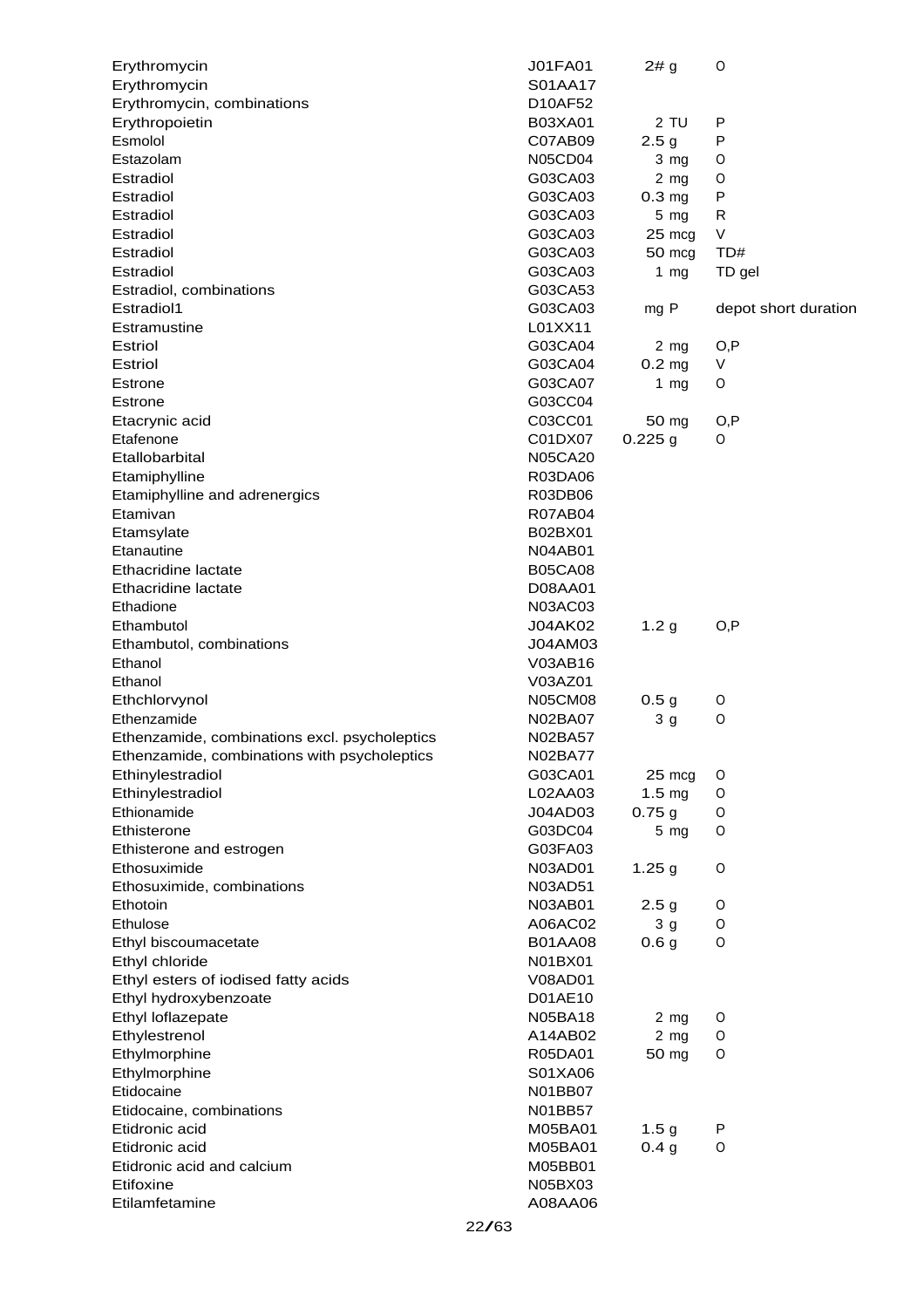| | | | |
|---|---|---|---|
| Erythromycin | J01FA01 | 2# g | O |
| Erythromycin | S01AA17 | | |
| Erythromycin, combinations | D10AF52 | | |
| Erythropoietin | B03XA01 | 2 TU | P |
| Esmolol | C07AB09 | 2.5 g | P |
| Estazolam | N05CD04 | 3 mg | O |
| Estradiol | G03CA03 | 2 mg | O |
| Estradiol | G03CA03 | 0.3 mg | P |
| Estradiol | G03CA03 | 5 mg | R |
| Estradiol | G03CA03 | 25 mcg | V |
| Estradiol | G03CA03 | 50 mcg | TD# |
| Estradiol | G03CA03 | 1 mg | TD gel |
| Estradiol, combinations | G03CA53 | | |
| Estradiol1 | G03CA03 | mg P | depot short duration |
| Estramustine | L01XX11 | | |
| Estriol | G03CA04 | 2 mg | O,P |
| Estriol | G03CA04 | 0.2 mg | V |
| Estrone | G03CA07 | 1 mg | O |
| Estrone | G03CC04 | | |
| Etacrynic acid | C03CC01 | 50 mg | O,P |
| Etafenone | C01DX07 | 0.225 g | O |
| Etallobarbital | N05CA20 | | |
| Etamiphylline | R03DA06 | | |
| Etamiphylline and adrenergics | R03DB06 | | |
| Etamivan | R07AB04 | | |
| Etamsylate | B02BX01 | | |
| Etanautine | N04AB01 | | |
| Ethacridine lactate | B05CA08 | | |
| Ethacridine lactate | D08AA01 | | |
| Ethadione | N03AC03 | | |
| Ethambutol | J04AK02 | 1.2 g | O,P |
| Ethambutol, combinations | J04AM03 | | |
| Ethanol | V03AB16 | | |
| Ethanol | V03AZ01 | | |
| Ethchlorvynol | N05CM08 | 0.5 g | O |
| Ethenzamide | N02BA07 | 3 g | O |
| Ethenzamide, combinations excl. psycholeptics | N02BA57 | | |
| Ethenzamide, combinations with psycholeptics | N02BA77 | | |
| Ethinylestradiol | G03CA01 | 25 mcg | O |
| Ethinylestradiol | L02AA03 | 1.5 mg | O |
| Ethionamide | J04AD03 | 0.75 g | O |
| Ethisterone | G03DC04 | 5 mg | O |
| Ethisterone and estrogen | G03FA03 | | |
| Ethosuximide | N03AD01 | 1.25 g | O |
| Ethosuximide, combinations | N03AD51 | | |
| Ethotoin | N03AB01 | 2.5 g | O |
| Ethulose | A06AC02 | 3 g | O |
| Ethyl biscoumacetate | B01AA08 | 0.6 g | O |
| Ethyl chloride | N01BX01 | | |
| Ethyl esters of iodised fatty acids | V08AD01 | | |
| Ethyl hydroxybenzoate | D01AE10 | | |
| Ethyl loflazepate | N05BA18 | 2 mg | O |
| Ethylestrenol | A14AB02 | 2 mg | O |
| Ethylmorphine | R05DA01 | 50 mg | O |
| Ethylmorphine | S01XA06 | | |
| Etidocaine | N01BB07 | | |
| Etidocaine, combinations | N01BB57 | | |
| Etidronic acid | M05BA01 | 1.5 g | P |
| Etidronic acid | M05BA01 | 0.4 g | O |
| Etidronic acid and calcium | M05BB01 | | |
| Etifoxine | N05BX03 | | |
| Etilamfetamine | A08AA06 | | |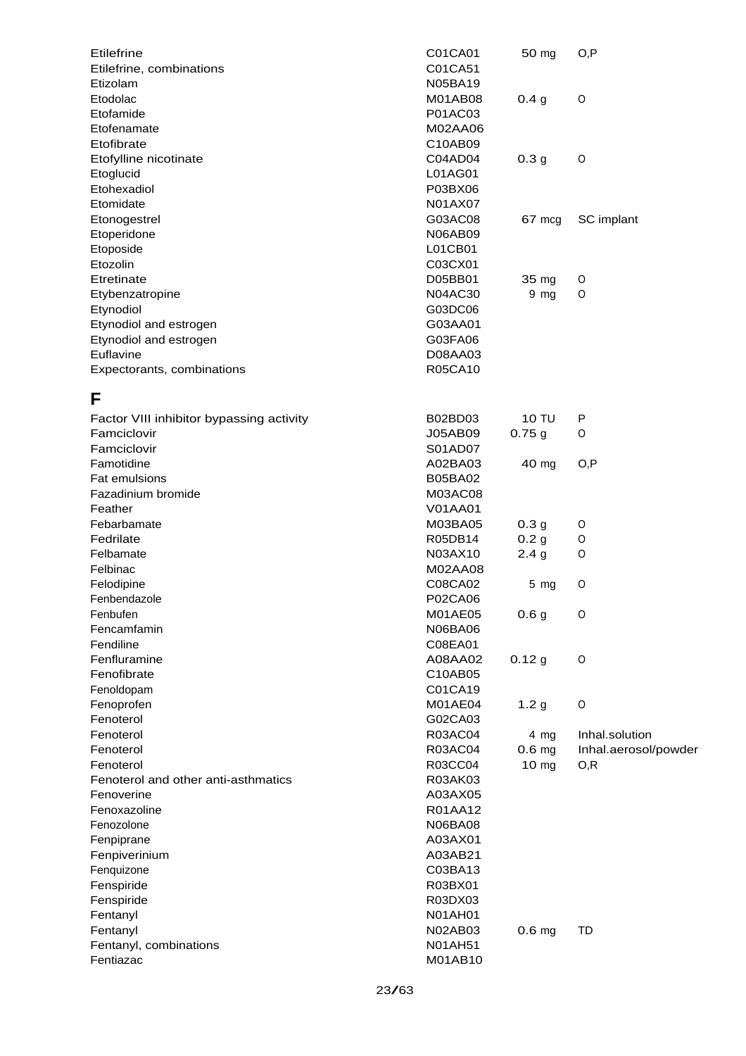| | | | |
|---|---|---|---|
| Etilefrine | C01CA01 | 50 mg | O,P |
| Etilefrine, combinations | C01CA51 | | |
| Etizolam | N05BA19 | | |
| Etodolac | M01AB08 | 0.4 g | O |
| Etofamide | P01AC03 | | |
| Etofenamate | M02AA06 | | |
| Etofibrate | C10AB09 | | |
| Etofylline nicotinate | C04AD04 | 0.3 g | O |
| Etoglucid | L01AG01 | | |
| Etohexadiol | P03BX06 | | |
| Etomidate | N01AX07 | | |
| Etonogestrel | G03AC08 | 67 mcg | SC implant |
| Etoperidone | N06AB09 | | |
| Etoposide | L01CB01 | | |
| Etozolin | C03CX01 | | |
| Etretinate | D05BB01 | 35 mg | O |
| Etybenzatropine | N04AC30 | 9 mg | O |
| Etynodiol | G03DC06 | | |
| Etynodiol and estrogen | G03AA01 | | |
| Etynodiol and estrogen | G03FA06 | | |
| Euflavine | D08AA03 | | |
| Expectorants, combinations | R05CA10 | | |

# F

| | | | |
|---|---|---|---|
| Factor VIII inhibitor bypassing activity | B02BD03 | 10 TU | P |
| Famciclovir | J05AB09 | 0.75 g | O |
| Famciclovir | S01AD07 | | |
| Famotidine | A02BA03 | 40 mg | O,P |
| Fat emulsions | B05BA02 | | |
| Fazadinium bromide | M03AC08 | | |
| Feather | V01AA01 | | |
| Febarbamate | M03BA05 | 0.3 g | O |
| Fedrilate | R05DB14 | 0.2 g | O |
| Felbamate | N03AX10 | 2.4 g | O |
| Felbinac | M02AA08 | | |
| Felodipine | C08CA02 | 5 mg | O |
| Fenbendazole | P02CA06 | | |
| Fenbufen | M01AE05 | 0.6 g | O |
| Fencamfamin | N06BA06 | | |
| Fendiline | C08EA01 | | |
| Fenfluramine | A08AA02 | 0.12 g | O |
| Fenofibrate | C10AB05 | | |
| Fenoldopam | C01CA19 | | |
| Fenoprofen | M01AE04 | 1.2 g | O |
| Fenoterol | G02CA03 | | |
| Fenoterol | R03AC04 | 4 mg | Inhal.solution |
| Fenoterol | R03AC04 | 0.6 mg | Inhal.aerosol/powder |
| Fenoterol | R03CC04 | 10 mg | O,R |
| Fenoterol and other anti-asthmatics | R03AK03 | | |
| Fenoverine | A03AX05 | | |
| Fenoxazoline | R01AA12 | | |
| Fenozolone | N06BA08 | | |
| Fenpiprane | A03AX01 | | |
| Fenpiverinium | A03AB21 | | |
| Fenquizone | C03BA13 | | |
| Fenspiride | R03BX01 | | |
| Fenspiride | R03DX03 | | |
| Fentanyl | N01AH01 | | |
| Fentanyl | N02AB03 | 0.6 mg | TD |
| Fentanyl, combinations | N01AH51 | | |
| Fentiazac | M01AB10 | | |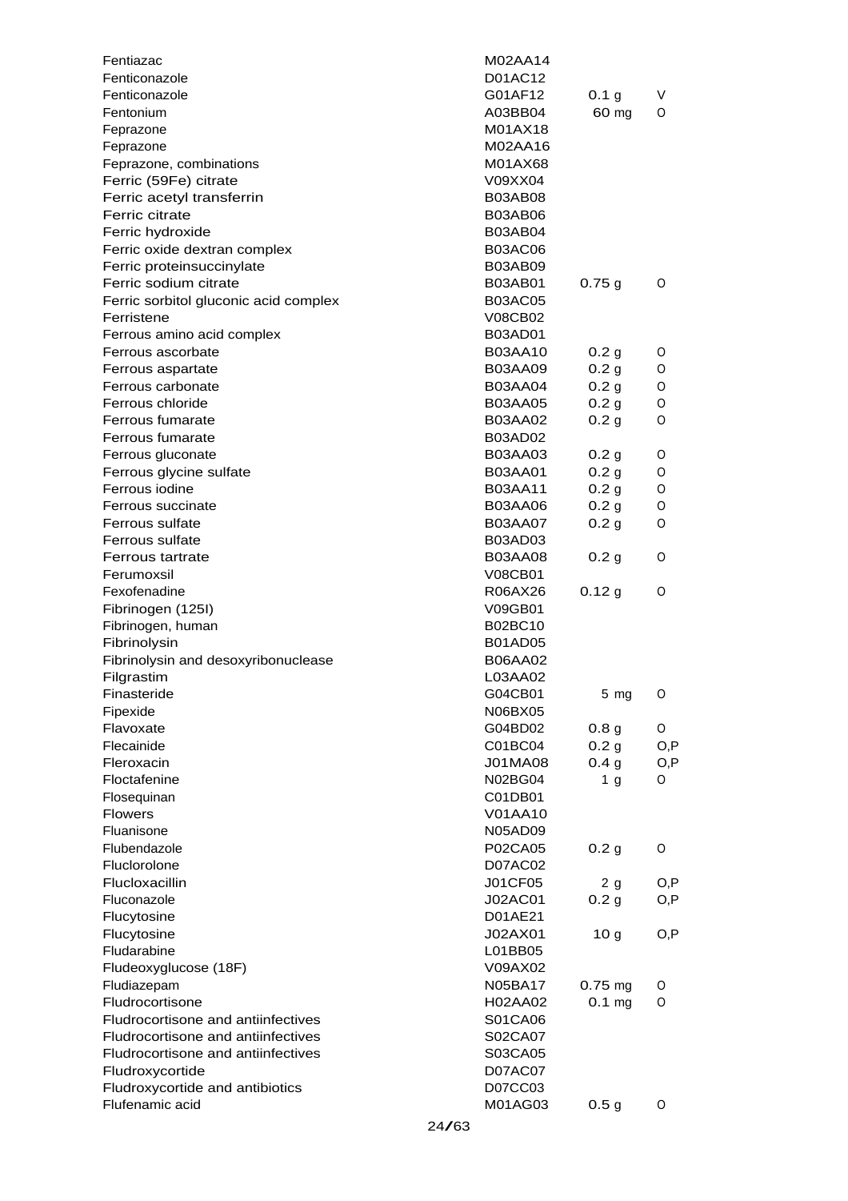| | | | |
|---|---|---|---|
| Fentiazac | M02AA14 | | |
| Fenticonazole | D01AC12 | | |
| Fenticonazole | G01AF12 | 0.1 g | V |
| Fentonium | A03BB04 | 60 mg | O |
| Feprazone | M01AX18 | | |
| Feprazone | M02AA16 | | |
| Feprazone, combinations | M01AX68 | | |
| Ferric (59Fe) citrate | V09XX04 | | |
| Ferric acetyl transferrin | B03AB08 | | |
| Ferric citrate | B03AB06 | | |
| Ferric hydroxide | B03AB04 | | |
| Ferric oxide dextran complex | B03AC06 | | |
| Ferric proteinsuccinylate | B03AB09 | | |
| Ferric sodium citrate | B03AB01 | 0.75 g | O |
| Ferric sorbitol gluconic acid complex | B03AC05 | | |
| Ferristene | V08CB02 | | |
| Ferrous amino acid complex | B03AD01 | | |
| Ferrous ascorbate | B03AA10 | 0.2 g | O |
| Ferrous aspartate | B03AA09 | 0.2 g | O |
| Ferrous carbonate | B03AA04 | 0.2 g | O |
| Ferrous chloride | B03AA05 | 0.2 g | O |
| Ferrous fumarate | B03AA02 | 0.2 g | O |
| Ferrous fumarate | B03AD02 | | |
| Ferrous gluconate | B03AA03 | 0.2 g | O |
| Ferrous glycine sulfate | B03AA01 | 0.2 g | O |
| Ferrous iodine | B03AA11 | 0.2 g | O |
| Ferrous succinate | B03AA06 | 0.2 g | O |
| Ferrous sulfate | B03AA07 | 0.2 g | O |
| Ferrous sulfate | B03AD03 | | |
| Ferrous tartrate | B03AA08 | 0.2 g | O |
| Ferumoxsil | V08CB01 | | |
| Fexofenadine | R06AX26 | 0.12 g | O |
| Fibrinogen (125I) | V09GB01 | | |
| Fibrinogen, human | B02BC10 | | |
| Fibrinolysin | B01AD05 | | |
| Fibrinolysin and desoxyribonuclease | B06AA02 | | |
| Filgrastim | L03AA02 | | |
| Finasteride | G04CB01 | 5 mg | O |
| Fipexide | N06BX05 | | |
| Flavoxate | G04BD02 | 0.8 g | O |
| Flecainide | C01BC04 | 0.2 g | O,P |
| Fleroxacin | J01MA08 | 0.4 g | O,P |
| Floctafenine | N02BG04 | 1 g | O |
| Flosequinan | C01DB01 | | |
| Flowers | V01AA10 | | |
| Fluanisone | N05AD09 | | |
| Flubendazole | P02CA05 | 0.2 g | O |
| Fluclorolone | D07AC02 | | |
| Flucloxacillin | J01CF05 | 2 g | O,P |
| Fluconazole | J02AC01 | 0.2 g | O,P |
| Flucytosine | D01AE21 | | |
| Flucytosine | J02AX01 | 10 g | O,P |
| Fludarabine | L01BB05 | | |
| Fludeoxyglucose (18F) | V09AX02 | | |
| Fludiazepam | N05BA17 | 0.75 mg | O |
| Fludrocortisone | H02AA02 | 0.1 mg | O |
| Fludrocortisone and antiinfectives | S01CA06 | | |
| Fludrocortisone and antiinfectives | S02CA07 | | |
| Fludrocortisone and antiinfectives | S03CA05 | | |
| Fludroxycortide | D07AC07 | | |
| Fludroxycortide and antibiotics | D07CC03 | | |
| Flufenamic acid | M01AG03 | 0.5 g | O |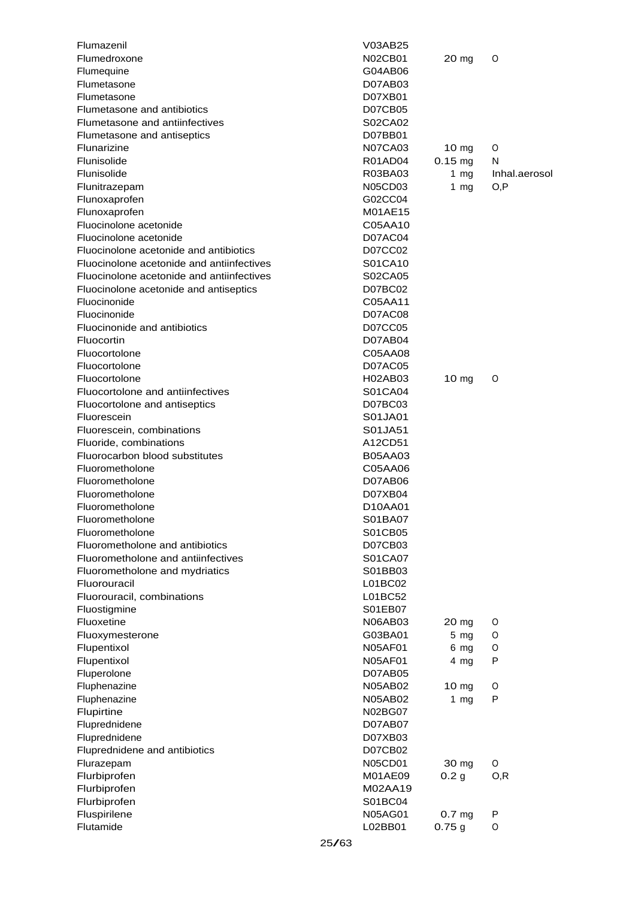| | | | |
|---|---|---|---|
| Flumazenil | V03AB25 | | |
| Flumedroxone | N02CB01 | 20 mg | O |
| Flumequine | G04AB06 | | |
| Flumetasone | D07AB03 | | |
| Flumetasone | D07XB01 | | |
| Flumetasone and antibiotics | D07CB05 | | |
| Flumetasone and antiinfectives | S02CA02 | | |
| Flumetasone and antiseptics | D07BB01 | | |
| Flunarizine | N07CA03 | 10 mg | O |
| Flunisolide | R01AD04 | 0.15 mg | N |
| Flunisolide | R03BA03 | 1 mg | Inhal.aerosol |
| Flunitrazepam | N05CD03 | 1 mg | O,P |
| Flunoxaprofen | G02CC04 | | |
| Flunoxaprofen | M01AE15 | | |
| Fluocinolone acetonide | C05AA10 | | |
| Fluocinolone acetonide | D07AC04 | | |
| Fluocinolone acetonide and antibiotics | D07CC02 | | |
| Fluocinolone acetonide and antiinfectives | S01CA10 | | |
| Fluocinolone acetonide and antiinfectives | S02CA05 | | |
| Fluocinolone acetonide and antiseptics | D07BC02 | | |
| Fluocinonide | C05AA11 | | |
| Fluocinonide | D07AC08 | | |
| Fluocinonide and antibiotics | D07CC05 | | |
| Fluocortin | D07AB04 | | |
| Fluocortolone | C05AA08 | | |
| Fluocortolone | D07AC05 | | |
| Fluocortolone | H02AB03 | 10 mg | O |
| Fluocortolone and antiinfectives | S01CA04 | | |
| Fluocortolone and antiseptics | D07BC03 | | |
| Fluorescein | S01JA01 | | |
| Fluorescein, combinations | S01JA51 | | |
| Fluoride, combinations | A12CD51 | | |
| Fluorocarbon blood substitutes | B05AA03 | | |
| Fluorometholone | C05AA06 | | |
| Fluorometholone | D07AB06 | | |
| Fluorometholone | D07XB04 | | |
| Fluorometholone | D10AA01 | | |
| Fluorometholone | S01BA07 | | |
| Fluorometholone | S01CB05 | | |
| Fluorometholone and antibiotics | D07CB03 | | |
| Fluorometholone and antiinfectives | S01CA07 | | |
| Fluorometholone and mydriatics | S01BB03 | | |
| Fluorouracil | L01BC02 | | |
| Fluorouracil, combinations | L01BC52 | | |
| Fluostigmine | S01EB07 | | |
| Fluoxetine | N06AB03 | 20 mg | O |
| Fluoxymesterone | G03BA01 | 5 mg | O |
| Flupentixol | N05AF01 | 6 mg | O |
| Flupentixol | N05AF01 | 4 mg | P |
| Fluperolone | D07AB05 | | |
| Fluphenazine | N05AB02 | 10 mg | O |
| Fluphenazine | N05AB02 | 1 mg | P |
| Flupirtine | N02BG07 | | |
| Fluprednidene | D07AB07 | | |
| Fluprednidene | D07XB03 | | |
| Fluprednidene and antibiotics | D07CB02 | | |
| Flurazepam | N05CD01 | 30 mg | O |
| Flurbiprofen | M01AE09 | 0.2 g | O,R |
| Flurbiprofen | M02AA19 | | |
| Flurbiprofen | S01BC04 | | |
| Fluspirilene | N05AG01 | 0.7 mg | P |
| Flutamide | L02BB01 | 0.75 g | O |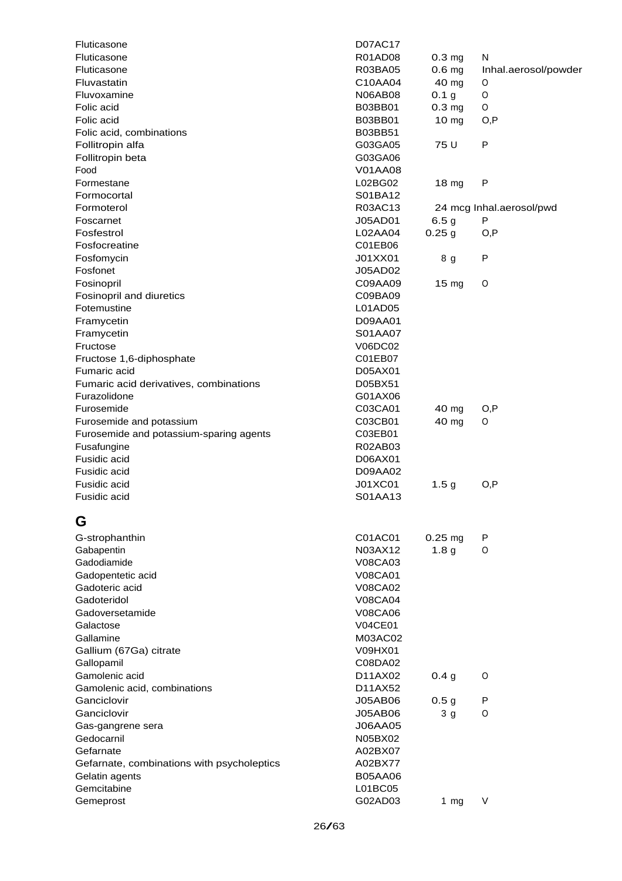| | | | |
|---|---|---|---|
| Fluticasone | D07AC17 | | |
| Fluticasone | R01AD08 | 0.3 mg | N |
| Fluticasone | R03BA05 | 0.6 mg | Inhal.aerosol/powder |
| Fluvastatin | C10AA04 | 40 mg | O |
| Fluvoxamine | N06AB08 | 0.1 g | O |
| Folic acid | B03BB01 | 0.3 mg | O |
| Folic acid | B03BB01 | 10 mg | O,P |
| Folic acid, combinations | B03BB51 | | |
| Follitropin alfa | G03GA05 | 75 U | P |
| Follitropin beta | G03GA06 | | |
| Food | V01AA08 | | |
| Formestane | L02BG02 | 18 mg | P |
| Formocortal | S01BA12 | | |
| Formoterol | R03AC13 | 24 mcg | Inhal.aerosol/pwd |
| Foscarnet | J05AD01 | 6.5 g | P |
| Fosfestrol | L02AA04 | 0.25 g | O,P |
| Fosfocreatine | C01EB06 | | |
| Fosfomycin | J01XX01 | 8 g | P |
| Fosfonet | J05AD02 | | |
| Fosinopril | C09AA09 | 15 mg | O |
| Fosinopril and diuretics | C09BA09 | | |
| Fotemustine | L01AD05 | | |
| Framycetin | D09AA01 | | |
| Framycetin | S01AA07 | | |
| Fructose | V06DC02 | | |
| Fructose 1,6-diphosphate | C01EB07 | | |
| Fumaric acid | D05AX01 | | |
| Fumaric acid derivatives, combinations | D05BX51 | | |
| Furazolidone | G01AX06 | | |
| Furosemide | C03CA01 | 40 mg | O,P |
| Furosemide and potassium | C03CB01 | 40 mg | O |
| Furosemide and potassium-sparing agents | C03EB01 | | |
| Fusafungine | R02AB03 | | |
| Fusidic acid | D06AX01 | | |
| Fusidic acid | D09AA02 | | |
| Fusidic acid | J01XC01 | 1.5 g | O,P |
| Fusidic acid | S01AA13 | | |

# G

| | | | |
|---|---|---|---|
| G-strophanthin | C01AC01 | 0.25 mg | P |
| Gabapentin | N03AX12 | 1.8 g | O |
| Gadodiamide | V08CA03 | | |
| Gadopentetic acid | V08CA01 | | |
| Gadoteric acid | V08CA02 | | |
| Gadoteridol | V08CA04 | | |
| Gadoversetamide | V08CA06 | | |
| Galactose | V04CE01 | | |
| Gallamine | M03AC02 | | |
| Gallium (67Ga) citrate | V09HX01 | | |
| Gallopamil | C08DA02 | | |
| Gamolenic acid | D11AX02 | 0.4 g | O |
| Gamolenic acid, combinations | D11AX52 | | |
| Ganciclovir | J05AB06 | 0.5 g | P |
| Ganciclovir | J05AB06 | 3 g | O |
| Gas-gangrene sera | J06AA05 | | |
| Gedocarnil | N05BX02 | | |
| Gefarnate | A02BX07 | | |
| Gefarnate, combinations with psycholeptics | A02BX77 | | |
| Gelatin agents | B05AA06 | | |
| Gemcitabine | L01BC05 | | |
| Gemeprost | G02AD03 | 1 mg | V |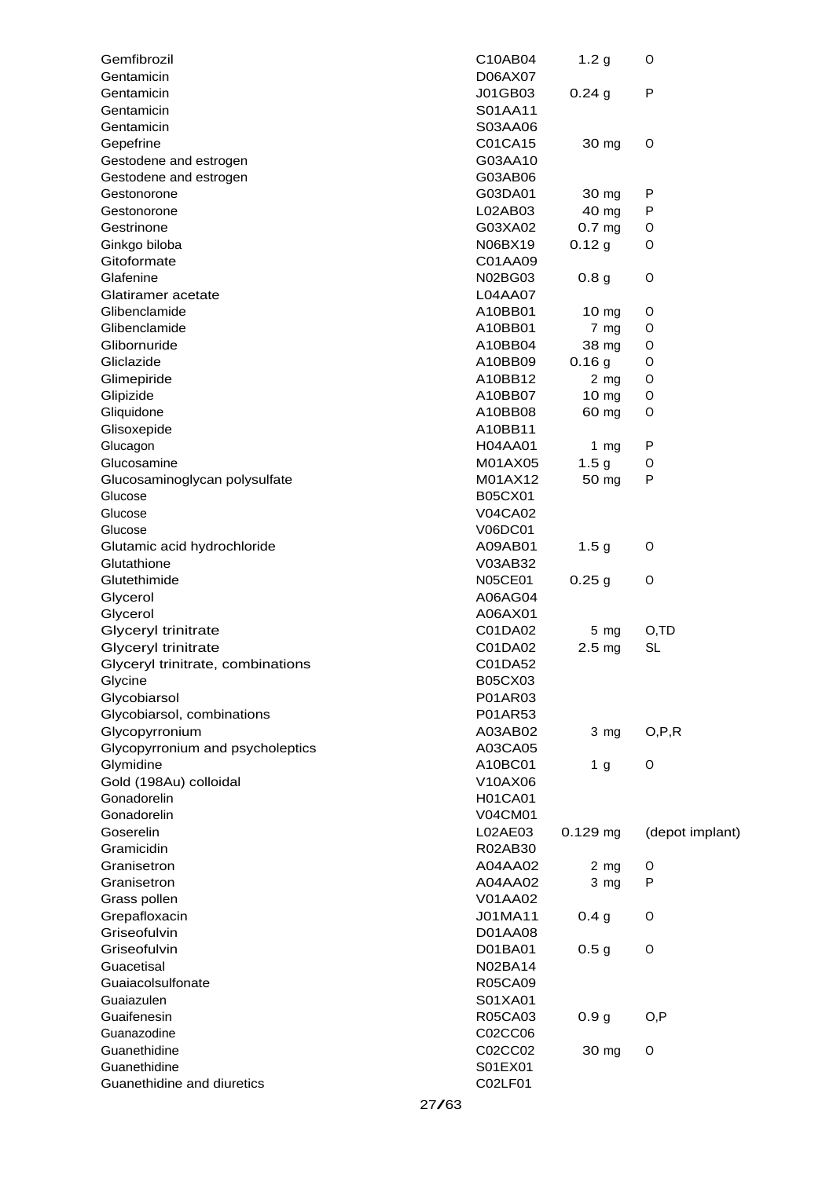| | | | |
|---|---|---|---|
| Gemfibrozil | C10AB04 | 1.2 g | O |
| Gentamicin | D06AX07 | | |
| Gentamicin | J01GB03 | 0.24 g | P |
| Gentamicin | S01AA11 | | |
| Gentamicin | S03AA06 | | |
| Gepefrine | C01CA15 | 30 mg | O |
| Gestodene and estrogen | G03AA10 | | |
| Gestodene and estrogen | G03AB06 | | |
| Gestonorone | G03DA01 | 30 mg | P |
| Gestonorone | L02AB03 | 40 mg | P |
| Gestrinone | G03XA02 | 0.7 mg | O |
| Ginkgo biloba | N06BX19 | 0.12 g | O |
| Gitoformate | C01AA09 | | |
| Glafenine | N02BG03 | 0.8 g | O |
| Glatiramer acetate | L04AA07 | | |
| Glibenclamide | A10BB01 | 10 mg | O |
| Glibenclamide | A10BB01 | 7 mg | O |
| Glibornuride | A10BB04 | 38 mg | O |
| Gliclazide | A10BB09 | 0.16 g | O |
| Glimepiride | A10BB12 | 2 mg | O |
| Glipizide | A10BB07 | 10 mg | O |
| Gliquidone | A10BB08 | 60 mg | O |
| Glisoxepide | A10BB11 | | |
| Glucagon | H04AA01 | 1 mg | P |
| Glucosamine | M01AX05 | 1.5 g | O |
| Glucosaminoglycan polysulfate | M01AX12 | 50 mg | P |
| Glucose | B05CX01 | | |
| Glucose | V04CA02 | | |
| Glucose | V06DC01 | | |
| Glutamic acid hydrochloride | A09AB01 | 1.5 g | O |
| Glutathione | V03AB32 | | |
| Glutethimide | N05CE01 | 0.25 g | O |
| Glycerol | A06AG04 | | |
| Glycerol | A06AX01 | | |
| Glyceryl trinitrate | C01DA02 | 5 mg | O,TD |
| Glyceryl trinitrate | C01DA02 | 2.5 mg | SL |
| Glyceryl trinitrate, combinations | C01DA52 | | |
| Glycine | B05CX03 | | |
| Glycobiarsol | P01AR03 | | |
| Glycobiarsol, combinations | P01AR53 | | |
| Glycopyrronium | A03AB02 | 3 mg | O,P,R |
| Glycopyrronium and psycholeptics | A03CA05 | | |
| Glymidine | A10BC01 | 1 g | O |
| Gold (198Au) colloidal | V10AX06 | | |
| Gonadorelin | H01CA01 | | |
| Gonadorelin | V04CM01 | | |
| Goserelin | L02AE03 | 0.129 mg | (depot implant) |
| Gramicidin | R02AB30 | | |
| Granisetron | A04AA02 | 2 mg | O |
| Granisetron | A04AA02 | 3 mg | P |
| Grass pollen | V01AA02 | | |
| Grepafloxacin | J01MA11 | 0.4 g | O |
| Griseofulvin | D01AA08 | | |
| Griseofulvin | D01BA01 | 0.5 g | O |
| Guacetisal | N02BA14 | | |
| Guaiacolsulfonate | R05CA09 | | |
| Guaiazulen | S01XA01 | | |
| Guaifenesin | R05CA03 | 0.9 g | O,P |
| Guanazodine | C02CC06 | | |
| Guanethidine | C02CC02 | 30 mg | O |
| Guanethidine | S01EX01 | | |
| Guanethidine and diuretics | C02LF01 | | |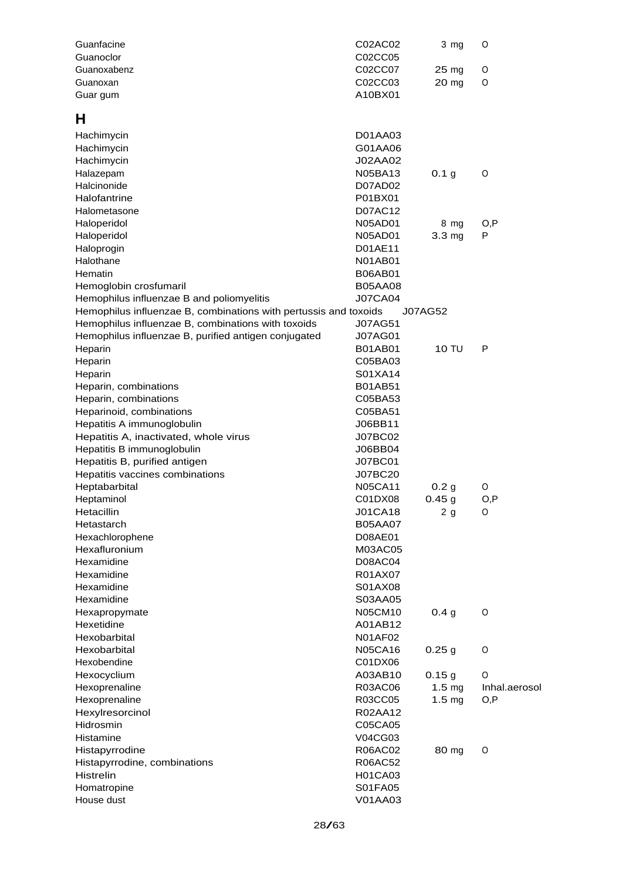| | | | |
|---|---|---|---|
| Guanfacine | C02AC02 | 3 mg | O |
| Guanoclor | C02CC05 | | |
| Guanoxabenz | C02CC07 | 25 mg | O |
| Guanoxan | C02CC03 | 20 mg | O |
| Guar gum | A10BX01 | | |

## H

| | | | |
|---|---|---|---|
| Hachimycin | D01AA03 | | |
| Hachimycin | G01AA06 | | |
| Hachimycin | J02AA02 | | |
| Halazepam | N05BA13 | 0.1 g | O |
| Halcinonide | D07AD02 | | |
| Halofantrine | P01BX01 | | |
| Halometasone | D07AC12 | | |
| Haloperidol | N05AD01 | 8 mg | O,P |
| Haloperidol | N05AD01 | 3.3 mg | P |
| Haloprogin | D01AE11 | | |
| Halothane | N01AB01 | | |
| Hematin | B06AB01 | | |
| Hemoglobin crosfumaril | B05AA08 | | |
| Hemophilus influenzae B and poliomyelitis | J07CA04 | | |
| Hemophilus influenzae B, combinations with pertussis and toxoids | J07AG52 | | |
| Hemophilus influenzae B, combinations with toxoids | J07AG51 | | |
| Hemophilus influenzae B, purified antigen conjugated | J07AG01 | | |
| Heparin | B01AB01 | 10 TU | P |
| Heparin | C05BA03 | | |
| Heparin | S01XA14 | | |
| Heparin, combinations | B01AB51 | | |
| Heparin, combinations | C05BA53 | | |
| Heparinoid, combinations | C05BA51 | | |
| Hepatitis A immunoglobulin | J06BB11 | | |
| Hepatitis A, inactivated, whole virus | J07BC02 | | |
| Hepatitis B immunoglobulin | J06BB04 | | |
| Hepatitis B, purified antigen | J07BC01 | | |
| Hepatitis vaccines combinations | J07BC20 | | |
| Heptabarbital | N05CA11 | 0.2 g | O |
| Heptaminol | C01DX08 | 0.45 g | O,P |
| Hetacillin | J01CA18 | 2 g | O |
| Hetastarch | B05AA07 | | |
| Hexachlorophene | D08AE01 | | |
| Hexafluronium | M03AC05 | | |
| Hexamidine | D08AC04 | | |
| Hexamidine | R01AX07 | | |
| Hexamidine | S01AX08 | | |
| Hexamidine | S03AA05 | | |
| Hexapropymate | N05CM10 | 0.4 g | O |
| Hexetidine | A01AB12 | | |
| Hexobarbital | N01AF02 | | |
| Hexobarbital | N05CA16 | 0.25 g | O |
| Hexobendine | C01DX06 | | |
| Hexocyclium | A03AB10 | 0.15 g | O |
| Hexoprenaline | R03AC06 | 1.5 mg | Inhal.aerosol |
| Hexoprenaline | R03CC05 | 1.5 mg | O,P |
| Hexylresorcinol | R02AA12 | | |
| Hidrosmin | C05CA05 | | |
| Histamine | V04CG03 | | |
| Histapyrrodine | R06AC02 | 80 mg | O |
| Histapyrrodine, combinations | R06AC52 | | |
| Histrelin | H01CA03 | | |
| Homatropine | S01FA05 | | |
| House dust | V01AA03 | | |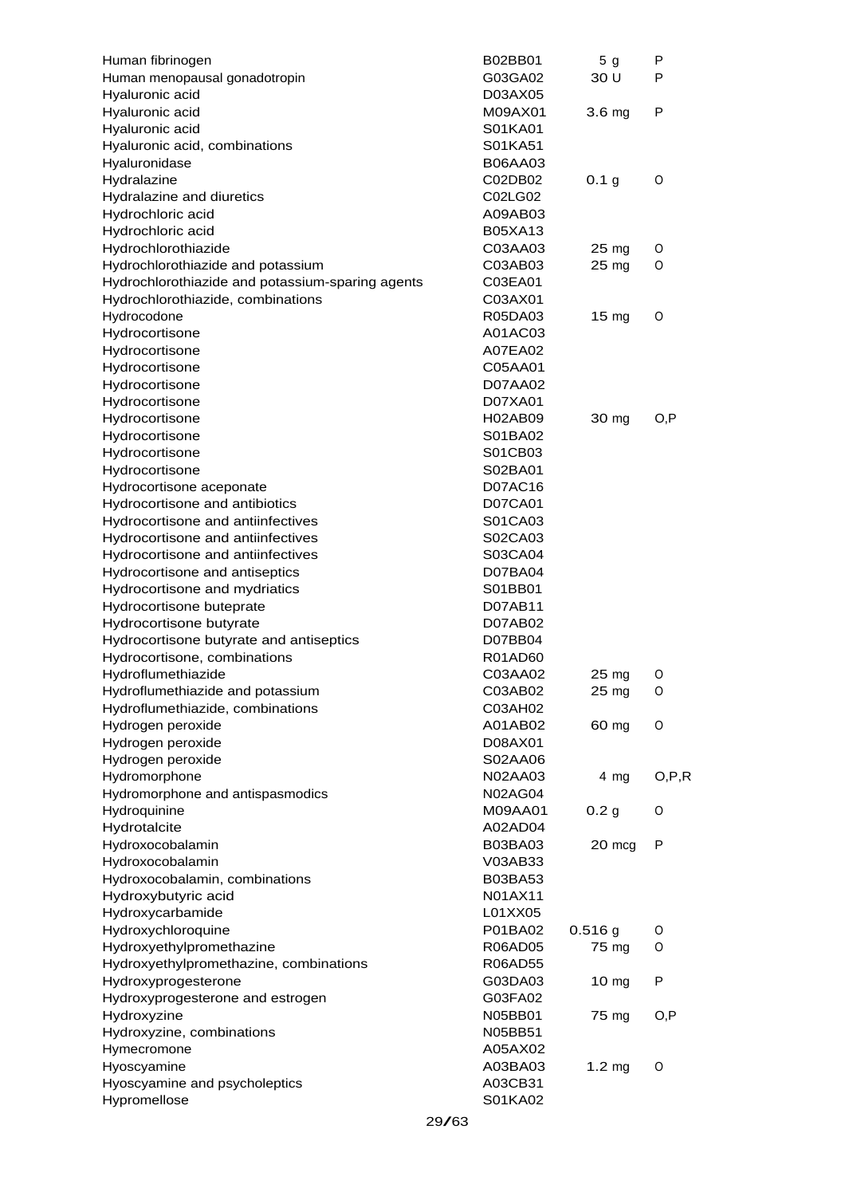| | | | |
|---|---|---|---|
| Human fibrinogen | B02BB01 | 5 g | P |
| Human menopausal gonadotropin | G03GA02 | 30 U | P |
| Hyaluronic acid | D03AX05 | | |
| Hyaluronic acid | M09AX01 | 3.6 mg | P |
| Hyaluronic acid | S01KA01 | | |
| Hyaluronic acid, combinations | S01KA51 | | |
| Hyaluronidase | B06AA03 | | |
| Hydralazine | C02DB02 | 0.1 g | O |
| Hydralazine and diuretics | C02LG02 | | |
| Hydrochloric acid | A09AB03 | | |
| Hydrochloric acid | B05XA13 | | |
| Hydrochlorothiazide | C03AA03 | 25 mg | O |
| Hydrochlorothiazide and potassium | C03AB03 | 25 mg | O |
| Hydrochlorothiazide and potassium-sparing agents | C03EA01 | | |
| Hydrochlorothiazide, combinations | C03AX01 | | |
| Hydrocodone | R05DA03 | 15 mg | O |
| Hydrocortisone | A01AC03 | | |
| Hydrocortisone | A07EA02 | | |
| Hydrocortisone | C05AA01 | | |
| Hydrocortisone | D07AA02 | | |
| Hydrocortisone | D07XA01 | | |
| Hydrocortisone | H02AB09 | 30 mg | O,P |
| Hydrocortisone | S01BA02 | | |
| Hydrocortisone | S01CB03 | | |
| Hydrocortisone | S02BA01 | | |
| Hydrocortisone aceponate | D07AC16 | | |
| Hydrocortisone and antibiotics | D07CA01 | | |
| Hydrocortisone and antiinfectives | S01CA03 | | |
| Hydrocortisone and antiinfectives | S02CA03 | | |
| Hydrocortisone and antiinfectives | S03CA04 | | |
| Hydrocortisone and antiseptics | D07BA04 | | |
| Hydrocortisone and mydriatics | S01BB01 | | |
| Hydrocortisone buteprate | D07AB11 | | |
| Hydrocortisone butyrate | D07AB02 | | |
| Hydrocortisone butyrate and antiseptics | D07BB04 | | |
| Hydrocortisone, combinations | R01AD60 | | |
| Hydroflumethiazide | C03AA02 | 25 mg | O |
| Hydroflumethiazide and potassium | C03AB02 | 25 mg | O |
| Hydroflumethiazide, combinations | C03AH02 | | |
| Hydrogen peroxide | A01AB02 | 60 mg | O |
| Hydrogen peroxide | D08AX01 | | |
| Hydrogen peroxide | S02AA06 | | |
| Hydromorphone | N02AA03 | 4 mg | O,P,R |
| Hydromorphone and antispasmodics | N02AG04 | | |
| Hydroquinine | M09AA01 | 0.2 g | O |
| Hydrotalcite | A02AD04 | | |
| Hydroxocobalamin | B03BA03 | 20 mcg | P |
| Hydroxocobalamin | V03AB33 | | |
| Hydroxocobalamin, combinations | B03BA53 | | |
| Hydroxybutyric acid | N01AX11 | | |
| Hydroxycarbamide | L01XX05 | | |
| Hydroxychloroquine | P01BA02 | 0.516 g | O |
| Hydroxyethylpromethazine | R06AD05 | 75 mg | O |
| Hydroxyethylpromethazine, combinations | R06AD55 | | |
| Hydroxyprogesterone | G03DA03 | 10 mg | P |
| Hydroxyprogesterone and estrogen | G03FA02 | | |
| Hydroxyzine | N05BB01 | 75 mg | O,P |
| Hydroxyzine, combinations | N05BB51 | | |
| Hymecromone | A05AX02 | | |
| Hyoscyamine | A03BA03 | 1.2 mg | O |
| Hyoscyamine and psycholeptics | A03CB31 | | |
| Hypromellose | S01KA02 | | |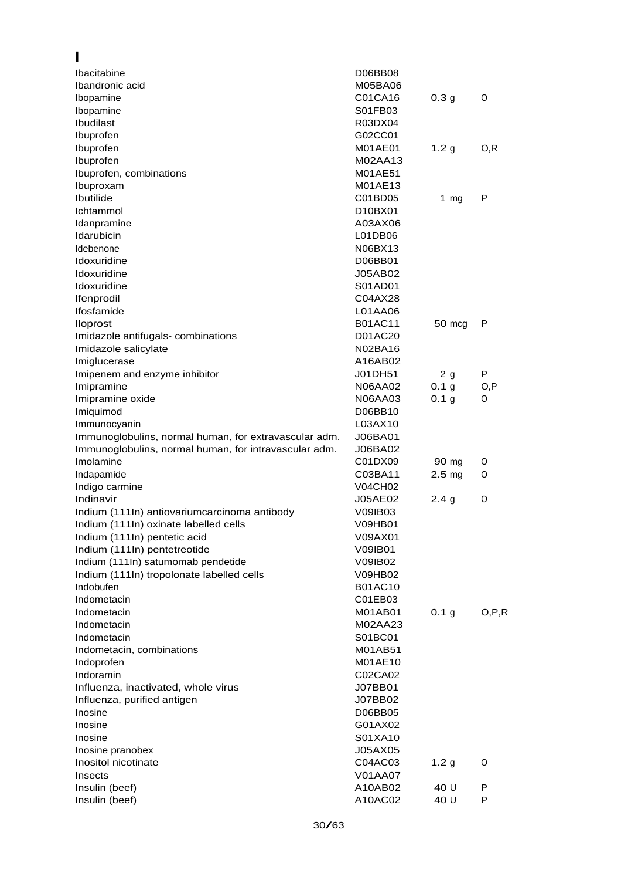# I

| | | | |
|---|---|---|---|
| Ibacitabine | D06BB08 | | |
| Ibandronic acid | M05BA06 | | |
| Ibopamine | C01CA16 | 0.3 g | O |
| Ibopamine | S01FB03 | | |
| Ibudilast | R03DX04 | | |
| Ibuprofen | G02CC01 | | |
| Ibuprofen | M01AE01 | 1.2 g | O,R |
| Ibuprofen | M02AA13 | | |
| Ibuprofen, combinations | M01AE51 | | |
| Ibuproxam | M01AE13 | | |
| Ibutilide | C01BD05 | 1 mg | P |
| Ichtammol | D10BX01 | | |
| Idanpramine | A03AX06 | | |
| Idarubicin | L01DB06 | | |
| Idebenone | N06BX13 | | |
| Idoxuridine | D06BB01 | | |
| Idoxuridine | J05AB02 | | |
| Idoxuridine | S01AD01 | | |
| Ifenprodil | C04AX28 | | |
| Ifosfamide | L01AA06 | | |
| Iloprost | B01AC11 | 50 mcg | P |
| Imidazole antifugals- combinations | D01AC20 | | |
| Imidazole salicylate | N02BA16 | | |
| Imiglucerase | A16AB02 | | |
| Imipenem and enzyme inhibitor | J01DH51 | 2 g | P |
| Imipramine | N06AA02 | 0.1 g | O,P |
| Imipramine oxide | N06AA03 | 0.1 g | O |
| Imiquimod | D06BB10 | | |
| Immunocyanin | L03AX10 | | |
| Immunoglobulins, normal human, for extravascular adm. | J06BA01 | | |
| Immunoglobulins, normal human, for intravascular adm. | J06BA02 | | |
| Imolamine | C01DX09 | 90 mg | O |
| Indapamide | C03BA11 | 2.5 mg | O |
| Indigo carmine | V04CH02 | | |
| Indinavir | J05AE02 | 2.4 g | O |
| Indium (111In) antiovariumcarcinoma antibody | V09IB03 | | |
| Indium (111In) oxinate labelled cells | V09HB01 | | |
| Indium (111In) pentetic acid | V09AX01 | | |
| Indium (111In) pentetreotide | V09IB01 | | |
| Indium (111In) satumomab pendetide | V09IB02 | | |
| Indium (111In) tropolonate labelled cells | V09HB02 | | |
| Indobufen | B01AC10 | | |
| Indometacin | C01EB03 | | |
| Indometacin | M01AB01 | 0.1 g | O,P,R |
| Indometacin | M02AA23 | | |
| Indometacin | S01BC01 | | |
| Indometacin, combinations | M01AB51 | | |
| Indoprofen | M01AE10 | | |
| Indoramin | C02CA02 | | |
| Influenza, inactivated, whole virus | J07BB01 | | |
| Influenza, purified antigen | J07BB02 | | |
| Inosine | D06BB05 | | |
| Inosine | G01AX02 | | |
| Inosine | S01XA10 | | |
| Inosine pranobex | J05AX05 | | |
| Inositol nicotinate | C04AC03 | 1.2 g | O |
| Insects | V01AA07 | | |
| Insulin (beef) | A10AB02 | 40 U | P |
| Insulin (beef) | A10AC02 | 40 U | P |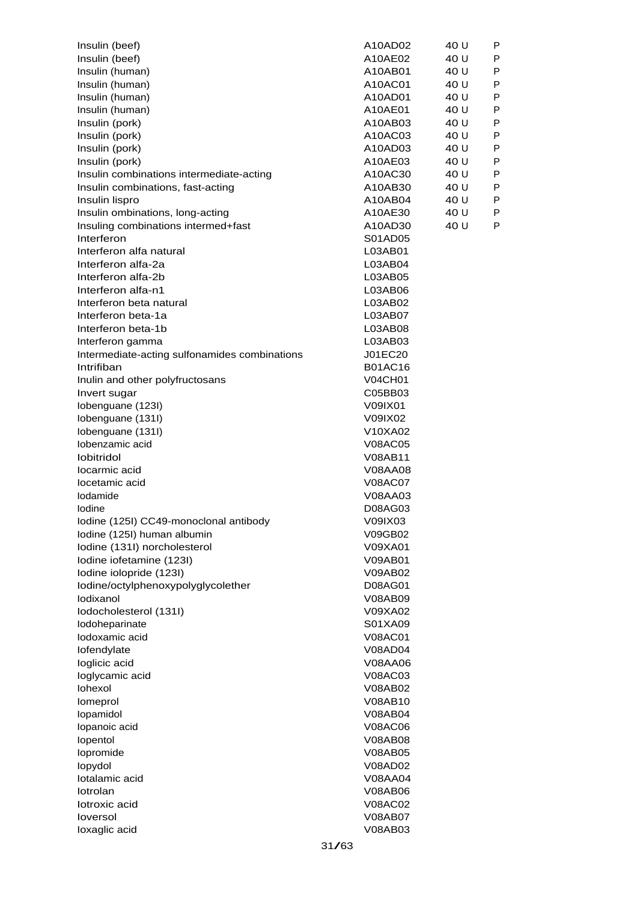| | | | |
|---|---|---|---|
| Insulin (beef) | A10AD02 | 40 U | P |
| Insulin (beef) | A10AE02 | 40 U | P |
| Insulin (human) | A10AB01 | 40 U | P |
| Insulin (human) | A10AC01 | 40 U | P |
| Insulin (human) | A10AD01 | 40 U | P |
| Insulin (human) | A10AE01 | 40 U | P |
| Insulin (pork) | A10AB03 | 40 U | P |
| Insulin (pork) | A10AC03 | 40 U | P |
| Insulin (pork) | A10AD03 | 40 U | P |
| Insulin (pork) | A10AE03 | 40 U | P |
| Insulin combinations intermediate-acting | A10AC30 | 40 U | P |
| Insulin combinations, fast-acting | A10AB30 | 40 U | P |
| Insulin lispro | A10AB04 | 40 U | P |
| Insulin ombinations, long-acting | A10AE30 | 40 U | P |
| Insuling combinations intermed+fast | A10AD30 | 40 U | P |
| Interferon | S01AD05 | | |
| Interferon alfa natural | L03AB01 | | |
| Interferon alfa-2a | L03AB04 | | |
| Interferon alfa-2b | L03AB05 | | |
| Interferon alfa-n1 | L03AB06 | | |
| Interferon beta natural | L03AB02 | | |
| Interferon beta-1a | L03AB07 | | |
| Interferon beta-1b | L03AB08 | | |
| Interferon gamma | L03AB03 | | |
| Intermediate-acting sulfonamides combinations | J01EC20 | | |
| Intrifiban | B01AC16 | | |
| Inulin and other polyfructosans | V04CH01 | | |
| Invert sugar | C05BB03 | | |
| Iobenguane (123I) | V09IX01 | | |
| Iobenguane (131I) | V09IX02 | | |
| Iobenguane (131I) | V10XA02 | | |
| Iobenzamic acid | V08AC05 | | |
| Iobitridol | V08AB11 | | |
| Iocarmic acid | V08AA08 | | |
| Iocetamic acid | V08AC07 | | |
| Iodamide | V08AA03 | | |
| Iodine | D08AG03 | | |
| Iodine (125I) CC49-monoclonal antibody | V09IX03 | | |
| Iodine (125I) human albumin | V09GB02 | | |
| Iodine (131I) norcholesterol | V09XA01 | | |
| Iodine iofetamine (123I) | V09AB01 | | |
| Iodine iolopride (123I) | V09AB02 | | |
| Iodine/octylphenoxypolyglycolether | D08AG01 | | |
| Iodixanol | V08AB09 | | |
| Iodocholesterol (131I) | V09XA02 | | |
| Iodoheparinate | S01XA09 | | |
| Iodoxamic acid | V08AC01 | | |
| Iofendylate | V08AD04 | | |
| Ioglicic acid | V08AA06 | | |
| Ioglycamic acid | V08AC03 | | |
| Iohexol | V08AB02 | | |
| Iomeprol | V08AB10 | | |
| Iopamidol | V08AB04 | | |
| Iopanoic acid | V08AC06 | | |
| Iopentol | V08AB08 | | |
| Iopromide | V08AB05 | | |
| Iopydol | V08AD02 | | |
| Iotalamic acid | V08AA04 | | |
| Iotrolan | V08AB06 | | |
| Iotroxic acid | V08AC02 | | |
| Ioversol | V08AB07 | | |
| Ioxaglic acid | V08AB03 | | |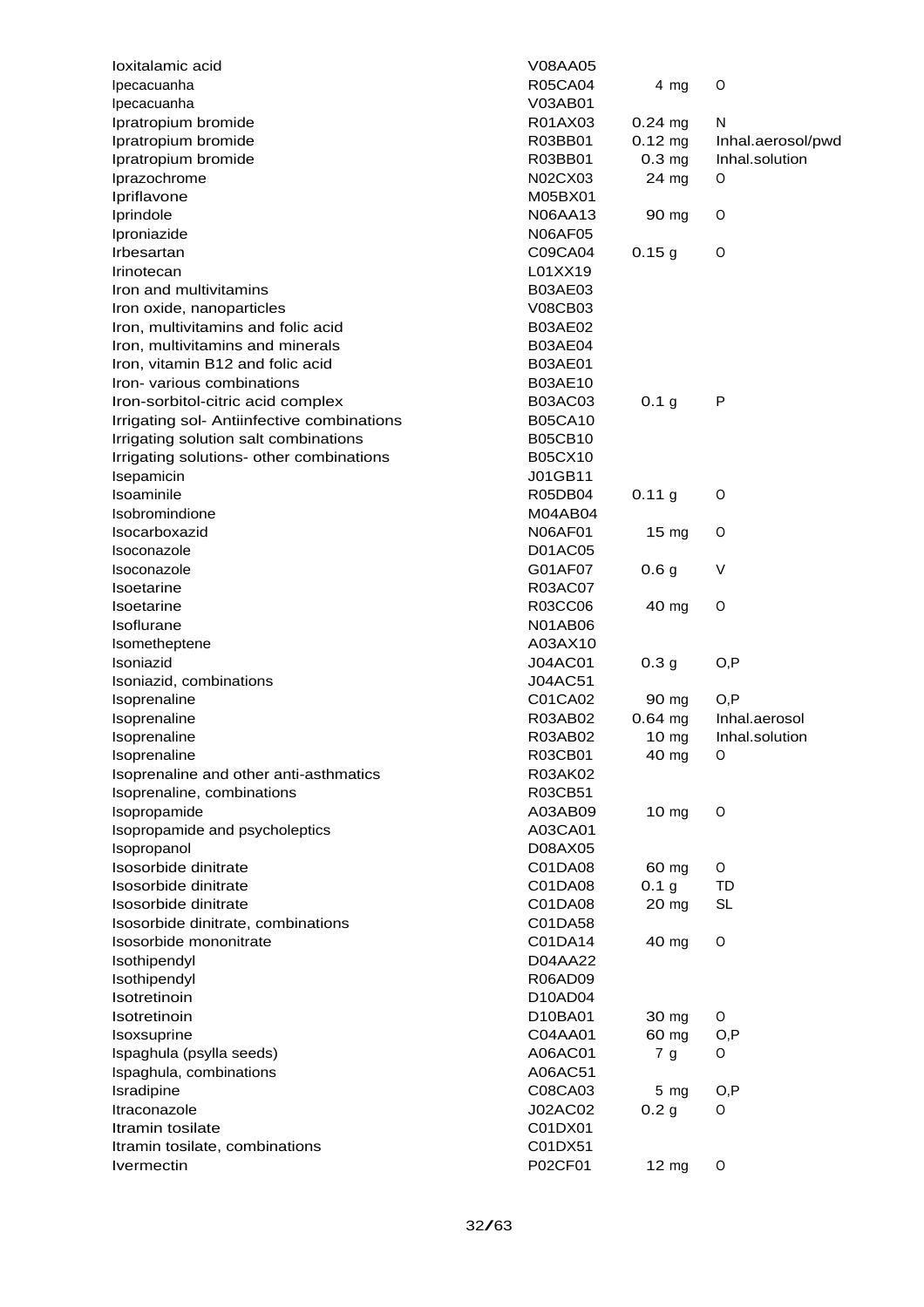| | | | |
|---|---|---|---|
| Ioxitalamic acid | V08AA05 | | |
| Ipecacuanha | R05CA04 | 4 mg | O |
| Ipecacuanha | V03AB01 | | |
| Ipratropium bromide | R01AX03 | 0.24 mg | N |
| Ipratropium bromide | R03BB01 | 0.12 mg | Inhal.aerosol/pwd |
| Ipratropium bromide | R03BB01 | 0.3 mg | Inhal.solution |
| Iprazochrome | N02CX03 | 24 mg | O |
| Ipriflavone | M05BX01 | | |
| Iprindole | N06AA13 | 90 mg | O |
| Iproniazide | N06AF05 | | |
| Irbesartan | C09CA04 | 0.15 g | O |
| Irinotecan | L01XX19 | | |
| Iron and multivitamins | B03AE03 | | |
| Iron oxide, nanoparticles | V08CB03 | | |
| Iron, multivitamins and folic acid | B03AE02 | | |
| Iron, multivitamins and minerals | B03AE04 | | |
| Iron, vitamin B12 and folic acid | B03AE01 | | |
| Iron- various combinations | B03AE10 | | |
| Iron-sorbitol-citric acid complex | B03AC03 | 0.1 g | P |
| Irrigating sol- Antiinfective combinations | B05CA10 | | |
| Irrigating solution salt combinations | B05CB10 | | |
| Irrigating solutions- other combinations | B05CX10 | | |
| Isepamicin | J01GB11 | | |
| Isoaminile | R05DB04 | 0.11 g | O |
| Isobromindione | M04AB04 | | |
| Isocarboxazid | N06AF01 | 15 mg | O |
| Isoconazole | D01AC05 | | |
| Isoconazole | G01AF07 | 0.6 g | V |
| Isoetarine | R03AC07 | | |
| Isoetarine | R03CC06 | 40 mg | O |
| Isoflurane | N01AB06 | | |
| Isometheptene | A03AX10 | | |
| Isoniazid | J04AC01 | 0.3 g | O,P |
| Isoniazid, combinations | J04AC51 | | |
| Isoprenaline | C01CA02 | 90 mg | O,P |
| Isoprenaline | R03AB02 | 0.64 mg | Inhal.aerosol |
| Isoprenaline | R03AB02 | 10 mg | Inhal.solution |
| Isoprenaline | R03CB01 | 40 mg | O |
| Isoprenaline and other anti-asthmatics | R03AK02 | | |
| Isoprenaline, combinations | R03CB51 | | |
| Isopropamide | A03AB09 | 10 mg | O |
| Isopropamide and psycholeptics | A03CA01 | | |
| Isopropanol | D08AX05 | | |
| Isosorbide dinitrate | C01DA08 | 60 mg | O |
| Isosorbide dinitrate | C01DA08 | 0.1 g | TD |
| Isosorbide dinitrate | C01DA08 | 20 mg | SL |
| Isosorbide dinitrate, combinations | C01DA58 | | |
| Isosorbide mononitrate | C01DA14 | 40 mg | O |
| Isothipendyl | D04AA22 | | |
| Isothipendyl | R06AD09 | | |
| Isotretinoin | D10AD04 | | |
| Isotretinoin | D10BA01 | 30 mg | O |
| Isoxsuprine | C04AA01 | 60 mg | O,P |
| Ispaghula (psylla seeds) | A06AC01 | 7 g | O |
| Ispaghula, combinations | A06AC51 | | |
| Isradipine | C08CA03 | 5 mg | O,P |
| Itraconazole | J02AC02 | 0.2 g | O |
| Itramin tosilate | C01DX01 | | |
| Itramin tosilate, combinations | C01DX51 | | |
| Ivermectin | P02CF01 | 12 mg | O |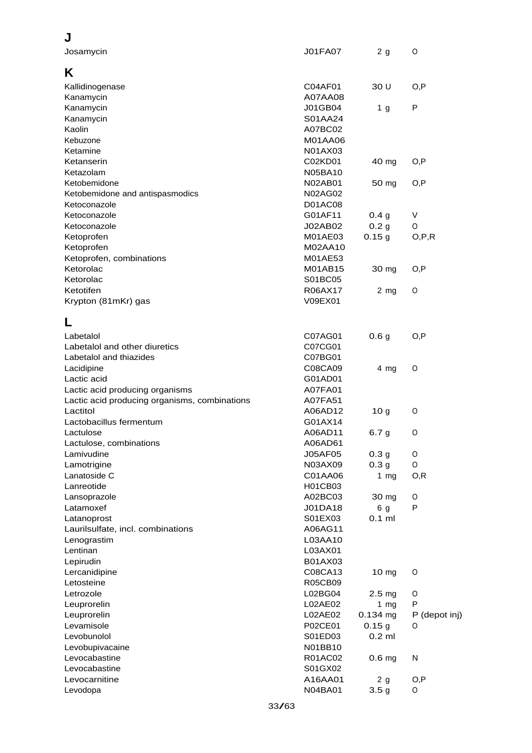## J

| | | | |
|---|---|---|---|
| Josamycin | J01FA07 | 2 g | O |

## K

| | | | |
|---|---|---|---|
| Kallidinogenase | C04AF01 | 30 U | O,P |
| Kanamycin | A07AA08 | | |
| Kanamycin | J01GB04 | 1 g | P |
| Kanamycin | S01AA24 | | |
| Kaolin | A07BC02 | | |
| Kebuzone | M01AA06 | | |
| Ketamine | N01AX03 | | |
| Ketanserin | C02KD01 | 40 mg | O,P |
| Ketazolam | N05BA10 | | |
| Ketobemidone | N02AB01 | 50 mg | O,P |
| Ketobemidone and antispasmodics | N02AG02 | | |
| Ketoconazole | D01AC08 | | |
| Ketoconazole | G01AF11 | 0.4 g | V |
| Ketoconazole | J02AB02 | 0.2 g | O |
| Ketoprofen | M01AE03 | 0.15 g | O,P,R |
| Ketoprofen | M02AA10 | | |
| Ketoprofen, combinations | M01AE53 | | |
| Ketorolac | M01AB15 | 30 mg | O,P |
| Ketorolac | S01BC05 | | |
| Ketotifen | R06AX17 | 2 mg | O |
| Krypton (81mKr) gas | V09EX01 | | |

## L

| | | | |
|---|---|---|---|
| Labetalol | C07AG01 | 0.6 g | O,P |
| Labetalol and other diuretics | C07CG01 | | |
| Labetalol and thiazides | C07BG01 | | |
| Lacidipine | C08CA09 | 4 mg | O |
| Lactic acid | G01AD01 | | |
| Lactic acid producing organisms | A07FA01 | | |
| Lactic acid producing organisms, combinations | A07FA51 | | |
| Lactitol | A06AD12 | 10 g | O |
| Lactobacillus fermentum | G01AX14 | | |
| Lactulose | A06AD11 | 6.7 g | O |
| Lactulose, combinations | A06AD61 | | |
| Lamivudine | J05AF05 | 0.3 g | O |
| Lamotrigine | N03AX09 | 0.3 g | O |
| Lanatoside C | C01AA06 | 1 mg | O,R |
| Lanreotide | H01CB03 | | |
| Lansoprazole | A02BC03 | 30 mg | O |
| Latamoxef | J01DA18 | 6 g | P |
| Latanoprost | S01EX03 | 0.1 ml | |
| Laurilsulfate, incl. combinations | A06AG11 | | |
| Lenograstim | L03AA10 | | |
| Lentinan | L03AX01 | | |
| Lepirudin | B01AX03 | | |
| Lercanidipine | C08CA13 | 10 mg | O |
| Letosteine | R05CB09 | | |
| Letrozole | L02BG04 | 2.5 mg | O |
| Leuprorelin | L02AE02 | 1 mg | P |
| Leuprorelin | L02AE02 | 0.134 mg | P (depot inj) |
| Levamisole | P02CE01 | 0.15 g | O |
| Levobunolol | S01ED03 | 0.2 ml | |
| Levobupivacaine | N01BB10 | | |
| Levocabastine | R01AC02 | 0.6 mg | N |
| Levocabastine | S01GX02 | | |
| Levocarnitine | A16AA01 | 2 g | O,P |
| Levodopa | N04BA01 | 3.5 g | O |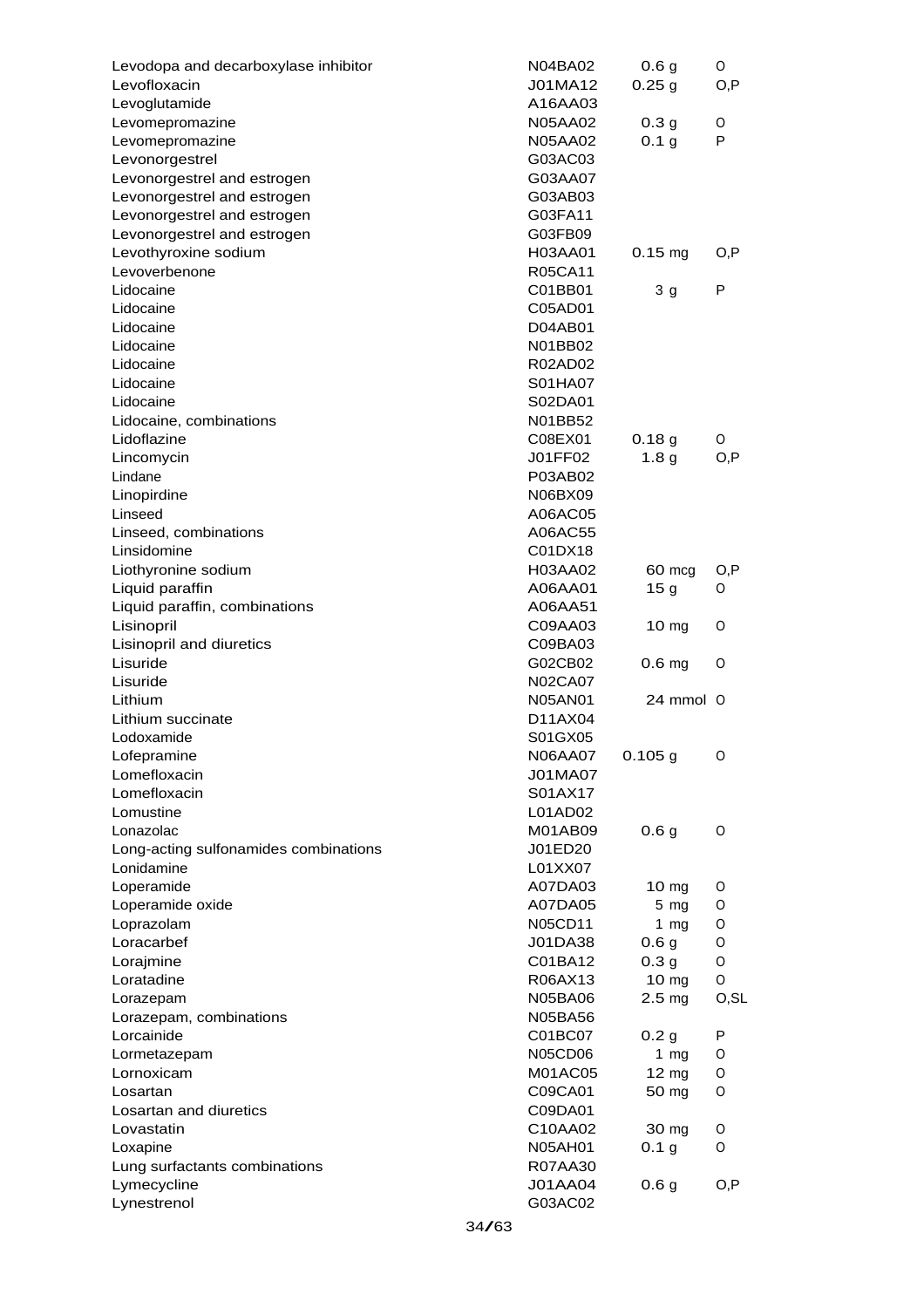| | | | |
|---|---|---|---|
| Levodopa and decarboxylase inhibitor | N04BA02 | 0.6 g | O |
| Levofloxacin | J01MA12 | 0.25 g | O,P |
| Levoglutamide | A16AA03 | | |
| Levomepromazine | N05AA02 | 0.3 g | O |
| Levomepromazine | N05AA02 | 0.1 g | P |
| Levonorgestrel | G03AC03 | | |
| Levonorgestrel and estrogen | G03AA07 | | |
| Levonorgestrel and estrogen | G03AB03 | | |
| Levonorgestrel and estrogen | G03FA11 | | |
| Levonorgestrel and estrogen | G03FB09 | | |
| Levothyroxine sodium | H03AA01 | 0.15 mg | O,P |
| Levoverbenone | R05CA11 | | |
| Lidocaine | C01BB01 | 3 g | P |
| Lidocaine | C05AD01 | | |
| Lidocaine | D04AB01 | | |
| Lidocaine | N01BB02 | | |
| Lidocaine | R02AD02 | | |
| Lidocaine | S01HA07 | | |
| Lidocaine | S02DA01 | | |
| Lidocaine, combinations | N01BB52 | | |
| Lidoflazine | C08EX01 | 0.18 g | O |
| Lincomycin | J01FF02 | 1.8 g | O,P |
| Lindane | P03AB02 | | |
| Linopirdine | N06BX09 | | |
| Linseed | A06AC05 | | |
| Linseed, combinations | A06AC55 | | |
| Linsidomine | C01DX18 | | |
| Liothyronine sodium | H03AA02 | 60 mcg | O,P |
| Liquid paraffin | A06AA01 | 15 g | O |
| Liquid paraffin, combinations | A06AA51 | | |
| Lisinopril | C09AA03 | 10 mg | O |
| Lisinopril and diuretics | C09BA03 | | |
| Lisuride | G02CB02 | 0.6 mg | O |
| Lisuride | N02CA07 | | |
| Lithium | N05AN01 | 24 mmol | O |
| Lithium succinate | D11AX04 | | |
| Lodoxamide | S01GX05 | | |
| Lofepramine | N06AA07 | 0.105 g | O |
| Lomefloxacin | J01MA07 | | |
| Lomefloxacin | S01AX17 | | |
| Lomustine | L01AD02 | | |
| Lonazolac | M01AB09 | 0.6 g | O |
| Long-acting sulfonamides combinations | J01ED20 | | |
| Lonidamine | L01XX07 | | |
| Loperamide | A07DA03 | 10 mg | O |
| Loperamide oxide | A07DA05 | 5 mg | O |
| Loprazolam | N05CD11 | 1 mg | O |
| Loracarbef | J01DA38 | 0.6 g | O |
| Lorajmine | C01BA12 | 0.3 g | O |
| Loratadine | R06AX13 | 10 mg | O |
| Lorazepam | N05BA06 | 2.5 mg | O,SL |
| Lorazepam, combinations | N05BA56 | | |
| Lorcainide | C01BC07 | 0.2 g | P |
| Lormetazepam | N05CD06 | 1 mg | O |
| Lornoxicam | M01AC05 | 12 mg | O |
| Losartan | C09CA01 | 50 mg | O |
| Losartan and diuretics | C09DA01 | | |
| Lovastatin | C10AA02 | 30 mg | O |
| Loxapine | N05AH01 | 0.1 g | O |
| Lung surfactants combinations | R07AA30 | | |
| Lymecycline | J01AA04 | 0.6 g | O,P |
| Lynestrenol | G03AC02 | | |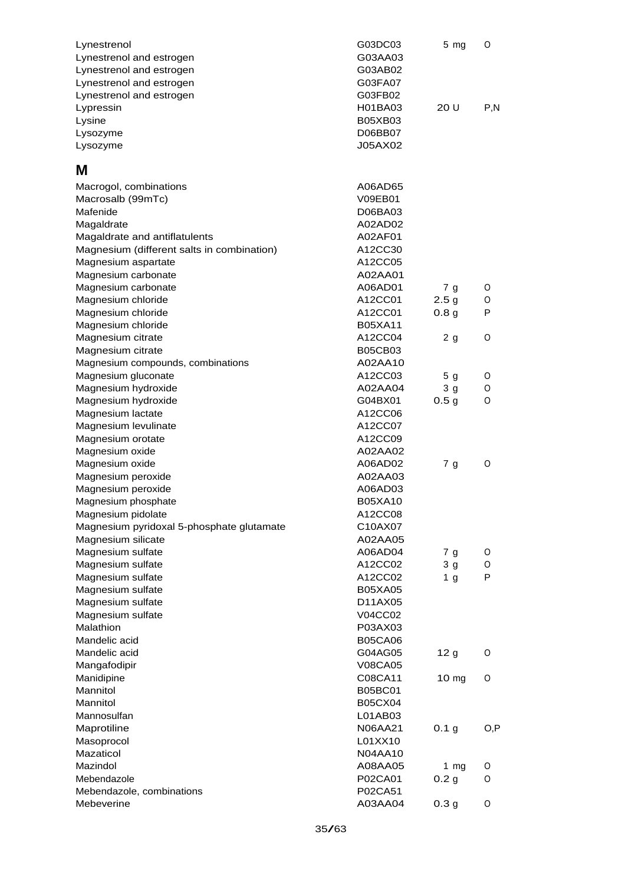| | | | |
|---|---|---|---|
| Lynestrenol | G03DC03 | 5 mg | O |
| Lynestrenol and estrogen | G03AA03 | | |
| Lynestrenol and estrogen | G03AB02 | | |
| Lynestrenol and estrogen | G03FA07 | | |
| Lynestrenol and estrogen | G03FB02 | | |
| Lypressin | H01BA03 | 20 U | P,N |
| Lysine | B05XB03 | | |
| Lysozyme | D06BB07 | | |
| Lysozyme | J05AX02 | | |

## M

| | | | |
|---|---|---|---|
| Macrogol, combinations | A06AD65 | | |
| Macrosalb (99mTc) | V09EB01 | | |
| Mafenide | D06BA03 | | |
| Magaldrate | A02AD02 | | |
| Magaldrate and antiflatulents | A02AF01 | | |
| Magnesium (different salts in combination) | A12CC30 | | |
| Magnesium aspartate | A12CC05 | | |
| Magnesium carbonate | A02AA01 | | |
| Magnesium carbonate | A06AD01 | 7 g | O |
| Magnesium chloride | A12CC01 | 2.5 g | O |
| Magnesium chloride | A12CC01 | 0.8 g | P |
| Magnesium chloride | B05XA11 | | |
| Magnesium citrate | A12CC04 | 2 g | O |
| Magnesium citrate | B05CB03 | | |
| Magnesium compounds, combinations | A02AA10 | | |
| Magnesium gluconate | A12CC03 | 5 g | O |
| Magnesium hydroxide | A02AA04 | 3 g | O |
| Magnesium hydroxide | G04BX01 | 0.5 g | O |
| Magnesium lactate | A12CC06 | | |
| Magnesium levulinate | A12CC07 | | |
| Magnesium orotate | A12CC09 | | |
| Magnesium oxide | A02AA02 | | |
| Magnesium oxide | A06AD02 | 7 g | O |
| Magnesium peroxide | A02AA03 | | |
| Magnesium peroxide | A06AD03 | | |
| Magnesium phosphate | B05XA10 | | |
| Magnesium pidolate | A12CC08 | | |
| Magnesium pyridoxal 5-phosphate glutamate | C10AX07 | | |
| Magnesium silicate | A02AA05 | | |
| Magnesium sulfate | A06AD04 | 7 g | O |
| Magnesium sulfate | A12CC02 | 3 g | O |
| Magnesium sulfate | A12CC02 | 1 g | P |
| Magnesium sulfate | B05XA05 | | |
| Magnesium sulfate | D11AX05 | | |
| Magnesium sulfate | V04CC02 | | |
| Malathion | P03AX03 | | |
| Mandelic acid | B05CA06 | | |
| Mandelic acid | G04AG05 | 12 g | O |
| Mangafodipir | V08CA05 | | |
| Manidipine | C08CA11 | 10 mg | O |
| Mannitol | B05BC01 | | |
| Mannitol | B05CX04 | | |
| Mannosulfan | L01AB03 | | |
| Maprotiline | N06AA21 | 0.1 g | O,P |
| Masoprocol | L01XX10 | | |
| Mazaticol | N04AA10 | | |
| Mazindol | A08AA05 | 1 mg | O |
| Mebendazole | P02CA01 | 0.2 g | O |
| Mebendazole, combinations | P02CA51 | | |
| Mebeverine | A03AA04 | 0.3 g | O |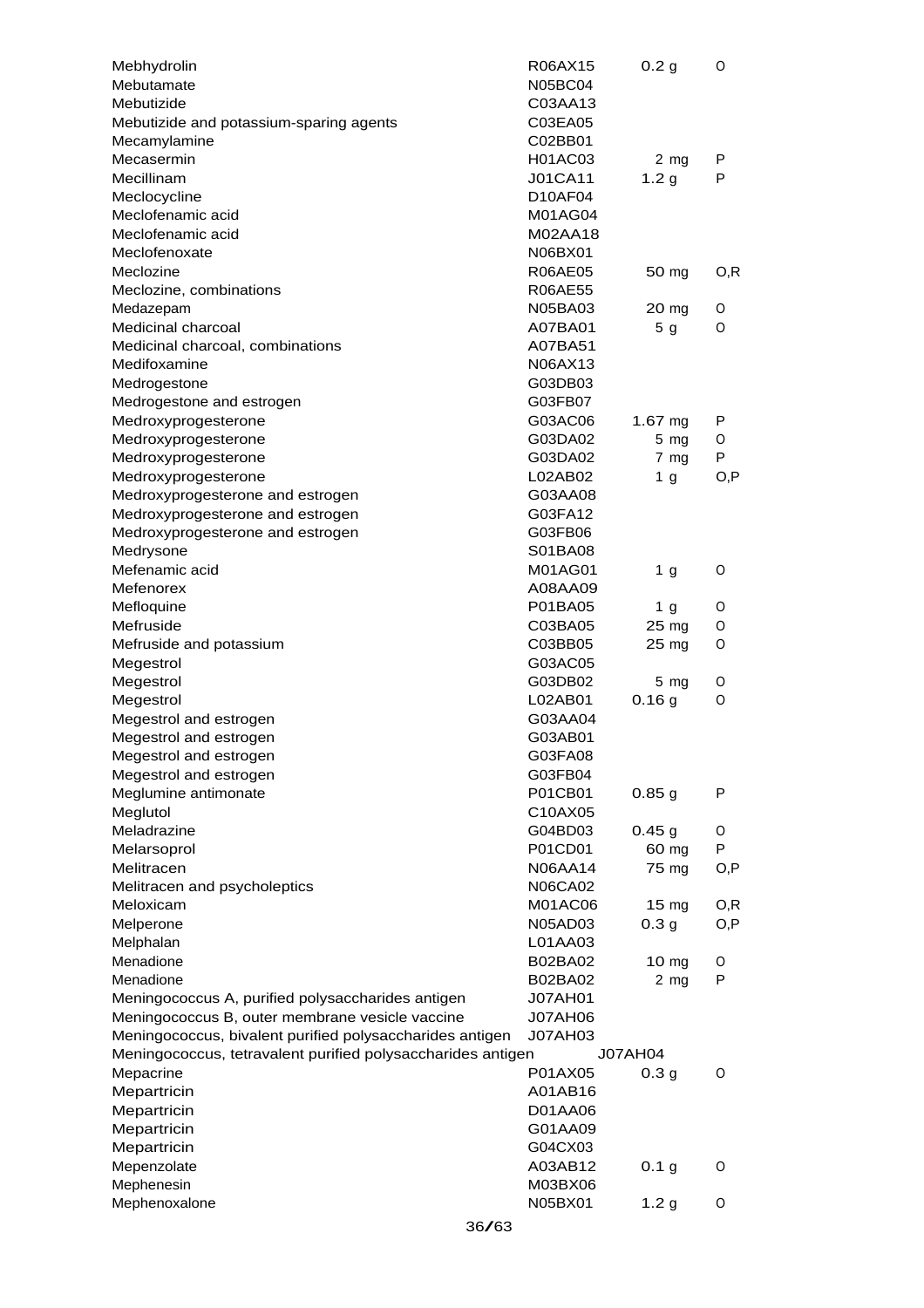| | | | |
|---|---|---|---|
| Mebhydrolin | R06AX15 | 0.2 g | O |
| Mebutamate | N05BC04 | | |
| Mebutizide | C03AA13 | | |
| Mebutizide and potassium-sparing agents | C03EA05 | | |
| Mecamylamine | C02BB01 | | |
| Mecasermin | H01AC03 | 2 mg | P |
| Mecillinam | J01CA11 | 1.2 g | P |
| Meclocycline | D10AF04 | | |
| Meclofenamic acid | M01AG04 | | |
| Meclofenamic acid | M02AA18 | | |
| Meclofenoxate | N06BX01 | | |
| Meclozine | R06AE05 | 50 mg | O,R |
| Meclozine, combinations | R06AE55 | | |
| Medazepam | N05BA03 | 20 mg | O |
| Medicinal charcoal | A07BA01 | 5 g | O |
| Medicinal charcoal, combinations | A07BA51 | | |
| Medifoxamine | N06AX13 | | |
| Medrogestone | G03DB03 | | |
| Medrogestone and estrogen | G03FB07 | | |
| Medroxyprogesterone | G03AC06 | 1.67 mg | P |
| Medroxyprogesterone | G03DA02 | 5 mg | O |
| Medroxyprogesterone | G03DA02 | 7 mg | P |
| Medroxyprogesterone | L02AB02 | 1 g | O,P |
| Medroxyprogesterone and estrogen | G03AA08 | | |
| Medroxyprogesterone and estrogen | G03FA12 | | |
| Medroxyprogesterone and estrogen | G03FB06 | | |
| Medrysone | S01BA08 | | |
| Mefenamic acid | M01AG01 | 1 g | O |
| Mefenorex | A08AA09 | | |
| Mefloquine | P01BA05 | 1 g | O |
| Mefruside | C03BA05 | 25 mg | O |
| Mefruside and potassium | C03BB05 | 25 mg | O |
| Megestrol | G03AC05 | | |
| Megestrol | G03DB02 | 5 mg | O |
| Megestrol | L02AB01 | 0.16 g | O |
| Megestrol and estrogen | G03AA04 | | |
| Megestrol and estrogen | G03AB01 | | |
| Megestrol and estrogen | G03FA08 | | |
| Megestrol and estrogen | G03FB04 | | |
| Meglumine antimonate | P01CB01 | 0.85 g | P |
| Meglutol | C10AX05 | | |
| Meladrazine | G04BD03 | 0.45 g | O |
| Melarsoprol | P01CD01 | 60 mg | P |
| Melitracen | N06AA14 | 75 mg | O,P |
| Melitracen and psycholeptics | N06CA02 | | |
| Meloxicam | M01AC06 | 15 mg | O,R |
| Melperone | N05AD03 | 0.3 g | O,P |
| Melphalan | L01AA03 | | |
| Menadione | B02BA02 | 10 mg | O |
| Menadione | B02BA02 | 2 mg | P |
| Meningococcus A, purified polysaccharides antigen | J07AH01 | | |
| Meningococcus B, outer membrane vesicle vaccine | J07AH06 | | |
| Meningococcus, bivalent purified polysaccharides antigen | J07AH03 | | |
| Meningococcus, tetravalent purified polysaccharides antigen | J07AH04 | | |
| Mepacrine | P01AX05 | 0.3 g | O |
| Mepartricin | A01AB16 | | |
| Mepartricin | D01AA06 | | |
| Mepartricin | G01AA09 | | |
| Mepartricin | G04CX03 | | |
| Mepenzolate | A03AB12 | 0.1 g | O |
| Mephenesin | M03BX06 | | |
| Mephenoxalone | N05BX01 | 1.2 g | O |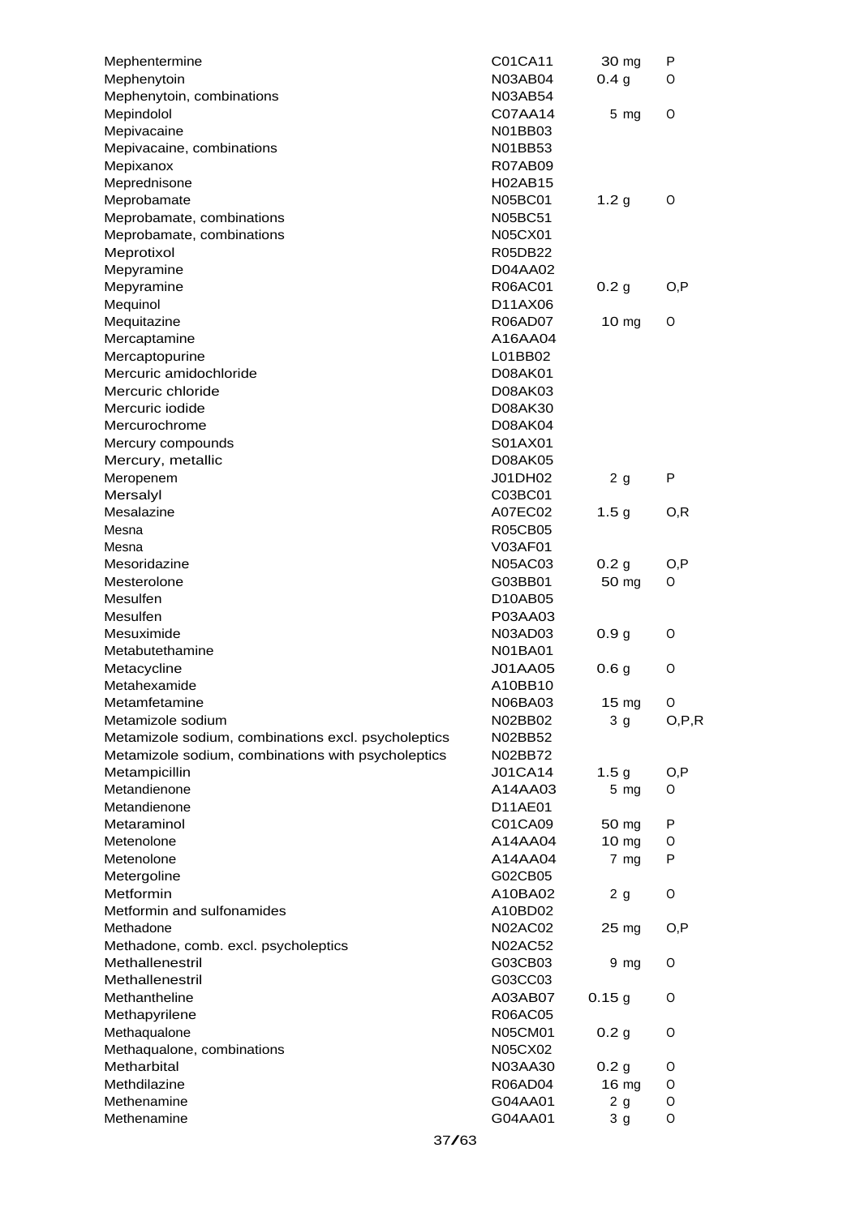| | | | |
|---|---|---|---|
| Mephentermine | C01CA11 | 30 mg | P |
| Mephenytoin | N03AB04 | 0.4 g | O |
| Mephenytoin, combinations | N03AB54 | | |
| Mepindolol | C07AA14 | 5 mg | O |
| Mepivacaine | N01BB03 | | |
| Mepivacaine, combinations | N01BB53 | | |
| Mepixanox | R07AB09 | | |
| Meprednisone | H02AB15 | | |
| Meprobamate | N05BC01 | 1.2 g | O |
| Meprobamate, combinations | N05BC51 | | |
| Meprobamate, combinations | N05CX01 | | |
| Meprotixol | R05DB22 | | |
| Mepyramine | D04AA02 | | |
| Mepyramine | R06AC01 | 0.2 g | O,P |
| Mequinol | D11AX06 | | |
| Mequitazine | R06AD07 | 10 mg | O |
| Mercaptamine | A16AA04 | | |
| Mercaptopurine | L01BB02 | | |
| Mercuric amidochloride | D08AK01 | | |
| Mercuric chloride | D08AK03 | | |
| Mercuric iodide | D08AK30 | | |
| Mercurochrome | D08AK04 | | |
| Mercury compounds | S01AX01 | | |
| Mercury, metallic | D08AK05 | | |
| Meropenem | J01DH02 | 2 g | P |
| Mersalyl | C03BC01 | | |
| Mesalazine | A07EC02 | 1.5 g | O,R |
| Mesna | R05CB05 | | |
| Mesna | V03AF01 | | |
| Mesoridazine | N05AC03 | 0.2 g | O,P |
| Mesterolone | G03BB01 | 50 mg | O |
| Mesulfen | D10AB05 | | |
| Mesulfen | P03AA03 | | |
| Mesuximide | N03AD03 | 0.9 g | O |
| Metabutethamine | N01BA01 | | |
| Metacycline | J01AA05 | 0.6 g | O |
| Metahexamide | A10BB10 | | |
| Metamfetamine | N06BA03 | 15 mg | O |
| Metamizole sodium | N02BB02 | 3 g | O,P,R |
| Metamizole sodium, combinations excl. psycholeptics | N02BB52 | | |
| Metamizole sodium, combinations with psycholeptics | N02BB72 | | |
| Metampicillin | J01CA14 | 1.5 g | O,P |
| Metandienone | A14AA03 | 5 mg | O |
| Metandienone | D11AE01 | | |
| Metaraminol | C01CA09 | 50 mg | P |
| Metenolone | A14AA04 | 10 mg | O |
| Metenolone | A14AA04 | 7 mg | P |
| Metergoline | G02CB05 | | |
| Metformin | A10BA02 | 2 g | O |
| Metformin and sulfonamides | A10BD02 | | |
| Methadone | N02AC02 | 25 mg | O,P |
| Methadone, comb. excl. psycholeptics | N02AC52 | | |
| Methallenestril | G03CB03 | 9 mg | O |
| Methallenestril | G03CC03 | | |
| Methantheline | A03AB07 | 0.15 g | O |
| Methapyrilene | R06AC05 | | |
| Methaqualone | N05CM01 | 0.2 g | O |
| Methaqualone, combinations | N05CX02 | | |
| Metharbital | N03AA30 | 0.2 g | O |
| Methdilazine | R06AD04 | 16 mg | O |
| Methenamine | G04AA01 | 2 g | O |
| Methenamine | G04AA01 | 3 g | O |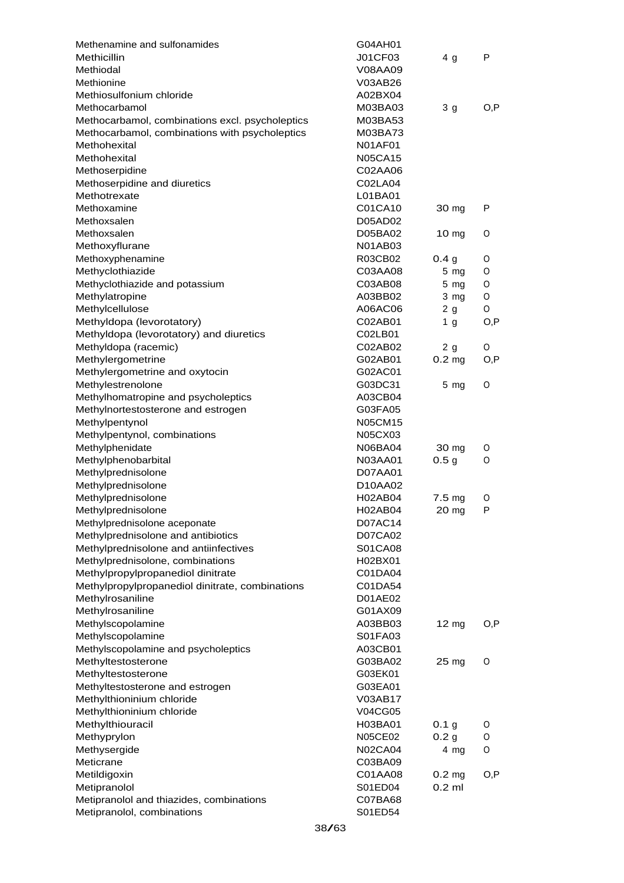| | | | |
|---|---|---|---|
| Methenamine and sulfonamides | G04AH01 | | |
| Methicillin | J01CF03 | 4 g | P |
| Methiodal | V08AA09 | | |
| Methionine | V03AB26 | | |
| Methiosulfonium chloride | A02BX04 | | |
| Methocarbamol | M03BA03 | 3 g | O,P |
| Methocarbamol, combinations excl. psycholeptics | M03BA53 | | |
| Methocarbamol, combinations with psycholeptics | M03BA73 | | |
| Methohexital | N01AF01 | | |
| Methohexital | N05CA15 | | |
| Methoserpidine | C02AA06 | | |
| Methoserpidine and diuretics | C02LA04 | | |
| Methotrexate | L01BA01 | | |
| Methoxamine | C01CA10 | 30 mg | P |
| Methoxsalen | D05AD02 | | |
| Methoxsalen | D05BA02 | 10 mg | O |
| Methoxyflurane | N01AB03 | | |
| Methoxyphenamine | R03CB02 | 0.4 g | O |
| Methyclothiazide | C03AA08 | 5 mg | O |
| Methyclothiazide and potassium | C03AB08 | 5 mg | O |
| Methylatropine | A03BB02 | 3 mg | O |
| Methylcellulose | A06AC06 | 2 g | O |
| Methyldopa (levorotatory) | C02AB01 | 1 g | O,P |
| Methyldopa (levorotatory) and diuretics | C02LB01 | | |
| Methyldopa (racemic) | C02AB02 | 2 g | O |
| Methylergometrine | G02AB01 | 0.2 mg | O,P |
| Methylergometrine and oxytocin | G02AC01 | | |
| Methylestrenolone | G03DC31 | 5 mg | O |
| Methylhomatropine and psycholeptics | A03CB04 | | |
| Methylnortestosterone and estrogen | G03FA05 | | |
| Methylpentynol | N05CM15 | | |
| Methylpentynol, combinations | N05CX03 | | |
| Methylphenidate | N06BA04 | 30 mg | O |
| Methylphenobarbital | N03AA01 | 0.5 g | O |
| Methylprednisolone | D07AA01 | | |
| Methylprednisolone | D10AA02 | | |
| Methylprednisolone | H02AB04 | 7.5 mg | O |
| Methylprednisolone | H02AB04 | 20 mg | P |
| Methylprednisolone aceponate | D07AC14 | | |
| Methylprednisolone and antibiotics | D07CA02 | | |
| Methylprednisolone and antiinfectives | S01CA08 | | |
| Methylprednisolone, combinations | H02BX01 | | |
| Methylpropylpropanediol dinitrate | C01DA04 | | |
| Methylpropylpropanediol dinitrate, combinations | C01DA54 | | |
| Methylrosaniline | D01AE02 | | |
| Methylrosaniline | G01AX09 | | |
| Methylscopolamine | A03BB03 | 12 mg | O,P |
| Methylscopolamine | S01FA03 | | |
| Methylscopolamine and psycholeptics | A03CB01 | | |
| Methyltestosterone | G03BA02 | 25 mg | O |
| Methyltestosterone | G03EK01 | | |
| Methyltestosterone and estrogen | G03EA01 | | |
| Methylthioninium chloride | V03AB17 | | |
| Methylthioninium chloride | V04CG05 | | |
| Methylthiouracil | H03BA01 | 0.1 g | O |
| Methyprylon | N05CE02 | 0.2 g | O |
| Methysergide | N02CA04 | 4 mg | O |
| Meticrane | C03BA09 | | |
| Metildigoxin | C01AA08 | 0.2 mg | O,P |
| Metipranolol | S01ED04 | 0.2 ml | |
| Metipranolol and thiazides, combinations | C07BA68 | | |
| Metipranolol, combinations | S01ED54 | | |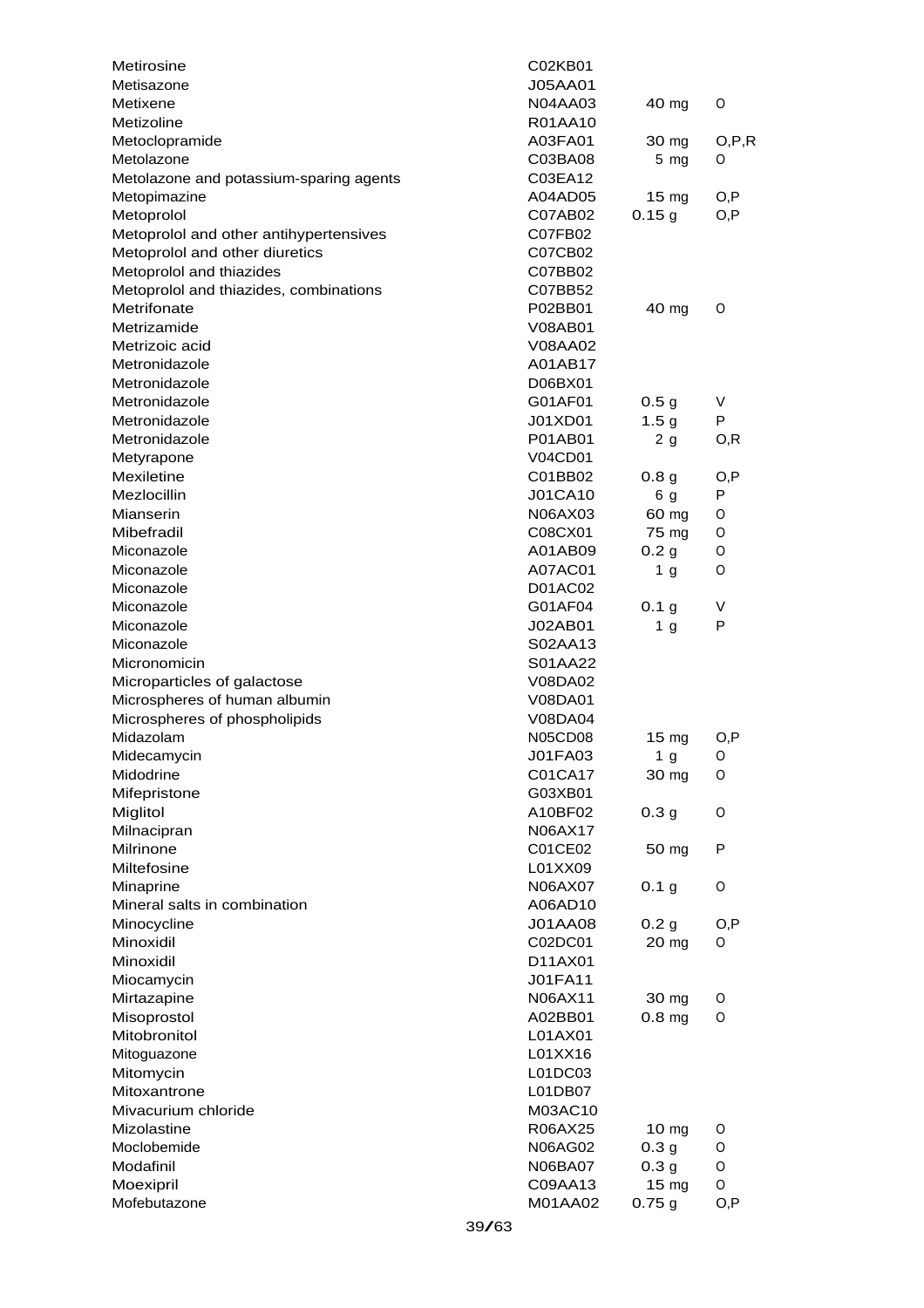| | | | |
|---|---|---|---|
| Metirosine | C02KB01 | | |
| Metisazone | J05AA01 | | |
| Metixene | N04AA03 | 40 mg | O |
| Metizoline | R01AA10 | | |
| Metoclopramide | A03FA01 | 30 mg | O,P,R |
| Metolazone | C03BA08 | 5 mg | O |
| Metolazone and potassium-sparing agents | C03EA12 | | |
| Metopimazine | A04AD05 | 15 mg | O,P |
| Metoprolol | C07AB02 | 0.15 g | O,P |
| Metoprolol and other antihypertensives | C07FB02 | | |
| Metoprolol and other diuretics | C07CB02 | | |
| Metoprolol and thiazides | C07BB02 | | |
| Metoprolol and thiazides, combinations | C07BB52 | | |
| Metrifonate | P02BB01 | 40 mg | O |
| Metrizamide | V08AB01 | | |
| Metrizoic acid | V08AA02 | | |
| Metronidazole | A01AB17 | | |
| Metronidazole | D06BX01 | | |
| Metronidazole | G01AF01 | 0.5 g | V |
| Metronidazole | J01XD01 | 1.5 g | P |
| Metronidazole | P01AB01 | 2 g | O,R |
| Metyrapone | V04CD01 | | |
| Mexiletine | C01BB02 | 0.8 g | O,P |
| Mezlocillin | J01CA10 | 6 g | P |
| Mianserin | N06AX03 | 60 mg | O |
| Mibefradil | C08CX01 | 75 mg | O |
| Miconazole | A01AB09 | 0.2 g | O |
| Miconazole | A07AC01 | 1 g | O |
| Miconazole | D01AC02 | | |
| Miconazole | G01AF04 | 0.1 g | V |
| Miconazole | J02AB01 | 1 g | P |
| Miconazole | S02AA13 | | |
| Micronomicin | S01AA22 | | |
| Microparticles of galactose | V08DA02 | | |
| Microspheres of human albumin | V08DA01 | | |
| Microspheres of phospholipids | V08DA04 | | |
| Midazolam | N05CD08 | 15 mg | O,P |
| Midecamycin | J01FA03 | 1 g | O |
| Midodrine | C01CA17 | 30 mg | O |
| Mifepristone | G03XB01 | | |
| Miglitol | A10BF02 | 0.3 g | O |
| Milnacipran | N06AX17 | | |
| Milrinone | C01CE02 | 50 mg | P |
| Miltefosine | L01XX09 | | |
| Minaprine | N06AX07 | 0.1 g | O |
| Mineral salts in combination | A06AD10 | | |
| Minocycline | J01AA08 | 0.2 g | O,P |
| Minoxidil | C02DC01 | 20 mg | O |
| Minoxidil | D11AX01 | | |
| Miocamycin | J01FA11 | | |
| Mirtazapine | N06AX11 | 30 mg | O |
| Misoprostol | A02BB01 | 0.8 mg | O |
| Mitobronitol | L01AX01 | | |
| Mitoguazone | L01XX16 | | |
| Mitomycin | L01DC03 | | |
| Mitoxantrone | L01DB07 | | |
| Mivacurium chloride | M03AC10 | | |
| Mizolastine | R06AX25 | 10 mg | O |
| Moclobemide | N06AG02 | 0.3 g | O |
| Modafinil | N06BA07 | 0.3 g | O |
| Moexipril | C09AA13 | 15 mg | O |
| Mofebutazone | M01AA02 | 0.75 g | O,P |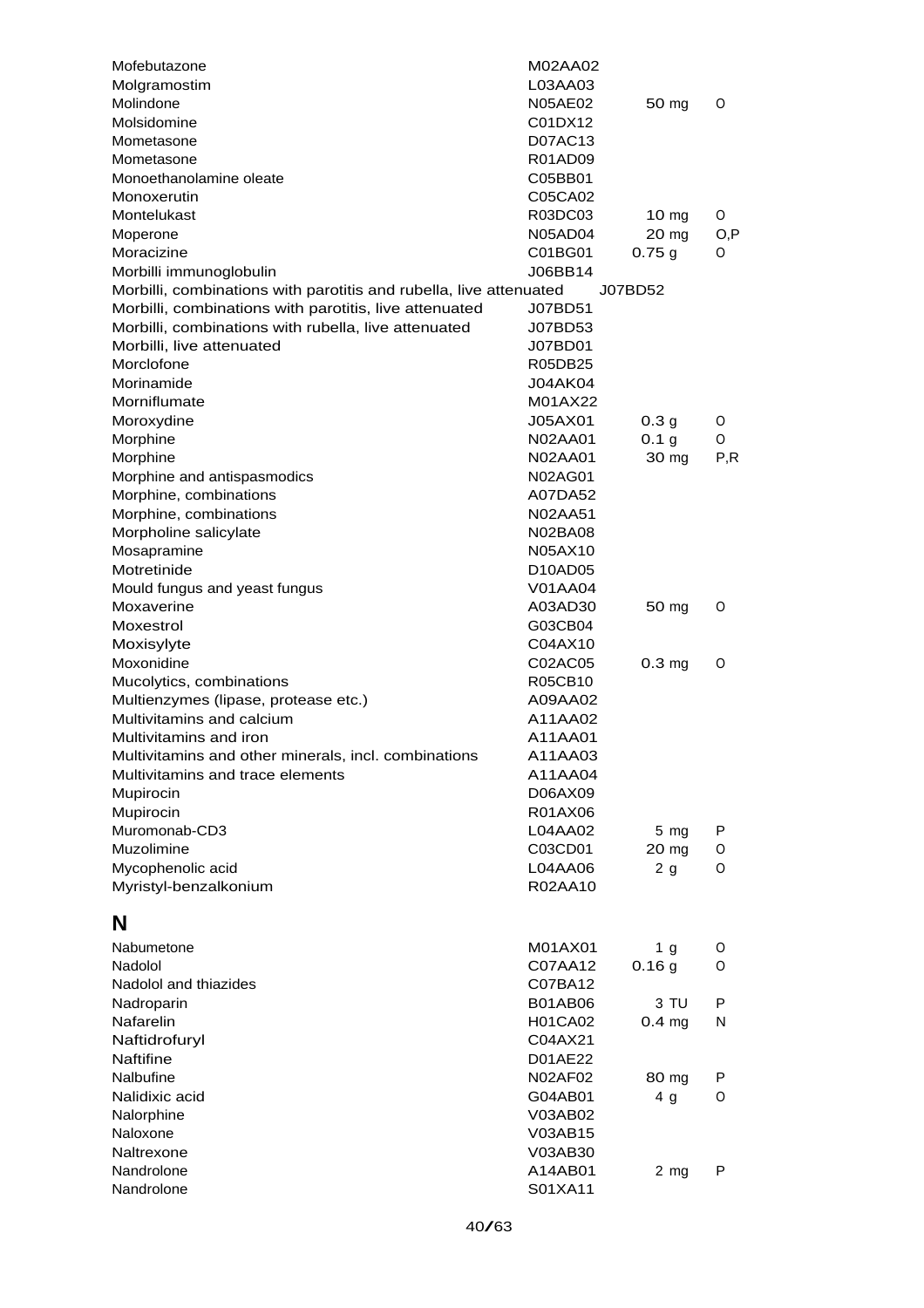| | | | |
|---|---|---|---|
| Mofebutazone | M02AA02 | | |
| Molgramostim | L03AA03 | | |
| Molindone | N05AE02 | 50 mg | O |
| Molsidomine | C01DX12 | | |
| Mometasone | D07AC13 | | |
| Mometasone | R01AD09 | | |
| Monoethanolamine oleate | C05BB01 | | |
| Monoxerutin | C05CA02 | | |
| Montelukast | R03DC03 | 10 mg | O |
| Moperone | N05AD04 | 20 mg | O,P |
| Moracizine | C01BG01 | 0.75 g | O |
| Morbilli immunoglobulin | J06BB14 | | |
| Morbilli, combinations with parotitis and rubella, live attenuated | J07BD52 | | |
| Morbilli, combinations with parotitis, live attenuated | J07BD51 | | |
| Morbilli, combinations with rubella, live attenuated | J07BD53 | | |
| Morbilli, live attenuated | J07BD01 | | |
| Morclofone | R05DB25 | | |
| Morinamide | J04AK04 | | |
| Morniflumate | M01AX22 | | |
| Moroxydine | J05AX01 | 0.3 g | O |
| Morphine | N02AA01 | 0.1 g | O |
| Morphine | N02AA01 | 30 mg | P,R |
| Morphine and antispasmodics | N02AG01 | | |
| Morphine, combinations | A07DA52 | | |
| Morphine, combinations | N02AA51 | | |
| Morpholine salicylate | N02BA08 | | |
| Mosapramine | N05AX10 | | |
| Motretinide | D10AD05 | | |
| Mould fungus and yeast fungus | V01AA04 | | |
| Moxaverine | A03AD30 | 50 mg | O |
| Moxestrol | G03CB04 | | |
| Moxisylyte | C04AX10 | | |
| Moxonidine | C02AC05 | 0.3 mg | O |
| Mucolytics, combinations | R05CB10 | | |
| Multienzymes (lipase, protease etc.) | A09AA02 | | |
| Multivitamins and calcium | A11AA02 | | |
| Multivitamins and iron | A11AA01 | | |
| Multivitamins and other minerals, incl. combinations | A11AA03 | | |
| Multivitamins and trace elements | A11AA04 | | |
| Mupirocin | D06AX09 | | |
| Mupirocin | R01AX06 | | |
| Muromonab-CD3 | L04AA02 | 5 mg | P |
| Muzolimine | C03CD01 | 20 mg | O |
| Mycophenolic acid | L04AA06 | 2 g | O |
| Myristyl-benzalkonium | R02AA10 | | |

## N

| | | | |
|---|---|---|---|
| Nabumetone | M01AX01 | 1 g | O |
| Nadolol | C07AA12 | 0.16 g | O |
| Nadolol and thiazides | C07BA12 | | |
| Nadroparin | B01AB06 | 3 TU | P |
| Nafarelin | H01CA02 | 0.4 mg | N |
| Naftidrofuryl | C04AX21 | | |
| Naftifine | D01AE22 | | |
| Nalbufine | N02AF02 | 80 mg | P |
| Nalidixic acid | G04AB01 | 4 g | O |
| Nalorphine | V03AB02 | | |
| Naloxone | V03AB15 | | |
| Naltrexone | V03AB30 | | |
| Nandrolone | A14AB01 | 2 mg | P |
| Nandrolone | S01XA11 | | |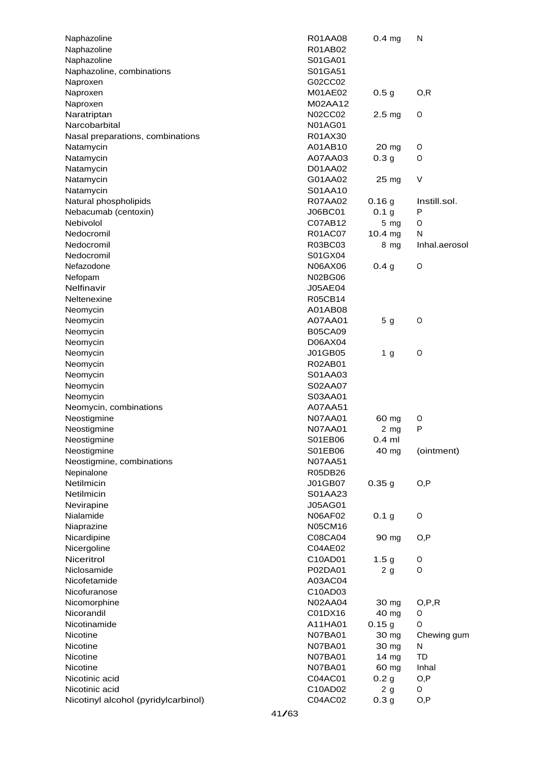| Name | ATC code | DDD | Adm.R |
|---|---|---|---|
| Naphazoline | R01AA08 | 0.4 mg | N |
| Naphazoline | R01AB02 | | |
| Naphazoline | S01GA01 | | |
| Naphazoline, combinations | S01GA51 | | |
| Naproxen | G02CC02 | | |
| Naproxen | M01AE02 | 0.5 g | O,R |
| Naproxen | M02AA12 | | |
| Naratriptan | N02CC02 | 2.5 mg | O |
| Narcobarbital | N01AG01 | | |
| Nasal preparations, combinations | R01AX30 | | |
| Natamycin | A01AB10 | 20 mg | O |
| Natamycin | A07AA03 | 0.3 g | O |
| Natamycin | D01AA02 | | |
| Natamycin | G01AA02 | 25 mg | V |
| Natamycin | S01AA10 | | |
| Natural phospholipids | R07AA02 | 0.16 g | Instill.sol. |
| Nebacumab (centoxin) | J06BC01 | 0.1 g | P |
| Nebivolol | C07AB12 | 5 mg | O |
| Nedocromil | R01AC07 | 10.4 mg | N |
| Nedocromil | R03BC03 | 8 mg | Inhal.aerosol |
| Nedocromil | S01GX04 | | |
| Nefazodone | N06AX06 | 0.4 g | O |
| Nefopam | N02BG06 | | |
| Nelfinavir | J05AE04 | | |
| Neltenexine | R05CB14 | | |
| Neomycin | A01AB08 | | |
| Neomycin | A07AA01 | 5 g | O |
| Neomycin | B05CA09 | | |
| Neomycin | D06AX04 | | |
| Neomycin | J01GB05 | 1 g | O |
| Neomycin | R02AB01 | | |
| Neomycin | S01AA03 | | |
| Neomycin | S02AA07 | | |
| Neomycin | S03AA01 | | |
| Neomycin, combinations | A07AA51 | | |
| Neostigmine | N07AA01 | 60 mg | O |
| Neostigmine | N07AA01 | 2 mg | P |
| Neostigmine | S01EB06 | 0.4 ml | |
| Neostigmine | S01EB06 | 40 mg | (ointment) |
| Neostigmine, combinations | N07AA51 | | |
| Nepinalone | R05DB26 | | |
| Netilmicin | J01GB07 | 0.35 g | O,P |
| Netilmicin | S01AA23 | | |
| Nevirapine | J05AG01 | | |
| Nialamide | N06AF02 | 0.1 g | O |
| Niaprazine | N05CM16 | | |
| Nicardipine | C08CA04 | 90 mg | O,P |
| Nicergoline | C04AE02 | | |
| Niceritrol | C10AD01 | 1.5 g | O |
| Niclosamide | P02DA01 | 2 g | O |
| Nicofetamide | A03AC04 | | |
| Nicofuranose | C10AD03 | | |
| Nicomorphine | N02AA04 | 30 mg | O,P,R |
| Nicorandil | C01DX16 | 40 mg | O |
| Nicotinamide | A11HA01 | 0.15 g | O |
| Nicotine | N07BA01 | 30 mg | Chewing gum |
| Nicotine | N07BA01 | 30 mg | N |
| Nicotine | N07BA01 | 14 mg | TD |
| Nicotine | N07BA01 | 60 mg | Inhal |
| Nicotinic acid | C04AC01 | 0.2 g | O,P |
| Nicotinic acid | C10AD02 | 2 g | O |
| Nicotinyl alcohol (pyridylcarbinol) | C04AC02 | 0.3 g | O,P |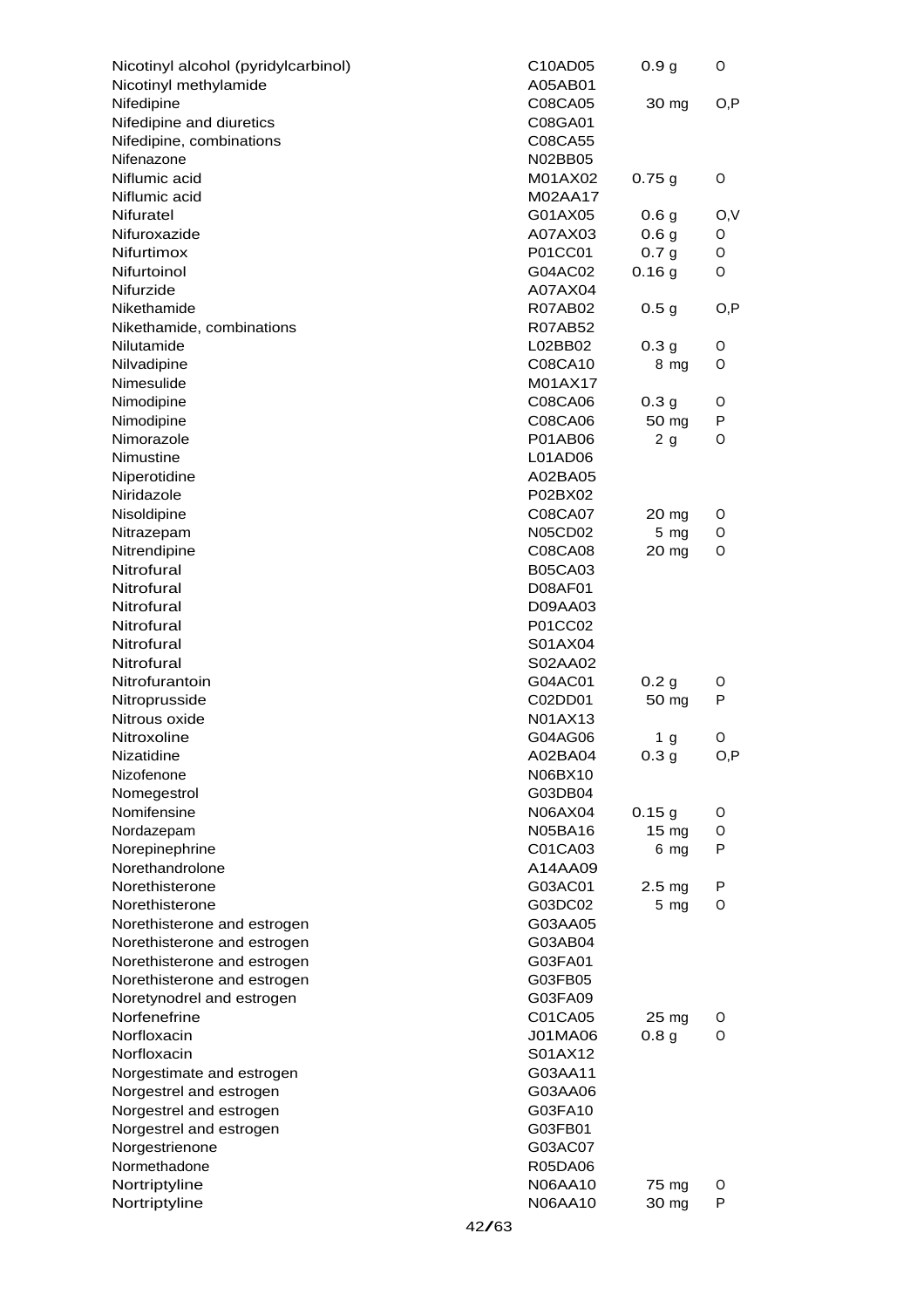| | | | |
|---|---|---|---|
| Nicotinyl alcohol (pyridylcarbinol) | C10AD05 | 0.9 g | O |
| Nicotinyl methylamide | A05AB01 | | |
| Nifedipine | C08CA05 | 30 mg | O,P |
| Nifedipine and diuretics | C08GA01 | | |
| Nifedipine, combinations | C08CA55 | | |
| Nifenazone | N02BB05 | | |
| Niflumic acid | M01AX02 | 0.75 g | O |
| Niflumic acid | M02AA17 | | |
| Nifuratel | G01AX05 | 0.6 g | O,V |
| Nifuroxazide | A07AX03 | 0.6 g | O |
| Nifurtimox | P01CC01 | 0.7 g | O |
| Nifurtoinol | G04AC02 | 0.16 g | O |
| Nifurzide | A07AX04 | | |
| Nikethamide | R07AB02 | 0.5 g | O,P |
| Nikethamide, combinations | R07AB52 | | |
| Nilutamide | L02BB02 | 0.3 g | O |
| Nilvadipine | C08CA10 | 8 mg | O |
| Nimesulide | M01AX17 | | |
| Nimodipine | C08CA06 | 0.3 g | O |
| Nimodipine | C08CA06 | 50 mg | P |
| Nimorazole | P01AB06 | 2 g | O |
| Nimustine | L01AD06 | | |
| Niperotidine | A02BA05 | | |
| Niridazole | P02BX02 | | |
| Nisoldipine | C08CA07 | 20 mg | O |
| Nitrazepam | N05CD02 | 5 mg | O |
| Nitrendipine | C08CA08 | 20 mg | O |
| Nitrofural | B05CA03 | | |
| Nitrofural | D08AF01 | | |
| Nitrofural | D09AA03 | | |
| Nitrofural | P01CC02 | | |
| Nitrofural | S01AX04 | | |
| Nitrofural | S02AA02 | | |
| Nitrofurantoin | G04AC01 | 0.2 g | O |
| Nitroprusside | C02DD01 | 50 mg | P |
| Nitrous oxide | N01AX13 | | |
| Nitroxoline | G04AG06 | 1 g | O |
| Nizatidine | A02BA04 | 0.3 g | O,P |
| Nizofenone | N06BX10 | | |
| Nomegestrol | G03DB04 | | |
| Nomifensine | N06AX04 | 0.15 g | O |
| Nordazepam | N05BA16 | 15 mg | O |
| Norepinephrine | C01CA03 | 6 mg | P |
| Norethandrolone | A14AA09 | | |
| Norethisterone | G03AC01 | 2.5 mg | P |
| Norethisterone | G03DC02 | 5 mg | O |
| Norethisterone and estrogen | G03AA05 | | |
| Norethisterone and estrogen | G03AB04 | | |
| Norethisterone and estrogen | G03FA01 | | |
| Norethisterone and estrogen | G03FB05 | | |
| Noretynodrel and estrogen | G03FA09 | | |
| Norfenefrine | C01CA05 | 25 mg | O |
| Norfloxacin | J01MA06 | 0.8 g | O |
| Norfloxacin | S01AX12 | | |
| Norgestimate and estrogen | G03AA11 | | |
| Norgestrel and estrogen | G03AA06 | | |
| Norgestrel and estrogen | G03FA10 | | |
| Norgestrel and estrogen | G03FB01 | | |
| Norgestrienone | G03AC07 | | |
| Normethadone | R05DA06 | | |
| Nortriptyline | N06AA10 | 75 mg | O |
| Nortriptyline | N06AA10 | 30 mg | P |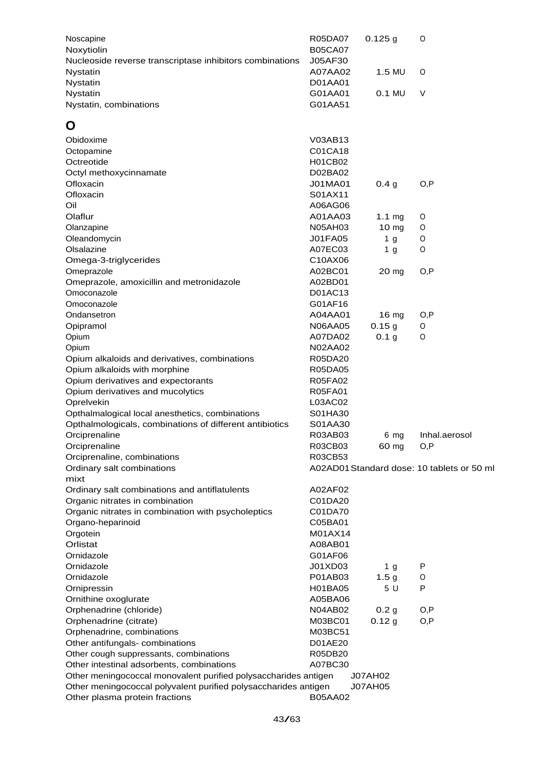| | | | |
|---|---|---|---|
| Noscapine | R05DA07 | 0.125 g | O |
| Noxytiolin | B05CA07 | | |
| Nucleoside reverse transcriptase inhibitors combinations | J05AF30 | | |
| Nystatin | A07AA02 | 1.5 MU | O |
| Nystatin | D01AA01 | | |
| Nystatin | G01AA01 | 0.1 MU | V |
| Nystatin, combinations | G01AA51 | | |

## O

| | | | |
|---|---|---|---|
| Obidoxime | V03AB13 | | |
| Octopamine | C01CA18 | | |
| Octreotide | H01CB02 | | |
| Octyl methoxycinnamate | D02BA02 | | |
| Ofloxacin | J01MA01 | 0.4 g | O,P |
| Ofloxacin | S01AX11 | | |
| Oil | A06AG06 | | |
| Olaflur | A01AA03 | 1.1 mg | O |
| Olanzapine | N05AH03 | 10 mg | O |
| Oleandomycin | J01FA05 | 1 g | O |
| Olsalazine | A07EC03 | 1 g | O |
| Omega-3-triglycerides | C10AX06 | | |
| Omeprazole | A02BC01 | 20 mg | O,P |
| Omeprazole, amoxicillin and metronidazole | A02BD01 | | |
| Omoconazole | D01AC13 | | |
| Omoconazole | G01AF16 | | |
| Ondansetron | A04AA01 | 16 mg | O,P |
| Opipramol | N06AA05 | 0.15 g | O |
| Opium | A07DA02 | 0.1 g | O |
| Opium | N02AA02 | | |
| Opium alkaloids and derivatives, combinations | R05DA20 | | |
| Opium alkaloids with morphine | R05DA05 | | |
| Opium derivatives and expectorants | R05FA02 | | |
| Opium derivatives and mucolytics | R05FA01 | | |
| Oprelvekin | L03AC02 | | |
| Opthalmalogical local anesthetics, combinations | S01HA30 | | |
| Opthalmologicals, combinations of different antibiotics | S01AA30 | | |
| Orciprenaline | R03AB03 | 6 mg | Inhal.aerosol |
| Orciprenaline | R03CB03 | 60 mg | O,P |
| Orciprenaline, combinations | R03CB53 | | |
| Ordinary salt combinations mixt | A02AD01 | Standard dose: 10 tablets or 50 ml | |
| Ordinary salt combinations and antiflatulents | A02AF02 | | |
| Organic nitrates in combination | C01DA20 | | |
| Organic nitrates in combination with psycholeptics | C01DA70 | | |
| Organo-heparinoid | C05BA01 | | |
| Orgotein | M01AX14 | | |
| Orlistat | A08AB01 | | |
| Ornidazole | G01AF06 | | |
| Ornidazole | J01XD03 | 1 g | P |
| Ornidazole | P01AB03 | 1.5 g | O |
| Ornipressin | H01BA05 | 5 U | P |
| Ornithine oxoglurate | A05BA06 | | |
| Orphenadrine (chloride) | N04AB02 | 0.2 g | O,P |
| Orphenadrine (citrate) | M03BC01 | 0.12 g | O,P |
| Orphenadrine, combinations | M03BC51 | | |
| Other antifungals- combinations | D01AE20 | | |
| Other cough suppressants, combinations | R05DB20 | | |
| Other intestinal adsorbents, combinations | A07BC30 | | |
| Other meningococcal monovalent purified polysaccharides antigen | J07AH02 | | |
| Other meningococcal polyvalent purified polysaccharides antigen | J07AH05 | | |
| Other plasma protein fractions | B05AA02 | | |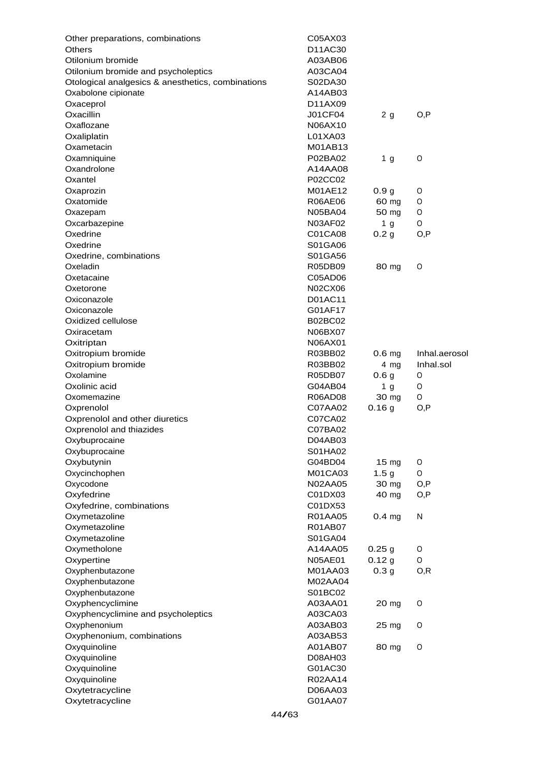| | | | |
|---|---|---|---|
| Other preparations, combinations | C05AX03 | | |
| Others | D11AC30 | | |
| Otilonium bromide | A03AB06 | | |
| Otilonium bromide and psycholeptics | A03CA04 | | |
| Otological analgesics & anesthetics, combinations | S02DA30 | | |
| Oxabolone cipionate | A14AB03 | | |
| Oxaceprol | D11AX09 | | |
| Oxacillin | J01CF04 | 2 g | O,P |
| Oxaflozane | N06AX10 | | |
| Oxaliplatin | L01XA03 | | |
| Oxametacin | M01AB13 | | |
| Oxamniquine | P02BA02 | 1 g | O |
| Oxandrolone | A14AA08 | | |
| Oxantel | P02CC02 | | |
| Oxaprozin | M01AE12 | 0.9 g | O |
| Oxatomide | R06AE06 | 60 mg | O |
| Oxazepam | N05BA04 | 50 mg | O |
| Oxcarbazepine | N03AF02 | 1 g | O |
| Oxedrine | C01CA08 | 0.2 g | O,P |
| Oxedrine | S01GA06 | | |
| Oxedrine, combinations | S01GA56 | | |
| Oxeladin | R05DB09 | 80 mg | O |
| Oxetacaine | C05AD06 | | |
| Oxetorone | N02CX06 | | |
| Oxiconazole | D01AC11 | | |
| Oxiconazole | G01AF17 | | |
| Oxidized cellulose | B02BC02 | | |
| Oxiracetam | N06BX07 | | |
| Oxitriptan | N06AX01 | | |
| Oxitropium bromide | R03BB02 | 0.6 mg | Inhal.aerosol |
| Oxitropium bromide | R03BB02 | 4 mg | Inhal.sol |
| Oxolamine | R05DB07 | 0.6 g | O |
| Oxolinic acid | G04AB04 | 1 g | O |
| Oxomemazine | R06AD08 | 30 mg | O |
| Oxprenolol | C07AA02 | 0.16 g | O,P |
| Oxprenolol and other diuretics | C07CA02 | | |
| Oxprenolol and thiazides | C07BA02 | | |
| Oxybuprocaine | D04AB03 | | |
| Oxybuprocaine | S01HA02 | | |
| Oxybutynin | G04BD04 | 15 mg | O |
| Oxycinchophen | M01CA03 | 1.5 g | O |
| Oxycodone | N02AA05 | 30 mg | O,P |
| Oxyfedrine | C01DX03 | 40 mg | O,P |
| Oxyfedrine, combinations | C01DX53 | | |
| Oxymetazoline | R01AA05 | 0.4 mg | N |
| Oxymetazoline | R01AB07 | | |
| Oxymetazoline | S01GA04 | | |
| Oxymetholone | A14AA05 | 0.25 g | O |
| Oxypertine | N05AE01 | 0.12 g | O |
| Oxyphenbutazone | M01AA03 | 0.3 g | O,R |
| Oxyphenbutazone | M02AA04 | | |
| Oxyphenbutazone | S01BC02 | | |
| Oxyphencyclimine | A03AA01 | 20 mg | O |
| Oxyphencyclimine and psycholeptics | A03CA03 | | |
| Oxyphenonium | A03AB03 | 25 mg | O |
| Oxyphenonium, combinations | A03AB53 | | |
| Oxyquinoline | A01AB07 | 80 mg | O |
| Oxyquinoline | D08AH03 | | |
| Oxyquinoline | G01AC30 | | |
| Oxyquinoline | R02AA14 | | |
| Oxytetracycline | D06AA03 | | |
| Oxytetracycline | G01AA07 | | |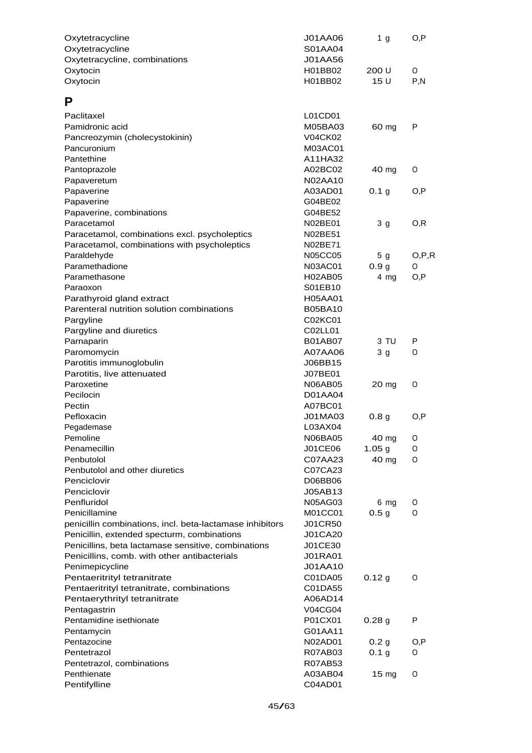| | | | |
|---|---|---|---|
| Oxytetracycline | J01AA06 | 1 g | O,P |
| Oxytetracycline | S01AA04 | | |
| Oxytetracycline, combinations | J01AA56 | | |
| Oxytocin | H01BB02 | 200 U | O |
| Oxytocin | H01BB02 | 15 U | P,N |

# P

| | | | |
|---|---|---|---|
| Paclitaxel | L01CD01 | | |
| Pamidronic acid | M05BA03 | 60 mg | P |
| Pancreozymin (cholecystokinin) | V04CK02 | | |
| Pancuronium | M03AC01 | | |
| Pantethine | A11HA32 | | |
| Pantoprazole | A02BC02 | 40 mg | O |
| Papaveretum | N02AA10 | | |
| Papaverine | A03AD01 | 0.1 g | O,P |
| Papaverine | G04BE02 | | |
| Papaverine, combinations | G04BE52 | | |
| Paracetamol | N02BE01 | 3 g | O,R |
| Paracetamol, combinations excl. psycholeptics | N02BE51 | | |
| Paracetamol, combinations with psycholeptics | N02BE71 | | |
| Paraldehyde | N05CC05 | 5 g | O,P,R |
| Paramethadione | N03AC01 | 0.9 g | O |
| Paramethasone | H02AB05 | 4 mg | O,P |
| Paraoxon | S01EB10 | | |
| Parathyroid gland extract | H05AA01 | | |
| Parenteral nutrition solution combinations | B05BA10 | | |
| Pargyline | C02KC01 | | |
| Pargyline and diuretics | C02LL01 | | |
| Parnaparin | B01AB07 | 3 TU | P |
| Paromomycin | A07AA06 | 3 g | O |
| Parotitis immunoglobulin | J06BB15 | | |
| Parotitis, live attenuated | J07BE01 | | |
| Paroxetine | N06AB05 | 20 mg | O |
| Pecilocin | D01AA04 | | |
| Pectin | A07BC01 | | |
| Pefloxacin | J01MA03 | 0.8 g | O,P |
| Pegademase | L03AX04 | | |
| Pemoline | N06BA05 | 40 mg | O |
| Penamecillin | J01CE06 | 1.05 g | O |
| Penbutolol | C07AA23 | 40 mg | O |
| Penbutolol and other diuretics | C07CA23 | | |
| Penciclovir | D06BB06 | | |
| Penciclovir | J05AB13 | | |
| Penfluridol | N05AG03 | 6 mg | O |
| Penicillamine | M01CC01 | 0.5 g | O |
| penicillin combinations, incl. beta-lactamase inhibitors | J01CR50 | | |
| Penicillin, extended specturm, combinations | J01CA20 | | |
| Penicillins, beta lactamase sensitive, combinations | J01CE30 | | |
| Penicillins, comb. with other antibacterials | J01RA01 | | |
| Penimepicycline | J01AA10 | | |
| Pentaeritrityl tetranitrate | C01DA05 | 0.12 g | O |
| Pentaeritrityl tetranitrate, combinations | C01DA55 | | |
| Pentaerythrityl tetranitrate | A06AD14 | | |
| Pentagastrin | V04CG04 | | |
| Pentamidine isethionate | P01CX01 | 0.28 g | P |
| Pentamycin | G01AA11 | | |
| Pentazocine | N02AD01 | 0.2 g | O,P |
| Pentetrazol | R07AB03 | 0.1 g | O |
| Pentetrazol, combinations | R07AB53 | | |
| Penthienate | A03AB04 | 15 mg | O |
| Pentifylline | C04AD01 | | |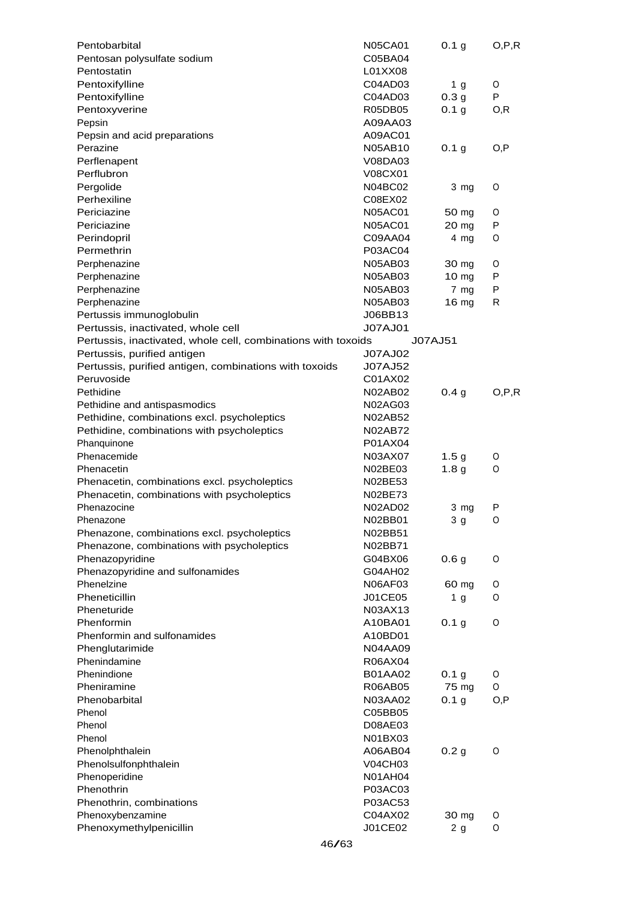| | | | |
|---|---|---|---|
| Pentobarbital | N05CA01 | 0.1 g | O,P,R |
| Pentosan polysulfate sodium | C05BA04 | | |
| Pentostatin | L01XX08 | | |
| Pentoxifylline | C04AD03 | 1 g | O |
| Pentoxifylline | C04AD03 | 0.3 g | P |
| Pentoxyverine | R05DB05 | 0.1 g | O,R |
| Pepsin | A09AA03 | | |
| Pepsin and acid preparations | A09AC01 | | |
| Perazine | N05AB10 | 0.1 g | O,P |
| Perflenapent | V08DA03 | | |
| Perflubron | V08CX01 | | |
| Pergolide | N04BC02 | 3 mg | O |
| Perhexiline | C08EX02 | | |
| Periciazine | N05AC01 | 50 mg | O |
| Periciazine | N05AC01 | 20 mg | P |
| Perindopril | C09AA04 | 4 mg | O |
| Permethrin | P03AC04 | | |
| Perphenazine | N05AB03 | 30 mg | O |
| Perphenazine | N05AB03 | 10 mg | P |
| Perphenazine | N05AB03 | 7 mg | P |
| Perphenazine | N05AB03 | 16 mg | R |
| Pertussis immunoglobulin | J06BB13 | | |
| Pertussis, inactivated, whole cell | J07AJ01 | | |
| Pertussis, inactivated, whole cell, combinations with toxoids | J07AJ51 | | |
| Pertussis, purified antigen | J07AJ02 | | |
| Pertussis, purified antigen, combinations with toxoids | J07AJ52 | | |
| Peruvoside | C01AX02 | | |
| Pethidine | N02AB02 | 0.4 g | O,P,R |
| Pethidine and antispasmodics | N02AG03 | | |
| Pethidine, combinations excl. psycholeptics | N02AB52 | | |
| Pethidine, combinations with psycholeptics | N02AB72 | | |
| Phanquinone | P01AX04 | | |
| Phenacemide | N03AX07 | 1.5 g | O |
| Phenacetin | N02BE03 | 1.8 g | O |
| Phenacetin, combinations excl. psycholeptics | N02BE53 | | |
| Phenacetin, combinations with psycholeptics | N02BE73 | | |
| Phenazocine | N02AD02 | 3 mg | P |
| Phenazone | N02BB01 | 3 g | O |
| Phenazone, combinations excl. psycholeptics | N02BB51 | | |
| Phenazone, combinations with psycholeptics | N02BB71 | | |
| Phenazopyridine | G04BX06 | 0.6 g | O |
| Phenazopyridine and sulfonamides | G04AH02 | | |
| Phenelzine | N06AF03 | 60 mg | O |
| Pheneticillin | J01CE05 | 1 g | O |
| Pheneturide | N03AX13 | | |
| Phenformin | A10BA01 | 0.1 g | O |
| Phenformin and sulfonamides | A10BD01 | | |
| Phenglutarimide | N04AA09 | | |
| Phenindamine | R06AX04 | | |
| Phenindione | B01AA02 | 0.1 g | O |
| Pheniramine | R06AB05 | 75 mg | O |
| Phenobarbital | N03AA02 | 0.1 g | O,P |
| Phenol | C05BB05 | | |
| Phenol | D08AE03 | | |
| Phenol | N01BX03 | | |
| Phenolphthalein | A06AB04 | 0.2 g | O |
| Phenolsulfonphthalein | V04CH03 | | |
| Phenoperidine | N01AH04 | | |
| Phenothrin | P03AC03 | | |
| Phenothrin, combinations | P03AC53 | | |
| Phenoxybenzamine | C04AX02 | 30 mg | O |
| Phenoxymethylpenicillin | J01CE02 | 2 g | O |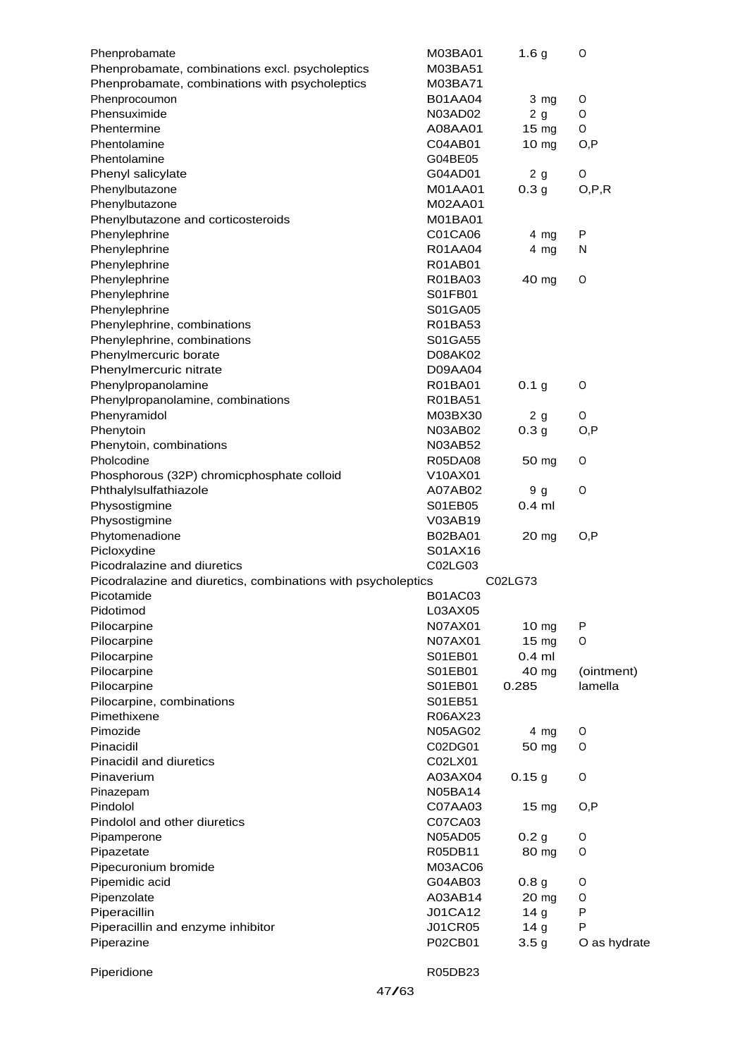| | | | |
|---|---|---|---|
| Phenprobamate | M03BA01 | 1.6 g | O |
| Phenprobamate, combinations excl. psycholeptics | M03BA51 | | |
| Phenprobamate, combinations with psycholeptics | M03BA71 | | |
| Phenprocoumon | B01AA04 | 3 mg | O |
| Phensuximide | N03AD02 | 2 g | O |
| Phentermine | A08AA01 | 15 mg | O |
| Phentolamine | C04AB01 | 10 mg | O,P |
| Phentolamine | G04BE05 | | |
| Phenyl salicylate | G04AD01 | 2 g | O |
| Phenylbutazone | M01AA01 | 0.3 g | O,P,R |
| Phenylbutazone | M02AA01 | | |
| Phenylbutazone and corticosteroids | M01BA01 | | |
| Phenylephrine | C01CA06 | 4 mg | P |
| Phenylephrine | R01AA04 | 4 mg | N |
| Phenylephrine | R01AB01 | | |
| Phenylephrine | R01BA03 | 40 mg | O |
| Phenylephrine | S01FB01 | | |
| Phenylephrine | S01GA05 | | |
| Phenylephrine, combinations | R01BA53 | | |
| Phenylephrine, combinations | S01GA55 | | |
| Phenylmercuric borate | D08AK02 | | |
| Phenylmercuric nitrate | D09AA04 | | |
| Phenylpropanolamine | R01BA01 | 0.1 g | O |
| Phenylpropanolamine, combinations | R01BA51 | | |
| Phenyramidol | M03BX30 | 2 g | O |
| Phenytoin | N03AB02 | 0.3 g | O,P |
| Phenytoin, combinations | N03AB52 | | |
| Pholcodine | R05DA08 | 50 mg | O |
| Phosphorous (32P) chromicphosphate colloid | V10AX01 | | |
| Phthalylsulfathiazole | A07AB02 | 9 g | O |
| Physostigmine | S01EB05 | 0.4 ml | |
| Physostigmine | V03AB19 | | |
| Phytomenadione | B02BA01 | 20 mg | O,P |
| Picloxydine | S01AX16 | | |
| Picodralazine and diuretics | C02LG03 | | |
| Picodralazine and diuretics, combinations with psycholeptics | C02LG73 | | |
| Picotamide | B01AC03 | | |
| Pidotimod | L03AX05 | | |
| Pilocarpine | N07AX01 | 10 mg | P |
| Pilocarpine | N07AX01 | 15 mg | O |
| Pilocarpine | S01EB01 | 0.4 ml | |
| Pilocarpine | S01EB01 | 40 mg | (ointment) |
| Pilocarpine | S01EB01 | 0.285 | lamella |
| Pilocarpine, combinations | S01EB51 | | |
| Pimethixene | R06AX23 | | |
| Pimozide | N05AG02 | 4 mg | O |
| Pinacidil | C02DG01 | 50 mg | O |
| Pinacidil and diuretics | C02LX01 | | |
| Pinaverium | A03AX04 | 0.15 g | O |
| Pinazepam | N05BA14 | | |
| Pindolol | C07AA03 | 15 mg | O,P |
| Pindolol and other diuretics | C07CA03 | | |
| Pipamperone | N05AD05 | 0.2 g | O |
| Pipazetate | R05DB11 | 80 mg | O |
| Pipecuronium bromide | M03AC06 | | |
| Pipemidic acid | G04AB03 | 0.8 g | O |
| Pipenzolate | A03AB14 | 20 mg | O |
| Piperacillin | J01CA12 | 14 g | P |
| Piperacillin and enzyme inhibitor | J01CR05 | 14 g | P |
| Piperazine | P02CB01 | 3.5 g | O as hydrate |
| Piperidione | R05DB23 | | |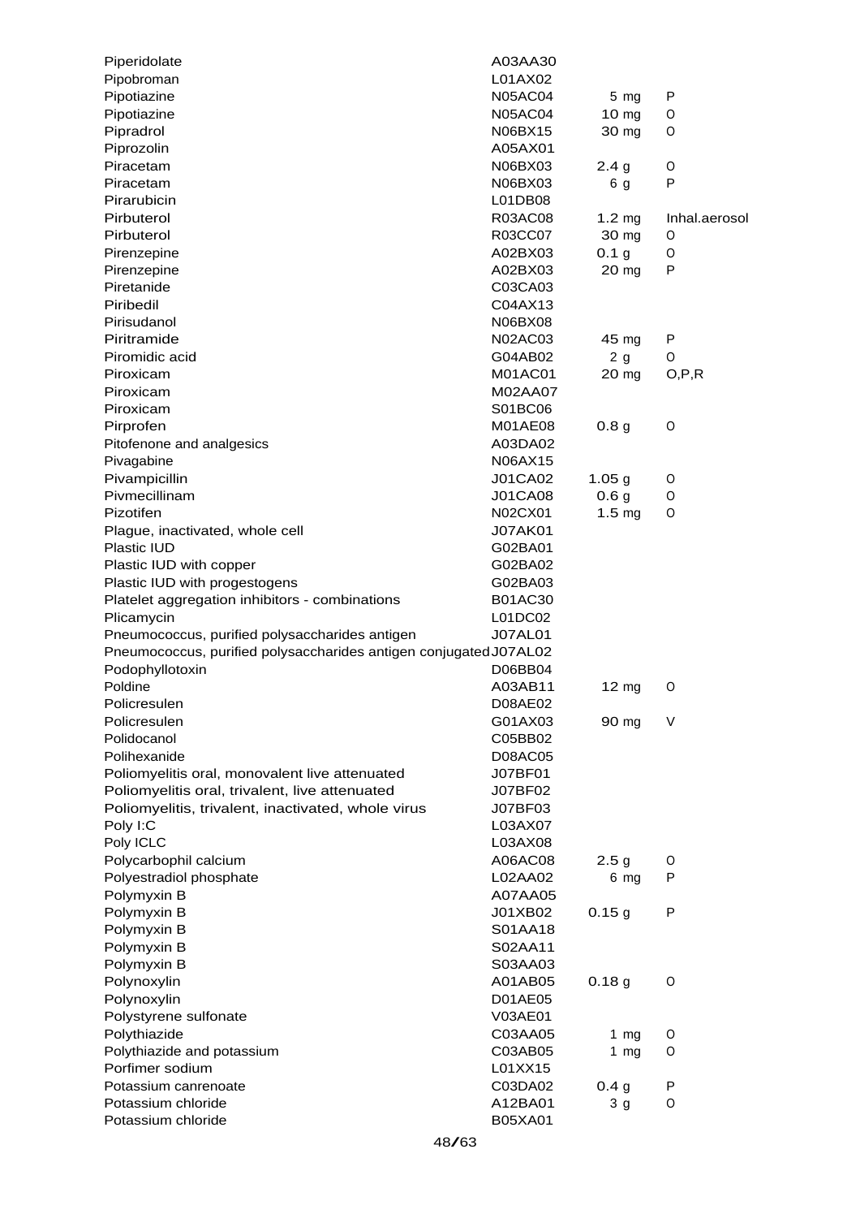| | | | |
|---|---|---|---|
| Piperidolate | A03AA30 | | |
| Pipobroman | L01AX02 | | |
| Pipotiazine | N05AC04 | 5 mg | P |
| Pipotiazine | N05AC04 | 10 mg | O |
| Pipradrol | N06BX15 | 30 mg | O |
| Piprozolin | A05AX01 | | |
| Piracetam | N06BX03 | 2.4 g | O |
| Piracetam | N06BX03 | 6 g | P |
| Pirarubicin | L01DB08 | | |
| Pirbuterol | R03AC08 | 1.2 mg | Inhal.aerosol |
| Pirbuterol | R03CC07 | 30 mg | O |
| Pirenzepine | A02BX03 | 0.1 g | O |
| Pirenzepine | A02BX03 | 20 mg | P |
| Piretanide | C03CA03 | | |
| Piribedil | C04AX13 | | |
| Pirisudanol | N06BX08 | | |
| Piritramide | N02AC03 | 45 mg | P |
| Piromidic acid | G04AB02 | 2 g | O |
| Piroxicam | M01AC01 | 20 mg | O,P,R |
| Piroxicam | M02AA07 | | |
| Piroxicam | S01BC06 | | |
| Pirprofen | M01AE08 | 0.8 g | O |
| Pitofenone and analgesics | A03DA02 | | |
| Pivagabine | N06AX15 | | |
| Pivampicillin | J01CA02 | 1.05 g | O |
| Pivmecillinam | J01CA08 | 0.6 g | O |
| Pizotifen | N02CX01 | 1.5 mg | O |
| Plague, inactivated, whole cell | J07AK01 | | |
| Plastic IUD | G02BA01 | | |
| Plastic IUD with copper | G02BA02 | | |
| Plastic IUD with progestogens | G02BA03 | | |
| Platelet aggregation inhibitors - combinations | B01AC30 | | |
| Plicamycin | L01DC02 | | |
| Pneumococcus, purified polysaccharides antigen | J07AL01 | | |
| Pneumococcus, purified polysaccharides antigen conjugated | J07AL02 | | |
| Podophyllotoxin | D06BB04 | | |
| Poldine | A03AB11 | 12 mg | O |
| Policresulen | D08AE02 | | |
| Policresulen | G01AX03 | 90 mg | V |
| Polidocanol | C05BB02 | | |
| Polihexanide | D08AC05 | | |
| Poliomyelitis oral, monovalent live attenuated | J07BF01 | | |
| Poliomyelitis oral, trivalent, live attenuated | J07BF02 | | |
| Poliomyelitis, trivalent, inactivated, whole virus | J07BF03 | | |
| Poly I:C | L03AX07 | | |
| Poly ICLC | L03AX08 | | |
| Polycarbophil calcium | A06AC08 | 2.5 g | O |
| Polyestradiol phosphate | L02AA02 | 6 mg | P |
| Polymyxin B | A07AA05 | | |
| Polymyxin B | J01XB02 | 0.15 g | P |
| Polymyxin B | S01AA18 | | |
| Polymyxin B | S02AA11 | | |
| Polymyxin B | S03AA03 | | |
| Polynoxylin | A01AB05 | 0.18 g | O |
| Polynoxylin | D01AE05 | | |
| Polystyrene sulfonate | V03AE01 | | |
| Polythiazide | C03AA05 | 1 mg | O |
| Polythiazide and potassium | C03AB05 | 1 mg | O |
| Porfimer sodium | L01XX15 | | |
| Potassium canrenoate | C03DA02 | 0.4 g | P |
| Potassium chloride | A12BA01 | 3 g | O |
| Potassium chloride | B05XA01 | | |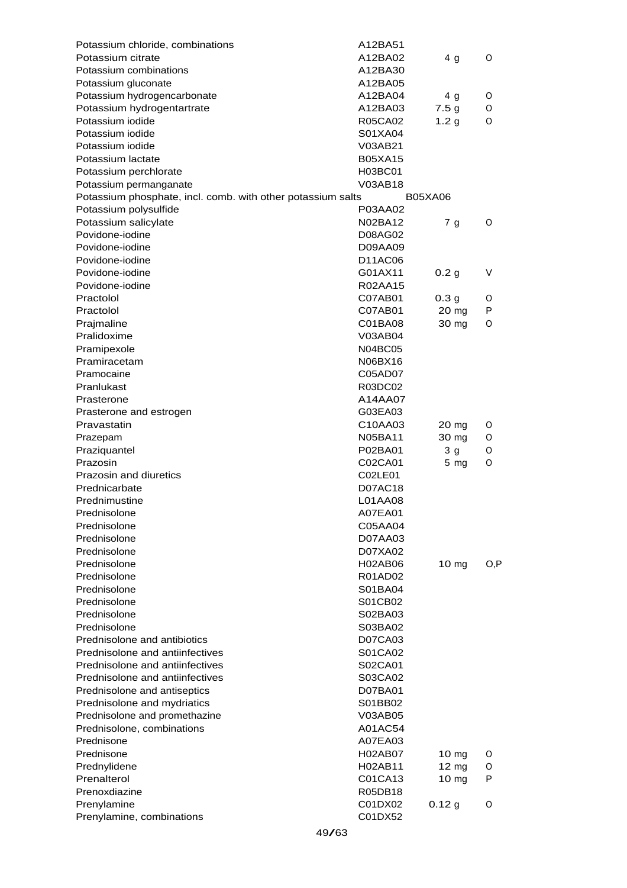| | | | |
|---|---|---|---|
| Potassium chloride, combinations | A12BA51 | | |
| Potassium citrate | A12BA02 | 4 g | O |
| Potassium combinations | A12BA30 | | |
| Potassium gluconate | A12BA05 | | |
| Potassium hydrogencarbonate | A12BA04 | 4 g | O |
| Potassium hydrogentartrate | A12BA03 | 7.5 g | O |
| Potassium iodide | R05CA02 | 1.2 g | O |
| Potassium iodide | S01XA04 | | |
| Potassium iodide | V03AB21 | | |
| Potassium lactate | B05XA15 | | |
| Potassium perchlorate | H03BC01 | | |
| Potassium permanganate | V03AB18 | | |
| Potassium phosphate, incl. comb. with other potassium salts | B05XA06 | | |
| Potassium polysulfide | P03AA02 | | |
| Potassium salicylate | N02BA12 | 7 g | O |
| Povidone-iodine | D08AG02 | | |
| Povidone-iodine | D09AA09 | | |
| Povidone-iodine | D11AC06 | | |
| Povidone-iodine | G01AX11 | 0.2 g | V |
| Povidone-iodine | R02AA15 | | |
| Practolol | C07AB01 | 0.3 g | O |
| Practolol | C07AB01 | 20 mg | P |
| Prajmaline | C01BA08 | 30 mg | O |
| Pralidoxime | V03AB04 | | |
| Pramipexole | N04BC05 | | |
| Pramiracetam | N06BX16 | | |
| Pramocaine | C05AD07 | | |
| Pranlukast | R03DC02 | | |
| Prasterone | A14AA07 | | |
| Prasterone and estrogen | G03EA03 | | |
| Pravastatin | C10AA03 | 20 mg | O |
| Prazepam | N05BA11 | 30 mg | O |
| Praziquantel | P02BA01 | 3 g | O |
| Prazosin | C02CA01 | 5 mg | O |
| Prazosin and diuretics | C02LE01 | | |
| Prednicarbate | D07AC18 | | |
| Prednimustine | L01AA08 | | |
| Prednisolone | A07EA01 | | |
| Prednisolone | C05AA04 | | |
| Prednisolone | D07AA03 | | |
| Prednisolone | D07XA02 | | |
| Prednisolone | H02AB06 | 10 mg | O,P |
| Prednisolone | R01AD02 | | |
| Prednisolone | S01BA04 | | |
| Prednisolone | S01CB02 | | |
| Prednisolone | S02BA03 | | |
| Prednisolone | S03BA02 | | |
| Prednisolone and antibiotics | D07CA03 | | |
| Prednisolone and antiinfectives | S01CA02 | | |
| Prednisolone and antiinfectives | S02CA01 | | |
| Prednisolone and antiinfectives | S03CA02 | | |
| Prednisolone and antiseptics | D07BA01 | | |
| Prednisolone and mydriatics | S01BB02 | | |
| Prednisolone and promethazine | V03AB05 | | |
| Prednisolone, combinations | A01AC54 | | |
| Prednisone | A07EA03 | | |
| Prednisone | H02AB07 | 10 mg | O |
| Prednylidene | H02AB11 | 12 mg | O |
| Prenalterol | C01CA13 | 10 mg | P |
| Prenoxdiazine | R05DB18 | | |
| Prenylamine | C01DX02 | 0.12 g | O |
| Prenylamine, combinations | C01DX52 | | |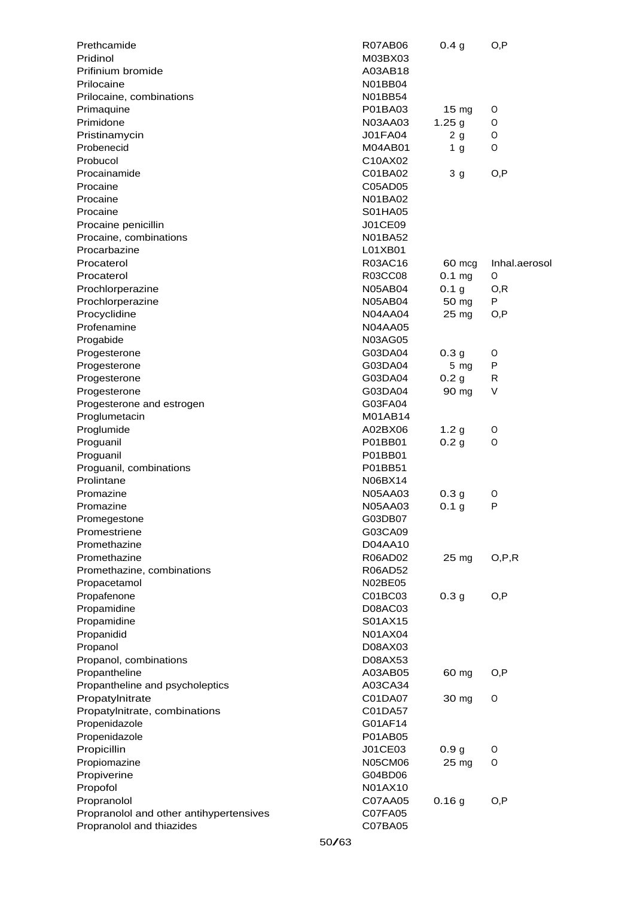| | | | |
|---|---|---|---|
| Prethcamide | R07AB06 | 0.4 g | O,P |
| Pridinol | M03BX03 | | |
| Prifinium bromide | A03AB18 | | |
| Prilocaine | N01BB04 | | |
| Prilocaine, combinations | N01BB54 | | |
| Primaquine | P01BA03 | 15 mg | O |
| Primidone | N03AA03 | 1.25 g | O |
| Pristinamycin | J01FA04 | 2 g | O |
| Probenecid | M04AB01 | 1 g | O |
| Probucol | C10AX02 | | |
| Procainamide | C01BA02 | 3 g | O,P |
| Procaine | C05AD05 | | |
| Procaine | N01BA02 | | |
| Procaine | S01HA05 | | |
| Procaine penicillin | J01CE09 | | |
| Procaine, combinations | N01BA52 | | |
| Procarbazine | L01XB01 | | |
| Procaterol | R03AC16 | 60 mcg | Inhal.aerosol |
| Procaterol | R03CC08 | 0.1 mg | O |
| Prochlorperazine | N05AB04 | 0.1 g | O,R |
| Prochlorperazine | N05AB04 | 50 mg | P |
| Procyclidine | N04AA04 | 25 mg | O,P |
| Profenamine | N04AA05 | | |
| Progabide | N03AG05 | | |
| Progesterone | G03DA04 | 0.3 g | O |
| Progesterone | G03DA04 | 5 mg | P |
| Progesterone | G03DA04 | 0.2 g | R |
| Progesterone | G03DA04 | 90 mg | V |
| Progesterone and estrogen | G03FA04 | | |
| Proglumetacin | M01AB14 | | |
| Proglumide | A02BX06 | 1.2 g | O |
| Proguanil | P01BB01 | 0.2 g | O |
| Proguanil | P01BB01 | | |
| Proguanil, combinations | P01BB51 | | |
| Prolintane | N06BX14 | | |
| Promazine | N05AA03 | 0.3 g | O |
| Promazine | N05AA03 | 0.1 g | P |
| Promegestone | G03DB07 | | |
| Promestriene | G03CA09 | | |
| Promethazine | D04AA10 | | |
| Promethazine | R06AD02 | 25 mg | O,P,R |
| Promethazine, combinations | R06AD52 | | |
| Propacetamol | N02BE05 | | |
| Propafenone | C01BC03 | 0.3 g | O,P |
| Propamidine | D08AC03 | | |
| Propamidine | S01AX15 | | |
| Propanidid | N01AX04 | | |
| Propanol | D08AX03 | | |
| Propanol, combinations | D08AX53 | | |
| Propantheline | A03AB05 | 60 mg | O,P |
| Propantheline and psycholeptics | A03CA34 | | |
| Propatylnitrate | C01DA07 | 30 mg | O |
| Propatylnitrate, combinations | C01DA57 | | |
| Propenidazole | G01AF14 | | |
| Propenidazole | P01AB05 | | |
| Propicillin | J01CE03 | 0.9 g | O |
| Propiomazine | N05CM06 | 25 mg | O |
| Propiverine | G04BD06 | | |
| Propofol | N01AX10 | | |
| Propranolol | C07AA05 | 0.16 g | O,P |
| Propranolol and other antihypertensives | C07FA05 | | |
| Propranolol and thiazides | C07BA05 | | |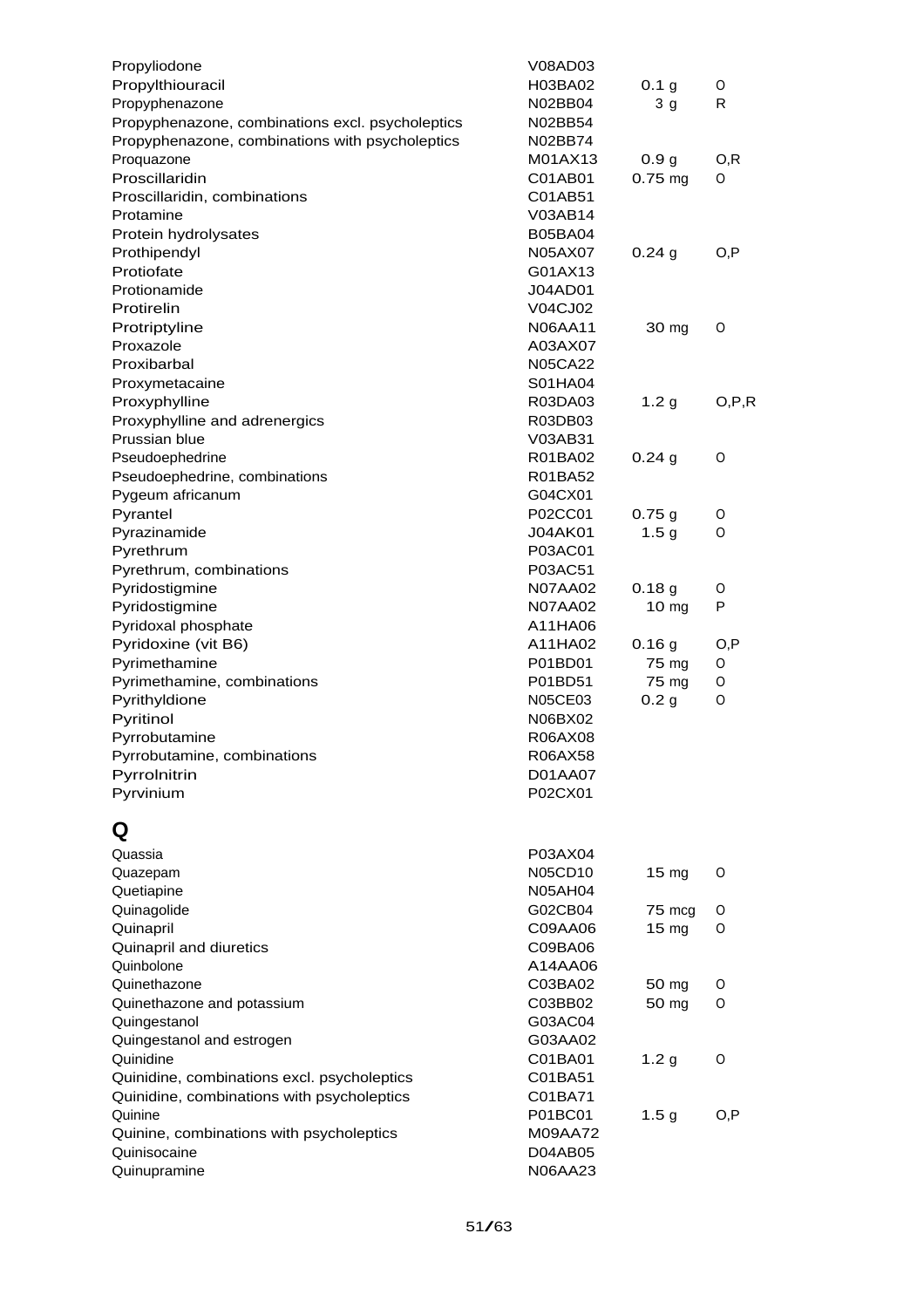| | | | |
|---|---|---|---|
| Propyliodone | V08AD03 | | |
| Propylthiouracil | H03BA02 | 0.1 g | O |
| Propyphenazone | N02BB04 | 3 g | R |
| Propyphenazone, combinations excl. psycholeptics | N02BB54 | | |
| Propyphenazone, combinations with psycholeptics | N02BB74 | | |
| Proquazone | M01AX13 | 0.9 g | O,R |
| Proscillaridin | C01AB01 | 0.75 mg | O |
| Proscillaridin, combinations | C01AB51 | | |
| Protamine | V03AB14 | | |
| Protein hydrolysates | B05BA04 | | |
| Prothipendyl | N05AX07 | 0.24 g | O,P |
| Protiofate | G01AX13 | | |
| Protionamide | J04AD01 | | |
| Protirelin | V04CJ02 | | |
| Protriptyline | N06AA11 | 30 mg | O |
| Proxazole | A03AX07 | | |
| Proxibarbal | N05CA22 | | |
| Proxymetacaine | S01HA04 | | |
| Proxyphylline | R03DA03 | 1.2 g | O,P,R |
| Proxyphylline and adrenergics | R03DB03 | | |
| Prussian blue | V03AB31 | | |
| Pseudoephedrine | R01BA02 | 0.24 g | O |
| Pseudoephedrine, combinations | R01BA52 | | |
| Pygeum africanum | G04CX01 | | |
| Pyrantel | P02CC01 | 0.75 g | O |
| Pyrazinamide | J04AK01 | 1.5 g | O |
| Pyrethrum | P03AC01 | | |
| Pyrethrum, combinations | P03AC51 | | |
| Pyridostigmine | N07AA02 | 0.18 g | O |
| Pyridostigmine | N07AA02 | 10 mg | P |
| Pyridoxal phosphate | A11HA06 | | |
| Pyridoxine (vit B6) | A11HA02 | 0.16 g | O,P |
| Pyrimethamine | P01BD01 | 75 mg | O |
| Pyrimethamine, combinations | P01BD51 | 75 mg | O |
| Pyrithyldione | N05CE03 | 0.2 g | O |
| Pyritinol | N06BX02 | | |
| Pyrrobutamine | R06AX08 | | |
| Pyrrobutamine, combinations | R06AX58 | | |
| Pyrrolnitrin | D01AA07 | | |
| Pyrvinium | P02CX01 | | |

# Q

| | | | |
|---|---|---|---|
| Quassia | P03AX04 | | |
| Quazepam | N05CD10 | 15 mg | O |
| Quetiapine | N05AH04 | | |
| Quinagolide | G02CB04 | 75 mcg | O |
| Quinapril | C09AA06 | 15 mg | O |
| Quinapril and diuretics | C09BA06 | | |
| Quinbolone | A14AA06 | | |
| Quinethazone | C03BA02 | 50 mg | O |
| Quinethazone and potassium | C03BB02 | 50 mg | O |
| Quingestanol | G03AC04 | | |
| Quingestanol and estrogen | G03AA02 | | |
| Quinidine | C01BA01 | 1.2 g | O |
| Quinidine, combinations excl. psycholeptics | C01BA51 | | |
| Quinidine, combinations with psycholeptics | C01BA71 | | |
| Quinine | P01BC01 | 1.5 g | O,P |
| Quinine, combinations with psycholeptics | M09AA72 | | |
| Quinisocaine | D04AB05 | | |
| Quinupramine | N06AA23 | | |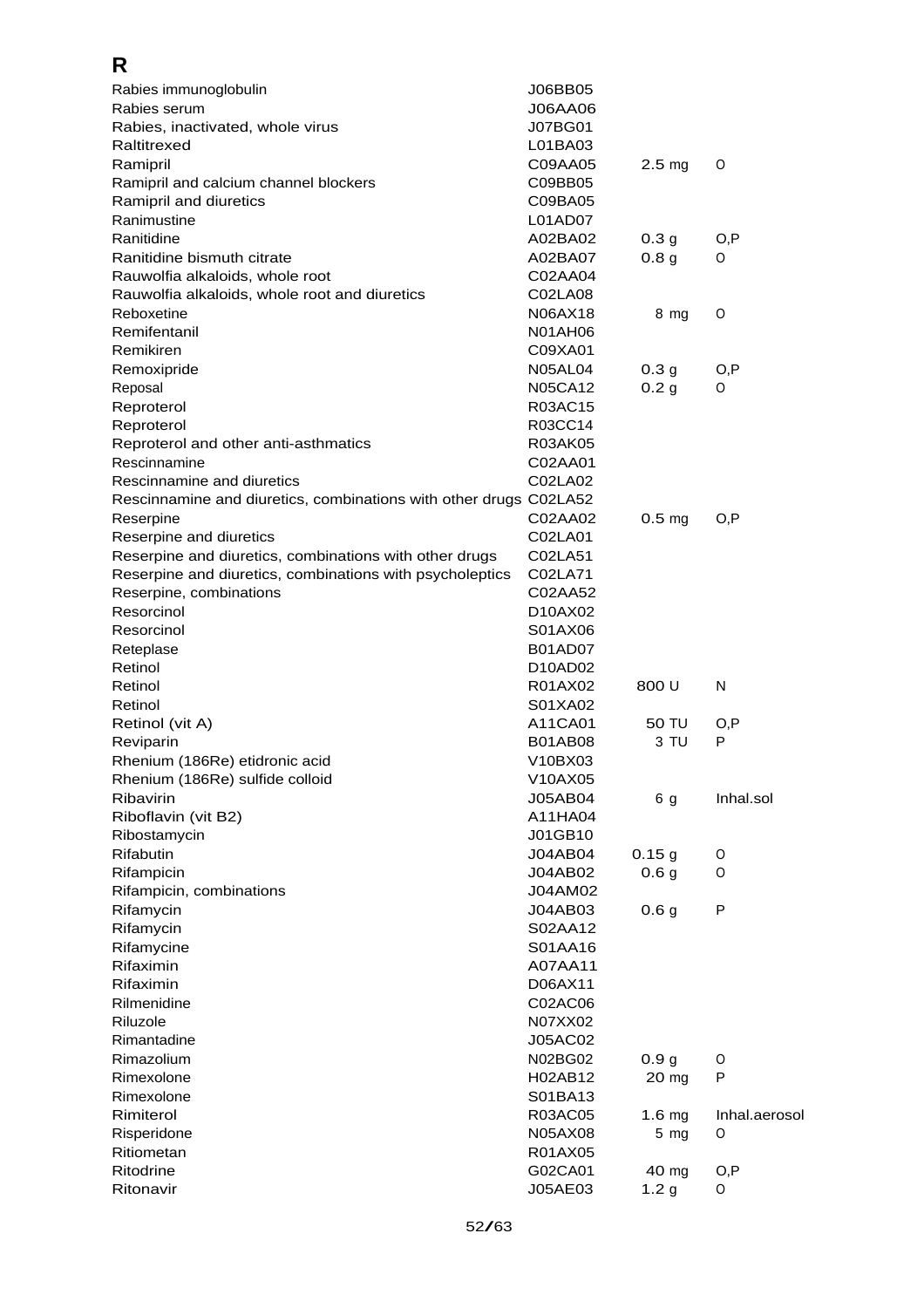# R

| | | | |
|---|---|---|---|
| Rabies immunoglobulin | J06BB05 | | |
| Rabies serum | J06AA06 | | |
| Rabies, inactivated, whole virus | J07BG01 | | |
| Raltitrexed | L01BA03 | | |
| Ramipril | C09AA05 | 2.5 mg | O |
| Ramipril and calcium channel blockers | C09BB05 | | |
| Ramipril and diuretics | C09BA05 | | |
| Ranimustine | L01AD07 | | |
| Ranitidine | A02BA02 | 0.3 g | O,P |
| Ranitidine bismuth citrate | A02BA07 | 0.8 g | O |
| Rauwolfia alkaloids, whole root | C02AA04 | | |
| Rauwolfia alkaloids, whole root and diuretics | C02LA08 | | |
| Reboxetine | N06AX18 | 8 mg | O |
| Remifentanil | N01AH06 | | |
| Remikiren | C09XA01 | | |
| Remoxipride | N05AL04 | 0.3 g | O,P |
| Reposal | N05CA12 | 0.2 g | O |
| Reproterol | R03AC15 | | |
| Reproterol | R03CC14 | | |
| Reproterol and other anti-asthmatics | R03AK05 | | |
| Rescinnamine | C02AA01 | | |
| Rescinnamine and diuretics | C02LA02 | | |
| Rescinnamine and diuretics, combinations with other drugs | C02LA52 | | |
| Reserpine | C02AA02 | 0.5 mg | O,P |
| Reserpine and diuretics | C02LA01 | | |
| Reserpine and diuretics, combinations with other drugs | C02LA51 | | |
| Reserpine and diuretics, combinations with psycholeptics | C02LA71 | | |
| Reserpine, combinations | C02AA52 | | |
| Resorcinol | D10AX02 | | |
| Resorcinol | S01AX06 | | |
| Reteplase | B01AD07 | | |
| Retinol | D10AD02 | | |
| Retinol | R01AX02 | 800 U | N |
| Retinol | S01XA02 | | |
| Retinol (vit A) | A11CA01 | 50 TU | O,P |
| Reviparin | B01AB08 | 3 TU | P |
| Rhenium (186Re) etidronic acid | V10BX03 | | |
| Rhenium (186Re) sulfide colloid | V10AX05 | | |
| Ribavirin | J05AB04 | 6 g | Inhal.sol |
| Riboflavin (vit B2) | A11HA04 | | |
| Ribostamycin | J01GB10 | | |
| Rifabutin | J04AB04 | 0.15 g | O |
| Rifampicin | J04AB02 | 0.6 g | O |
| Rifampicin, combinations | J04AM02 | | |
| Rifamycin | J04AB03 | 0.6 g | P |
| Rifamycin | S02AA12 | | |
| Rifamycine | S01AA16 | | |
| Rifaximin | A07AA11 | | |
| Rifaximin | D06AX11 | | |
| Rilmenidine | C02AC06 | | |
| Riluzole | N07XX02 | | |
| Rimantadine | J05AC02 | | |
| Rimazolium | N02BG02 | 0.9 g | O |
| Rimexolone | H02AB12 | 20 mg | P |
| Rimexolone | S01BA13 | | |
| Rimiterol | R03AC05 | 1.6 mg | Inhal.aerosol |
| Risperidone | N05AX08 | 5 mg | O |
| Ritiometan | R01AX05 | | |
| Ritodrine | G02CA01 | 40 mg | O,P |
| Ritonavir | J05AE03 | 1.2 g | O |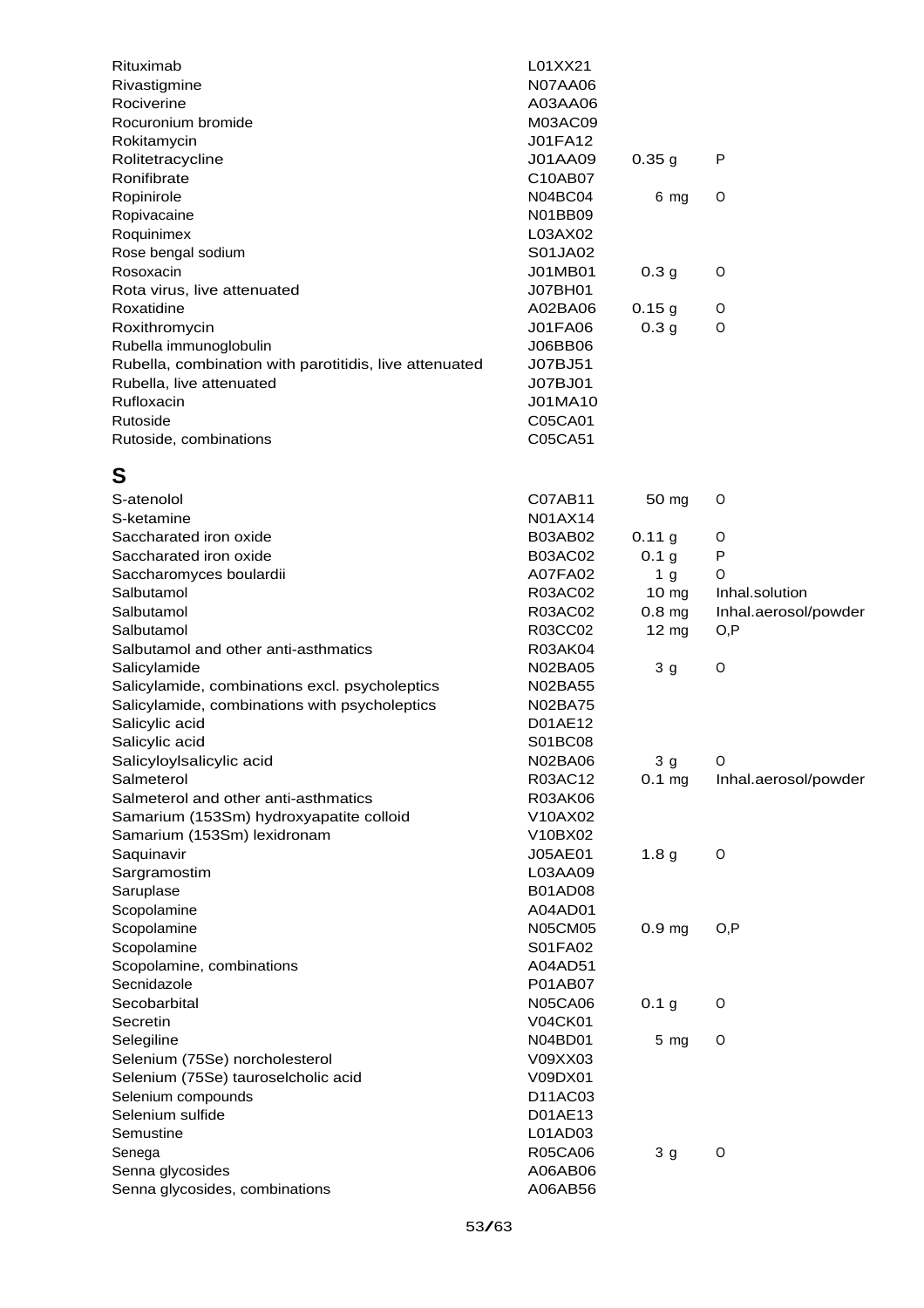| | | | |
|---|---|---|---|
| Rituximab | L01XX21 | | |
| Rivastigmine | N07AA06 | | |
| Rociverine | A03AA06 | | |
| Rocuronium bromide | M03AC09 | | |
| Rokitamycin | J01FA12 | | |
| Rolitetracycline | J01AA09 | 0.35 g | P |
| Ronifibrate | C10AB07 | | |
| Ropinirole | N04BC04 | 6 mg | O |
| Ropivacaine | N01BB09 | | |
| Roquinimex | L03AX02 | | |
| Rose bengal sodium | S01JA02 | | |
| Rosoxacin | J01MB01 | 0.3 g | O |
| Rota virus, live attenuated | J07BH01 | | |
| Roxatidine | A02BA06 | 0.15 g | O |
| Roxithromycin | J01FA06 | 0.3 g | O |
| Rubella immunoglobulin | J06BB06 | | |
| Rubella, combination with parotitidis, live attenuated | J07BJ51 | | |
| Rubella, live attenuated | J07BJ01 | | |
| Rufloxacin | J01MA10 | | |
| Rutoside | C05CA01 | | |
| Rutoside, combinations | C05CA51 | | |

## S

| | | | |
|---|---|---|---|
| S-atenolol | C07AB11 | 50 mg | O |
| S-ketamine | N01AX14 | | |
| Saccharated iron oxide | B03AB02 | 0.11 g | O |
| Saccharated iron oxide | B03AC02 | 0.1 g | P |
| Saccharomyces boulardii | A07FA02 | 1 g | O |
| Salbutamol | R03AC02 | 10 mg | Inhal.solution |
| Salbutamol | R03AC02 | 0.8 mg | Inhal.aerosol/powder |
| Salbutamol | R03CC02 | 12 mg | O,P |
| Salbutamol and other anti-asthmatics | R03AK04 | | |
| Salicylamide | N02BA05 | 3 g | O |
| Salicylamide, combinations excl. psycholeptics | N02BA55 | | |
| Salicylamide, combinations with psycholeptics | N02BA75 | | |
| Salicylic acid | D01AE12 | | |
| Salicylic acid | S01BC08 | | |
| Salicyloylsalicylic acid | N02BA06 | 3 g | O |
| Salmeterol | R03AC12 | 0.1 mg | Inhal.aerosol/powder |
| Salmeterol and other anti-asthmatics | R03AK06 | | |
| Samarium (153Sm) hydroxyapatite colloid | V10AX02 | | |
| Samarium (153Sm) lexidronam | V10BX02 | | |
| Saquinavir | J05AE01 | 1.8 g | O |
| Sargramostim | L03AA09 | | |
| Saruplase | B01AD08 | | |
| Scopolamine | A04AD01 | | |
| Scopolamine | N05CM05 | 0.9 mg | O,P |
| Scopolamine | S01FA02 | | |
| Scopolamine, combinations | A04AD51 | | |
| Secnidazole | P01AB07 | | |
| Secobarbital | N05CA06 | 0.1 g | O |
| Secretin | V04CK01 | | |
| Selegiline | N04BD01 | 5 mg | O |
| Selenium (75Se) norcholesterol | V09XX03 | | |
| Selenium (75Se) tauroselcholic acid | V09DX01 | | |
| Selenium compounds | D11AC03 | | |
| Selenium sulfide | D01AE13 | | |
| Semustine | L01AD03 | | |
| Senega | R05CA06 | 3 g | O |
| Senna glycosides | A06AB06 | | |
| Senna glycosides, combinations | A06AB56 | | |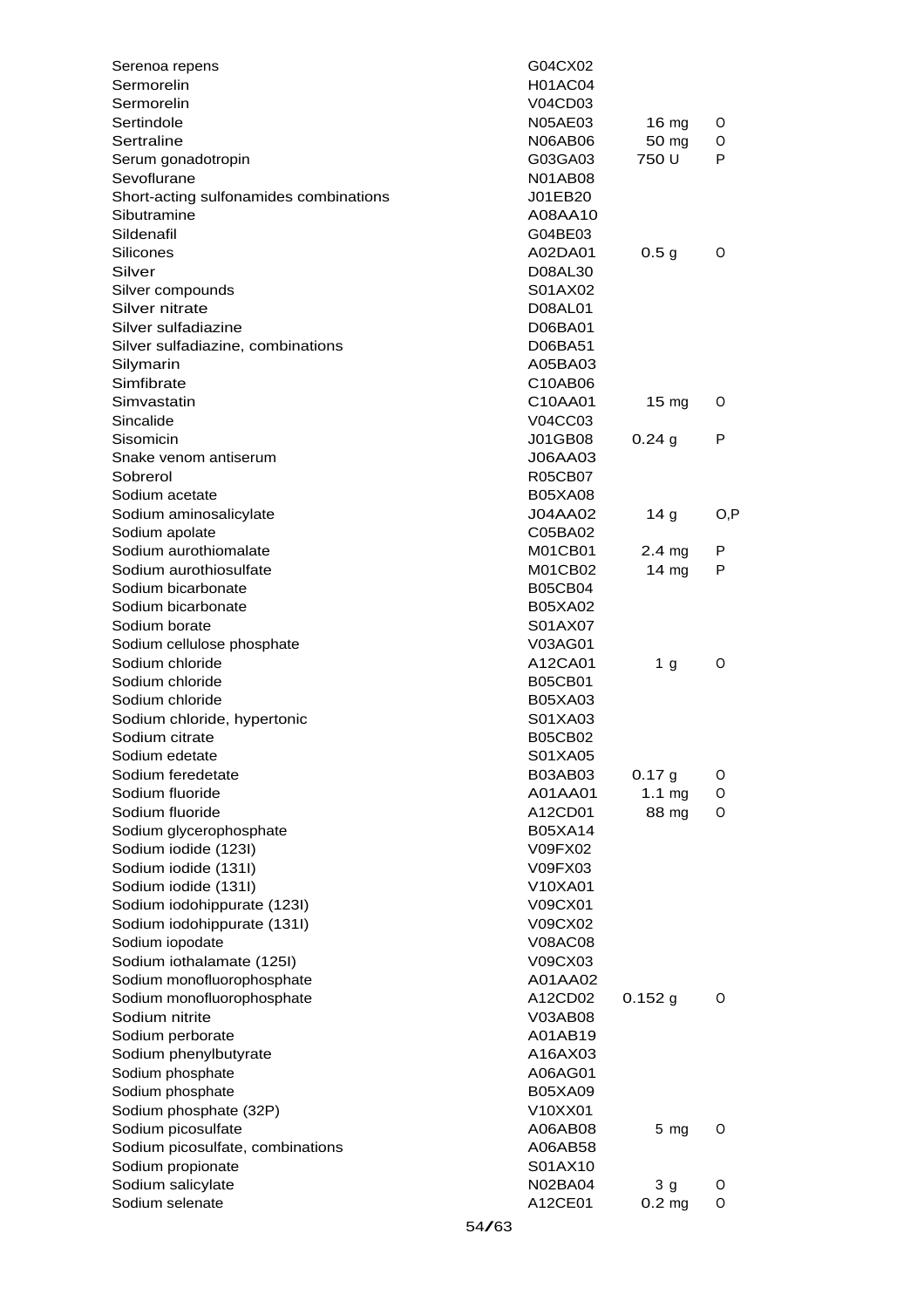| | | | |
|---|---|---|---|
| Serenoa repens | G04CX02 | | |
| Sermorelin | H01AC04 | | |
| Sermorelin | V04CD03 | | |
| Sertindole | N05AE03 | 16 mg | O |
| Sertraline | N06AB06 | 50 mg | O |
| Serum gonadotropin | G03GA03 | 750 U | P |
| Sevoflurane | N01AB08 | | |
| Short-acting sulfonamides combinations | J01EB20 | | |
| Sibutramine | A08AA10 | | |
| Sildenafil | G04BE03 | | |
| Silicones | A02DA01 | 0.5 g | O |
| Silver | D08AL30 | | |
| Silver compounds | S01AX02 | | |
| Silver nitrate | D08AL01 | | |
| Silver sulfadiazine | D06BA01 | | |
| Silver sulfadiazine, combinations | D06BA51 | | |
| Silymarin | A05BA03 | | |
| Simfibrate | C10AB06 | | |
| Simvastatin | C10AA01 | 15 mg | O |
| Sincalide | V04CC03 | | |
| Sisomicin | J01GB08 | 0.24 g | P |
| Snake venom antiserum | J06AA03 | | |
| Sobrerol | R05CB07 | | |
| Sodium acetate | B05XA08 | | |
| Sodium aminosalicylate | J04AA02 | 14 g | O,P |
| Sodium apolate | C05BA02 | | |
| Sodium aurothiomalate | M01CB01 | 2.4 mg | P |
| Sodium aurothiosulfate | M01CB02 | 14 mg | P |
| Sodium bicarbonate | B05CB04 | | |
| Sodium bicarbonate | B05XA02 | | |
| Sodium borate | S01AX07 | | |
| Sodium cellulose phosphate | V03AG01 | | |
| Sodium chloride | A12CA01 | 1 g | O |
| Sodium chloride | B05CB01 | | |
| Sodium chloride | B05XA03 | | |
| Sodium chloride, hypertonic | S01XA03 | | |
| Sodium citrate | B05CB02 | | |
| Sodium edetate | S01XA05 | | |
| Sodium feredetate | B03AB03 | 0.17 g | O |
| Sodium fluoride | A01AA01 | 1.1 mg | O |
| Sodium fluoride | A12CD01 | 88 mg | O |
| Sodium glycerophosphate | B05XA14 | | |
| Sodium iodide (123I) | V09FX02 | | |
| Sodium iodide (131I) | V09FX03 | | |
| Sodium iodide (131I) | V10XA01 | | |
| Sodium iodohippurate (123I) | V09CX01 | | |
| Sodium iodohippurate (131I) | V09CX02 | | |
| Sodium iopodate | V08AC08 | | |
| Sodium iothalamate (125I) | V09CX03 | | |
| Sodium monofluorophosphate | A01AA02 | | |
| Sodium monofluorophosphate | A12CD02 | 0.152 g | O |
| Sodium nitrite | V03AB08 | | |
| Sodium perborate | A01AB19 | | |
| Sodium phenylbutyrate | A16AX03 | | |
| Sodium phosphate | A06AG01 | | |
| Sodium phosphate | B05XA09 | | |
| Sodium phosphate (32P) | V10XX01 | | |
| Sodium picosulfate | A06AB08 | 5 mg | O |
| Sodium picosulfate, combinations | A06AB58 | | |
| Sodium propionate | S01AX10 | | |
| Sodium salicylate | N02BA04 | 3 g | O |
| Sodium selenate | A12CE01 | 0.2 mg | O |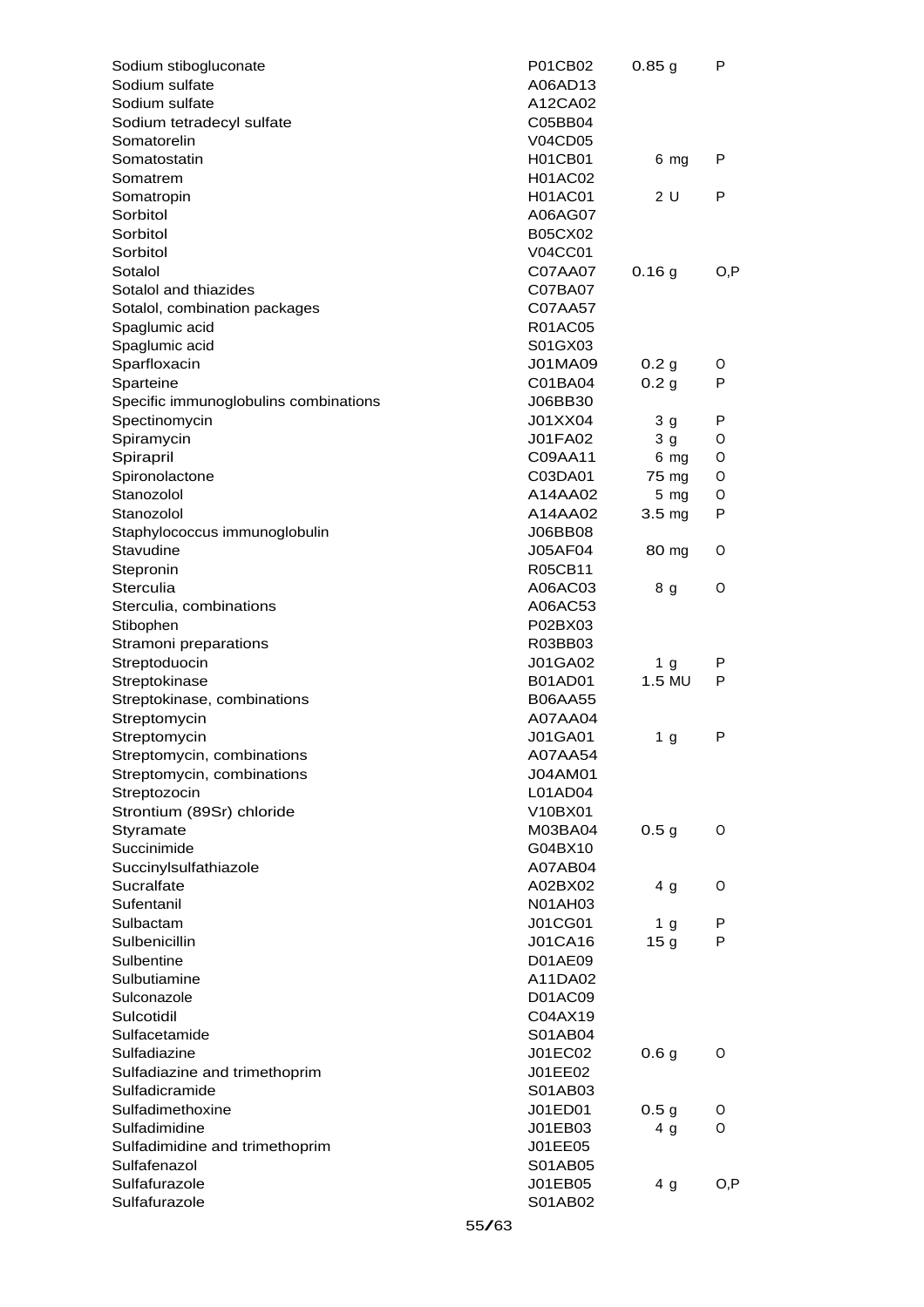| | | | |
|---|---|---|---|
| Sodium stibogluconate | P01CB02 | 0.85 g | P |
| Sodium sulfate | A06AD13 | | |
| Sodium sulfate | A12CA02 | | |
| Sodium tetradecyl sulfate | C05BB04 | | |
| Somatorelin | V04CD05 | | |
| Somatostatin | H01CB01 | 6 mg | P |
| Somatrem | H01AC02 | | |
| Somatropin | H01AC01 | 2 U | P |
| Sorbitol | A06AG07 | | |
| Sorbitol | B05CX02 | | |
| Sorbitol | V04CC01 | | |
| Sotalol | C07AA07 | 0.16 g | O,P |
| Sotalol and thiazides | C07BA07 | | |
| Sotalol, combination packages | C07AA57 | | |
| Spaglumic acid | R01AC05 | | |
| Spaglumic acid | S01GX03 | | |
| Sparfloxacin | J01MA09 | 0.2 g | O |
| Sparteine | C01BA04 | 0.2 g | P |
| Specific immunoglobulins combinations | J06BB30 | | |
| Spectinomycin | J01XX04 | 3 g | P |
| Spiramycin | J01FA02 | 3 g | O |
| Spirapril | C09AA11 | 6 mg | O |
| Spironolactone | C03DA01 | 75 mg | O |
| Stanozolol | A14AA02 | 5 mg | O |
| Stanozolol | A14AA02 | 3.5 mg | P |
| Staphylococcus immunoglobulin | J06BB08 | | |
| Stavudine | J05AF04 | 80 mg | O |
| Stepronin | R05CB11 | | |
| Sterculia | A06AC03 | 8 g | O |
| Sterculia, combinations | A06AC53 | | |
| Stibophen | P02BX03 | | |
| Stramoni preparations | R03BB03 | | |
| Streptoduocin | J01GA02 | 1 g | P |
| Streptokinase | B01AD01 | 1.5 MU | P |
| Streptokinase, combinations | B06AA55 | | |
| Streptomycin | A07AA04 | | |
| Streptomycin | J01GA01 | 1 g | P |
| Streptomycin, combinations | A07AA54 | | |
| Streptomycin, combinations | J04AM01 | | |
| Streptozocin | L01AD04 | | |
| Strontium (89Sr) chloride | V10BX01 | | |
| Styramate | M03BA04 | 0.5 g | O |
| Succinimide | G04BX10 | | |
| Succinylsulfathiazole | A07AB04 | | |
| Sucralfate | A02BX02 | 4 g | O |
| Sufentanil | N01AH03 | | |
| Sulbactam | J01CG01 | 1 g | P |
| Sulbenicillin | J01CA16 | 15 g | P |
| Sulbentine | D01AE09 | | |
| Sulbutiamine | A11DA02 | | |
| Sulconazole | D01AC09 | | |
| Sulcotidil | C04AX19 | | |
| Sulfacetamide | S01AB04 | | |
| Sulfadiazine | J01EC02 | 0.6 g | O |
| Sulfadiazine and trimethoprim | J01EE02 | | |
| Sulfadicramide | S01AB03 | | |
| Sulfadimethoxine | J01ED01 | 0.5 g | O |
| Sulfadimidine | J01EB03 | 4 g | O |
| Sulfadimidine and trimethoprim | J01EE05 | | |
| Sulfafenazol | S01AB05 | | |
| Sulfafurazole | J01EB05 | 4 g | O,P |
| Sulfafurazole | S01AB02 | | |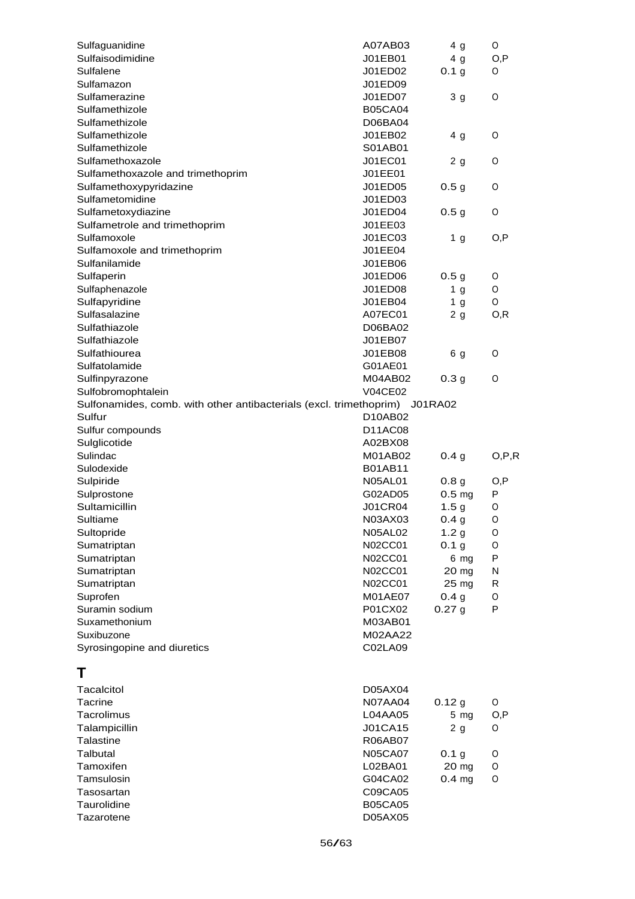| | | | |
|---|---|---|---|
| Sulfaguanidine | A07AB03 | 4 g | O |
| Sulfaisodimidine | J01EB01 | 4 g | O,P |
| Sulfalene | J01ED02 | 0.1 g | O |
| Sulfamazon | J01ED09 | | |
| Sulfamerazine | J01ED07 | 3 g | O |
| Sulfamethizole | B05CA04 | | |
| Sulfamethizole | D06BA04 | | |
| Sulfamethizole | J01EB02 | 4 g | O |
| Sulfamethizole | S01AB01 | | |
| Sulfamethoxazole | J01EC01 | 2 g | O |
| Sulfamethoxazole and trimethoprim | J01EE01 | | |
| Sulfamethoxypyridazine | J01ED05 | 0.5 g | O |
| Sulfametomidine | J01ED03 | | |
| Sulfametoxydiazine | J01ED04 | 0.5 g | O |
| Sulfametrole and trimethoprim | J01EE03 | | |
| Sulfamoxole | J01EC03 | 1 g | O,P |
| Sulfamoxole and trimethoprim | J01EE04 | | |
| Sulfanilamide | J01EB06 | | |
| Sulfaperin | J01ED06 | 0.5 g | O |
| Sulfaphenazole | J01ED08 | 1 g | O |
| Sulfapyridine | J01EB04 | 1 g | O |
| Sulfasalazine | A07EC01 | 2 g | O,R |
| Sulfathiazole | D06BA02 | | |
| Sulfathiazole | J01EB07 | | |
| Sulfathiourea | J01EB08 | 6 g | O |
| Sulfatolamide | G01AE01 | | |
| Sulfinpyrazone | M04AB02 | 0.3 g | O |
| Sulfobromophtalein | V04CE02 | | |
| Sulfonamides, comb. with other antibacterials (excl. trimethoprim) | J01RA02 | | |
| Sulfur | D10AB02 | | |
| Sulfur compounds | D11AC08 | | |
| Sulglicotide | A02BX08 | | |
| Sulindac | M01AB02 | 0.4 g | O,P,R |
| Sulodexide | B01AB11 | | |
| Sulpiride | N05AL01 | 0.8 g | O,P |
| Sulprostone | G02AD05 | 0.5 mg | P |
| Sultamicillin | J01CR04 | 1.5 g | O |
| Sultiame | N03AX03 | 0.4 g | O |
| Sultopride | N05AL02 | 1.2 g | O |
| Sumatriptan | N02CC01 | 0.1 g | O |
| Sumatriptan | N02CC01 | 6 mg | P |
| Sumatriptan | N02CC01 | 20 mg | N |
| Sumatriptan | N02CC01 | 25 mg | R |
| Suprofen | M01AE07 | 0.4 g | O |
| Suramin sodium | P01CX02 | 0.27 g | P |
| Suxamethonium | M03AB01 | | |
| Suxibuzone | M02AA22 | | |
| Syrosingopine and diuretics | C02LA09 | | |

# T

| | | | |
|---|---|---|---|
| Tacalcitol | D05AX04 | | |
| Tacrine | N07AA04 | 0.12 g | O |
| Tacrolimus | L04AA05 | 5 mg | O,P |
| Talampicillin | J01CA15 | 2 g | O |
| Talastine | R06AB07 | | |
| Talbutal | N05CA07 | 0.1 g | O |
| Tamoxifen | L02BA01 | 20 mg | O |
| Tamsulosin | G04CA02 | 0.4 mg | O |
| Tasosartan | C09CA05 | | |
| Taurolidine | B05CA05 | | |
| Tazarotene | D05AX05 | | |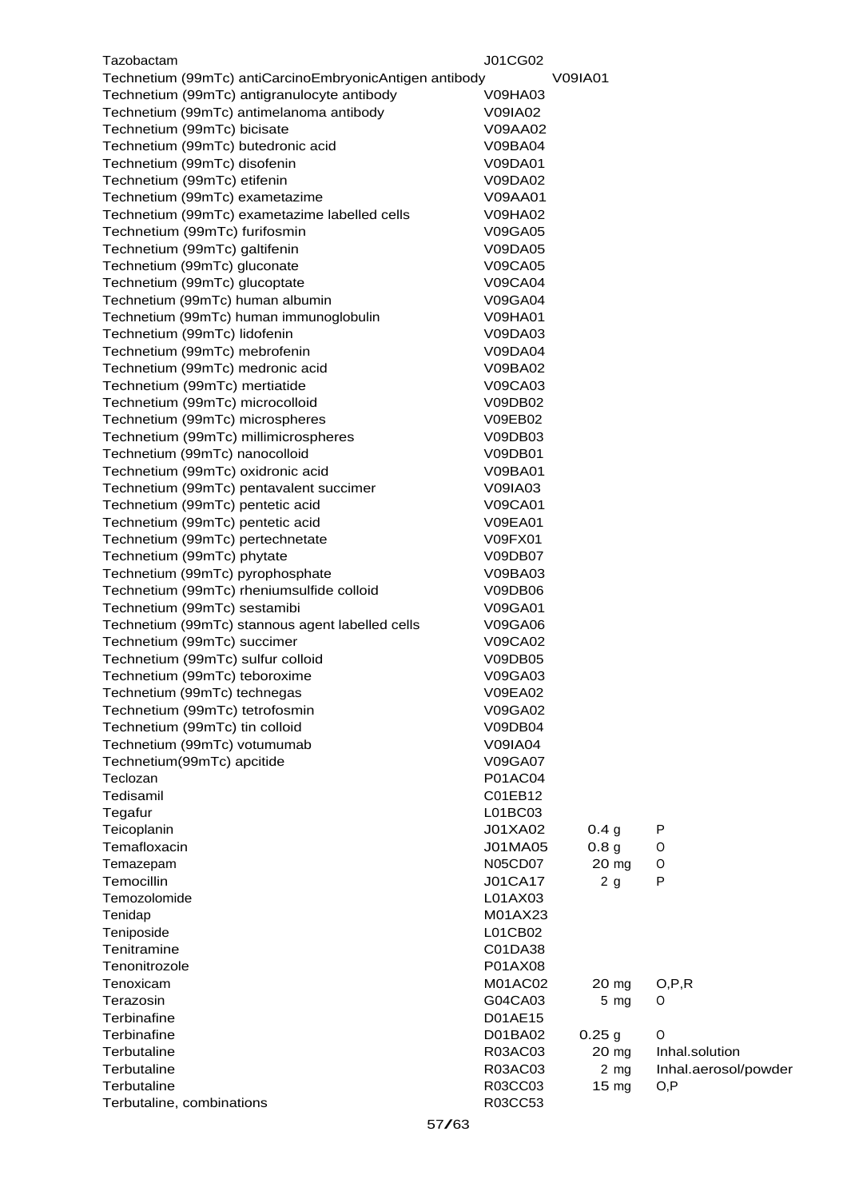| | | | |
|---|---|---|---|
| Tazobactam | J01CG02 | | |
| Technetium (99mTc) antiCarcinoEmbryonicAntigen antibody | V09IA01 | | |
| Technetium (99mTc) antigranulocyte antibody | V09HA03 | | |
| Technetium (99mTc) antimelanoma antibody | V09IA02 | | |
| Technetium (99mTc) bicisate | V09AA02 | | |
| Technetium (99mTc) butedronic acid | V09BA04 | | |
| Technetium (99mTc) disofenin | V09DA01 | | |
| Technetium (99mTc) etifenin | V09DA02 | | |
| Technetium (99mTc) exametazime | V09AA01 | | |
| Technetium (99mTc) exametazime labelled cells | V09HA02 | | |
| Technetium (99mTc) furifosmin | V09GA05 | | |
| Technetium (99mTc) galtifenin | V09DA05 | | |
| Technetium (99mTc) gluconate | V09CA05 | | |
| Technetium (99mTc) glucoptate | V09CA04 | | |
| Technetium (99mTc) human albumin | V09GA04 | | |
| Technetium (99mTc) human immunoglobulin | V09HA01 | | |
| Technetium (99mTc) lidofenin | V09DA03 | | |
| Technetium (99mTc) mebrofenin | V09DA04 | | |
| Technetium (99mTc) medronic acid | V09BA02 | | |
| Technetium (99mTc) mertiatide | V09CA03 | | |
| Technetium (99mTc) microcolloid | V09DB02 | | |
| Technetium (99mTc) microspheres | V09EB02 | | |
| Technetium (99mTc) millimicrospheres | V09DB03 | | |
| Technetium (99mTc) nanocolloid | V09DB01 | | |
| Technetium (99mTc) oxidronic acid | V09BA01 | | |
| Technetium (99mTc) pentavalent succimer | V09IA03 | | |
| Technetium (99mTc) pentetic acid | V09CA01 | | |
| Technetium (99mTc) pentetic acid | V09EA01 | | |
| Technetium (99mTc) pertechnetate | V09FX01 | | |
| Technetium (99mTc) phytate | V09DB07 | | |
| Technetium (99mTc) pyrophosphate | V09BA03 | | |
| Technetium (99mTc) rheniumsulfide colloid | V09DB06 | | |
| Technetium (99mTc) sestamibi | V09GA01 | | |
| Technetium (99mTc) stannous agent labelled cells | V09GA06 | | |
| Technetium (99mTc) succimer | V09CA02 | | |
| Technetium (99mTc) sulfur colloid | V09DB05 | | |
| Technetium (99mTc) teboroxime | V09GA03 | | |
| Technetium (99mTc) technegas | V09EA02 | | |
| Technetium (99mTc) tetrofosmin | V09GA02 | | |
| Technetium (99mTc) tin colloid | V09DB04 | | |
| Technetium (99mTc) votumumab | V09IA04 | | |
| Technetium(99mTc) apcitide | V09GA07 | | |
| Teclozan | P01AC04 | | |
| Tedisamil | C01EB12 | | |
| Tegafur | L01BC03 | | |
| Teicoplanin | J01XA02 | 0.4 g | P |
| Temafloxacin | J01MA05 | 0.8 g | O |
| Temazepam | N05CD07 | 20 mg | O |
| Temocillin | J01CA17 | 2 g | P |
| Temozolomide | L01AX03 | | |
| Tenidap | M01AX23 | | |
| Teniposide | L01CB02 | | |
| Tenitramine | C01DA38 | | |
| Tenonitrozole | P01AX08 | | |
| Tenoxicam | M01AC02 | 20 mg | O,P,R |
| Terazosin | G04CA03 | 5 mg | O |
| Terbinafine | D01AE15 | | |
| Terbinafine | D01BA02 | 0.25 g | O |
| Terbutaline | R03AC03 | 20 mg | Inhal.solution |
| Terbutaline | R03AC03 | 2 mg | Inhal.aerosol/powder |
| Terbutaline | R03CC03 | 15 mg | O,P |
| Terbutaline, combinations | R03CC53 | | |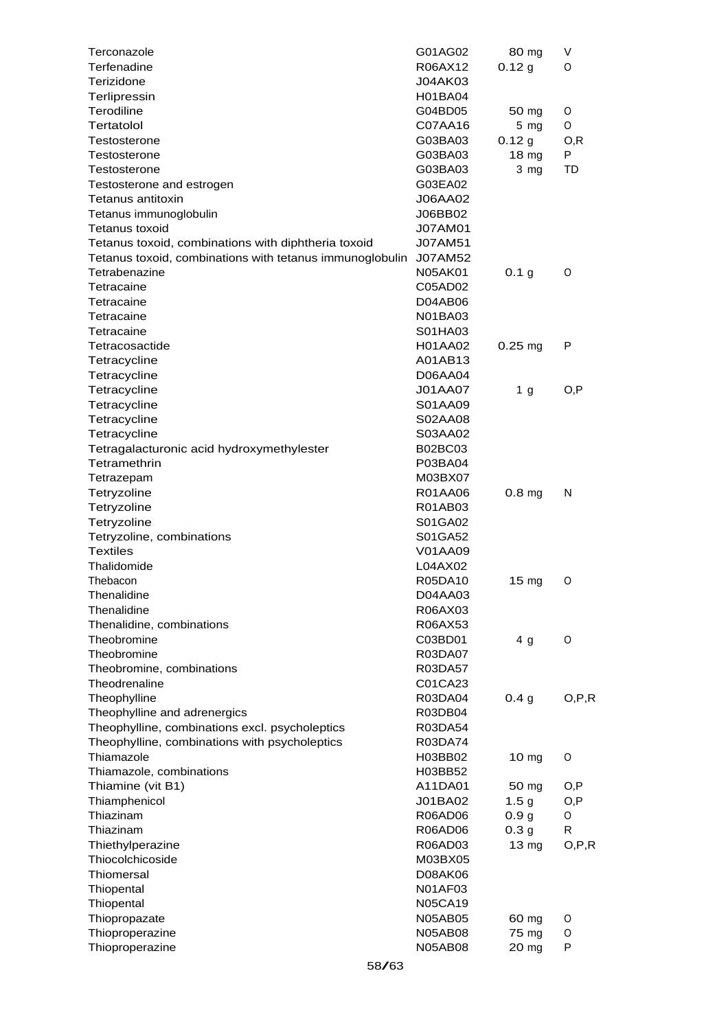| | | | |
|---|---|---|---|
| Terconazole | G01AG02 | 80 mg | V |
| Terfenadine | R06AX12 | 0.12 g | O |
| Terizidone | J04AK03 | | |
| Terlipressin | H01BA04 | | |
| Terodiline | G04BD05 | 50 mg | O |
| Tertatolol | C07AA16 | 5 mg | O |
| Testosterone | G03BA03 | 0.12 g | O,R |
| Testosterone | G03BA03 | 18 mg | P |
| Testosterone | G03BA03 | 3 mg | TD |
| Testosterone and estrogen | G03EA02 | | |
| Tetanus antitoxin | J06AA02 | | |
| Tetanus immunoglobulin | J06BB02 | | |
| Tetanus toxoid | J07AM01 | | |
| Tetanus toxoid, combinations with diphtheria toxoid | J07AM51 | | |
| Tetanus toxoid, combinations with tetanus immunoglobulin | J07AM52 | | |
| Tetrabenazine | N05AK01 | 0.1 g | O |
| Tetracaine | C05AD02 | | |
| Tetracaine | D04AB06 | | |
| Tetracaine | N01BA03 | | |
| Tetracaine | S01HA03 | | |
| Tetracosactide | H01AA02 | 0.25 mg | P |
| Tetracycline | A01AB13 | | |
| Tetracycline | D06AA04 | | |
| Tetracycline | J01AA07 | 1 g | O,P |
| Tetracycline | S01AA09 | | |
| Tetracycline | S02AA08 | | |
| Tetracycline | S03AA02 | | |
| Tetragalacturonic acid hydroxymethylester | B02BC03 | | |
| Tetramethrin | P03BA04 | | |
| Tetrazepam | M03BX07 | | |
| Tetryzoline | R01AA06 | 0.8 mg | N |
| Tetryzoline | R01AB03 | | |
| Tetryzoline | S01GA02 | | |
| Tetryzoline, combinations | S01GA52 | | |
| Textiles | V01AA09 | | |
| Thalidomide | L04AX02 | | |
| Thebacon | R05DA10 | 15 mg | O |
| Thenalidine | D04AA03 | | |
| Thenalidine | R06AX03 | | |
| Thenalidine, combinations | R06AX53 | | |
| Theobromine | C03BD01 | 4 g | O |
| Theobromine | R03DA07 | | |
| Theobromine, combinations | R03DA57 | | |
| Theodrenaline | C01CA23 | | |
| Theophylline | R03DA04 | 0.4 g | O,P,R |
| Theophylline and adrenergics | R03DB04 | | |
| Theophylline, combinations excl. psycholeptics | R03DA54 | | |
| Theophylline, combinations with psycholeptics | R03DA74 | | |
| Thiamazole | H03BB02 | 10 mg | O |
| Thiamazole, combinations | H03BB52 | | |
| Thiamine (vit B1) | A11DA01 | 50 mg | O,P |
| Thiamphenicol | J01BA02 | 1.5 g | O,P |
| Thiazinam | R06AD06 | 0.9 g | O |
| Thiazinam | R06AD06 | 0.3 g | R |
| Thiethylperazine | R06AD03 | 13 mg | O,P,R |
| Thiocolchicoside | M03BX05 | | |
| Thiomersal | D08AK06 | | |
| Thiopental | N01AF03 | | |
| Thiopental | N05CA19 | | |
| Thiopropazate | N05AB05 | 60 mg | O |
| Thioproperazine | N05AB08 | 75 mg | O |
| Thioproperazine | N05AB08 | 20 mg | P |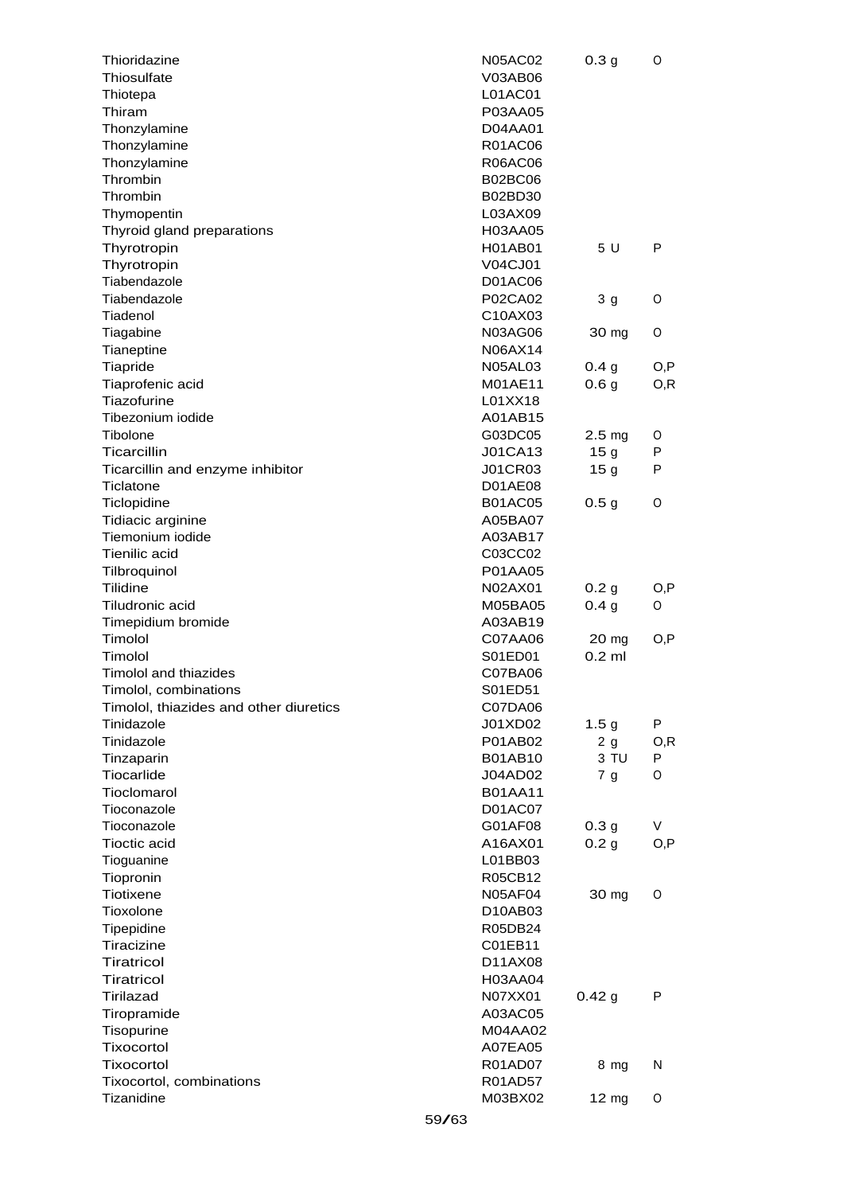| | | | |
|---|---|---|---|
| Thioridazine | N05AC02 | 0.3 g | O |
| Thiosulfate | V03AB06 | | |
| Thiotepa | L01AC01 | | |
| Thiram | P03AA05 | | |
| Thonzylamine | D04AA01 | | |
| Thonzylamine | R01AC06 | | |
| Thonzylamine | R06AC06 | | |
| Thrombin | B02BC06 | | |
| Thrombin | B02BD30 | | |
| Thymopentin | L03AX09 | | |
| Thyroid gland preparations | H03AA05 | | |
| Thyrotropin | H01AB01 | 5 U | P |
| Thyrotropin | V04CJ01 | | |
| Tiabendazole | D01AC06 | | |
| Tiabendazole | P02CA02 | 3 g | O |
| Tiadenol | C10AX03 | | |
| Tiagabine | N03AG06 | 30 mg | O |
| Tianeptine | N06AX14 | | |
| Tiapride | N05AL03 | 0.4 g | O,P |
| Tiaprofenic acid | M01AE11 | 0.6 g | O,R |
| Tiazofurine | L01XX18 | | |
| Tibezonium iodide | A01AB15 | | |
| Tibolone | G03DC05 | 2.5 mg | O |
| Ticarcillin | J01CA13 | 15 g | P |
| Ticarcillin and enzyme inhibitor | J01CR03 | 15 g | P |
| Ticlatone | D01AE08 | | |
| Ticlopidine | B01AC05 | 0.5 g | O |
| Tidiacic arginine | A05BA07 | | |
| Tiemonium iodide | A03AB17 | | |
| Tienilic acid | C03CC02 | | |
| Tilbroquinol | P01AA05 | | |
| Tilidine | N02AX01 | 0.2 g | O,P |
| Tiludronic acid | M05BA05 | 0.4 g | O |
| Timepidium bromide | A03AB19 | | |
| Timolol | C07AA06 | 20 mg | O,P |
| Timolol | S01ED01 | 0.2 ml | |
| Timolol and thiazides | C07BA06 | | |
| Timolol, combinations | S01ED51 | | |
| Timolol, thiazides and other diuretics | C07DA06 | | |
| Tinidazole | J01XD02 | 1.5 g | P |
| Tinidazole | P01AB02 | 2 g | O,R |
| Tinzaparin | B01AB10 | 3 TU | P |
| Tiocarlide | J04AD02 | 7 g | O |
| Tioclomarol | B01AA11 | | |
| Tioconazole | D01AC07 | | |
| Tioconazole | G01AF08 | 0.3 g | V |
| Tioctic acid | A16AX01 | 0.2 g | O,P |
| Tioguanine | L01BB03 | | |
| Tiopronin | R05CB12 | | |
| Tiotixene | N05AF04 | 30 mg | O |
| Tioxolone | D10AB03 | | |
| Tipepidine | R05DB24 | | |
| Tiracizine | C01EB11 | | |
| Tiratricol | D11AX08 | | |
| Tiratricol | H03AA04 | | |
| Tirilazad | N07XX01 | 0.42 g | P |
| Tiropramide | A03AC05 | | |
| Tisopurine | M04AA02 | | |
| Tixocortol | A07EA05 | | |
| Tixocortol | R01AD07 | 8 mg | N |
| Tixocortol, combinations | R01AD57 | | |
| Tizanidine | M03BX02 | 12 mg | O |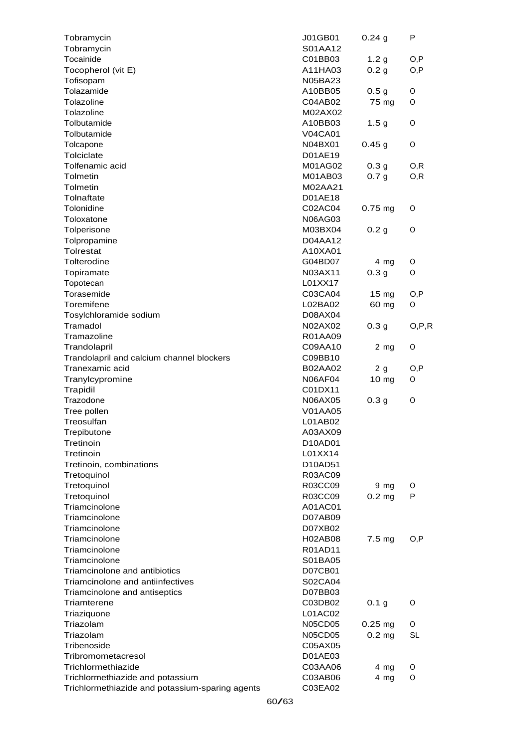| | | | |
|---|---|---|---|
| Tobramycin | J01GB01 | 0.24 g | P |
| Tobramycin | S01AA12 | | |
| Tocainide | C01BB03 | 1.2 g | O,P |
| Tocopherol (vit E) | A11HA03 | 0.2 g | O,P |
| Tofisopam | N05BA23 | | |
| Tolazamide | A10BB05 | 0.5 g | O |
| Tolazoline | C04AB02 | 75 mg | O |
| Tolazoline | M02AX02 | | |
| Tolbutamide | A10BB03 | 1.5 g | O |
| Tolbutamide | V04CA01 | | |
| Tolcapone | N04BX01 | 0.45 g | O |
| Tolciclate | D01AE19 | | |
| Tolfenamic acid | M01AG02 | 0.3 g | O,R |
| Tolmetin | M01AB03 | 0.7 g | O,R |
| Tolmetin | M02AA21 | | |
| Tolnaftate | D01AE18 | | |
| Tolonidine | C02AC04 | 0.75 mg | O |
| Toloxatone | N06AG03 | | |
| Tolperisone | M03BX04 | 0.2 g | O |
| Tolpropamine | D04AA12 | | |
| Tolrestat | A10XA01 | | |
| Tolterodine | G04BD07 | 4 mg | O |
| Topiramate | N03AX11 | 0.3 g | O |
| Topotecan | L01XX17 | | |
| Torasemide | C03CA04 | 15 mg | O,P |
| Toremifene | L02BA02 | 60 mg | O |
| Tosylchloramide sodium | D08AX04 | | |
| Tramadol | N02AX02 | 0.3 g | O,P,R |
| Tramazoline | R01AA09 | | |
| Trandolapril | C09AA10 | 2 mg | O |
| Trandolapril and calcium channel blockers | C09BB10 | | |
| Tranexamic acid | B02AA02 | 2 g | O,P |
| Tranylcypromine | N06AF04 | 10 mg | O |
| Trapidil | C01DX11 | | |
| Trazodone | N06AX05 | 0.3 g | O |
| Tree pollen | V01AA05 | | |
| Treosulfan | L01AB02 | | |
| Trepibutone | A03AX09 | | |
| Tretinoin | D10AD01 | | |
| Tretinoin | L01XX14 | | |
| Tretinoin, combinations | D10AD51 | | |
| Tretoquinol | R03AC09 | | |
| Tretoquinol | R03CC09 | 9 mg | O |
| Tretoquinol | R03CC09 | 0.2 mg | P |
| Triamcinolone | A01AC01 | | |
| Triamcinolone | D07AB09 | | |
| Triamcinolone | D07XB02 | | |
| Triamcinolone | H02AB08 | 7.5 mg | O,P |
| Triamcinolone | R01AD11 | | |
| Triamcinolone | S01BA05 | | |
| Triamcinolone and antibiotics | D07CB01 | | |
| Triamcinolone and antiinfectives | S02CA04 | | |
| Triamcinolone and antiseptics | D07BB03 | | |
| Triamterene | C03DB02 | 0.1 g | O |
| Triaziquone | L01AC02 | | |
| Triazolam | N05CD05 | 0.25 mg | O |
| Triazolam | N05CD05 | 0.2 mg | SL |
| Tribenoside | C05AX05 | | |
| Tribromometacresol | D01AE03 | | |
| Trichlormethiazide | C03AA06 | 4 mg | O |
| Trichlormethiazide and potassium | C03AB06 | 4 mg | O |
| Trichlormethiazide and potassium-sparing agents | C03EA02 | | |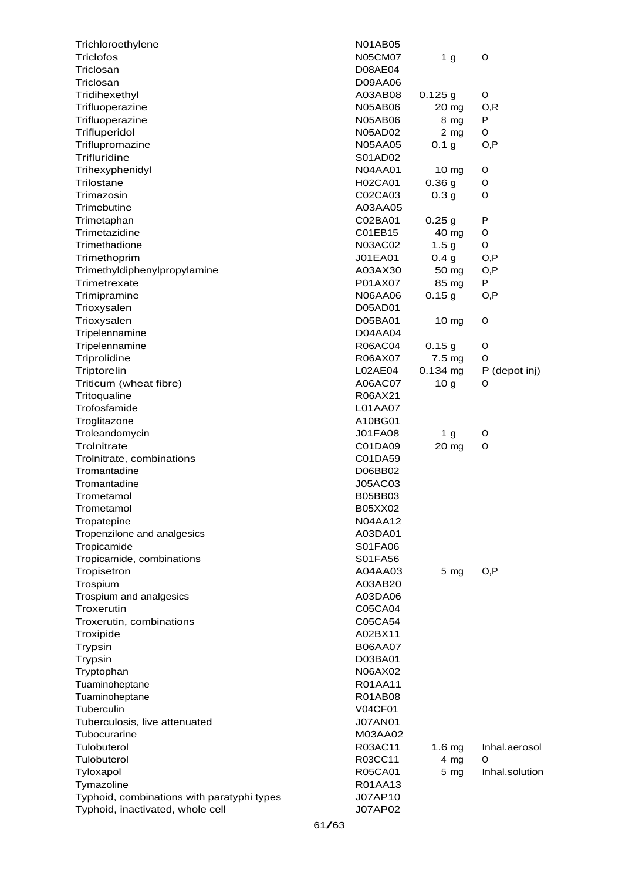| | | | |
|---|---|---|---|
| Trichloroethylene | N01AB05 | | |
| Triclofos | N05CM07 | 1 g | O |
| Triclosan | D08AE04 | | |
| Triclosan | D09AA06 | | |
| Tridihexethyl | A03AB08 | 0.125 g | O |
| Trifluoperazine | N05AB06 | 20 mg | O,R |
| Trifluoperazine | N05AB06 | 8 mg | P |
| Trifluperidol | N05AD02 | 2 mg | O |
| Triflupromazine | N05AA05 | 0.1 g | O,P |
| Trifluridine | S01AD02 | | |
| Trihexyphenidyl | N04AA01 | 10 mg | O |
| Trilostane | H02CA01 | 0.36 g | O |
| Trimazosin | C02CA03 | 0.3 g | O |
| Trimebutine | A03AA05 | | |
| Trimetaphan | C02BA01 | 0.25 g | P |
| Trimetazidine | C01EB15 | 40 mg | O |
| Trimethadione | N03AC02 | 1.5 g | O |
| Trimethoprim | J01EA01 | 0.4 g | O,P |
| Trimethyldiphenylpropylamine | A03AX30 | 50 mg | O,P |
| Trimetrexate | P01AX07 | 85 mg | P |
| Trimipramine | N06AA06 | 0.15 g | O,P |
| Trioxysalen | D05AD01 | | |
| Trioxysalen | D05BA01 | 10 mg | O |
| Tripelennamine | D04AA04 | | |
| Tripelennamine | R06AC04 | 0.15 g | O |
| Triprolidine | R06AX07 | 7.5 mg | O |
| Triptorelin | L02AE04 | 0.134 mg | P (depot inj) |
| Triticum (wheat fibre) | A06AC07 | 10 g | O |
| Tritoqualine | R06AX21 | | |
| Trofosfamide | L01AA07 | | |
| Troglitazone | A10BG01 | | |
| Troleandomycin | J01FA08 | 1 g | O |
| Trolnitrate | C01DA09 | 20 mg | O |
| Trolnitrate, combinations | C01DA59 | | |
| Tromantadine | D06BB02 | | |
| Tromantadine | J05AC03 | | |
| Trometamol | B05BB03 | | |
| Trometamol | B05XX02 | | |
| Tropatepine | N04AA12 | | |
| Tropenzilone and analgesics | A03DA01 | | |
| Tropicamide | S01FA06 | | |
| Tropicamide, combinations | S01FA56 | | |
| Tropisetron | A04AA03 | 5 mg | O,P |
| Trospium | A03AB20 | | |
| Trospium and analgesics | A03DA06 | | |
| Troxerutin | C05CA04 | | |
| Troxerutin, combinations | C05CA54 | | |
| Troxipide | A02BX11 | | |
| Trypsin | B06AA07 | | |
| Trypsin | D03BA01 | | |
| Tryptophan | N06AX02 | | |
| Tuaminoheptane | R01AA11 | | |
| Tuaminoheptane | R01AB08 | | |
| Tuberculin | V04CF01 | | |
| Tuberculosis, live attenuated | J07AN01 | | |
| Tubocurarine | M03AA02 | | |
| Tulobuterol | R03AC11 | 1.6 mg | Inhal.aerosol |
| Tulobuterol | R03CC11 | 4 mg | O |
| Tyloxapol | R05CA01 | 5 mg | Inhal.solution |
| Tymazoline | R01AA13 | | |
| Typhoid, combinations with paratyphi types | J07AP10 | | |
| Typhoid, inactivated, whole cell | J07AP02 | | |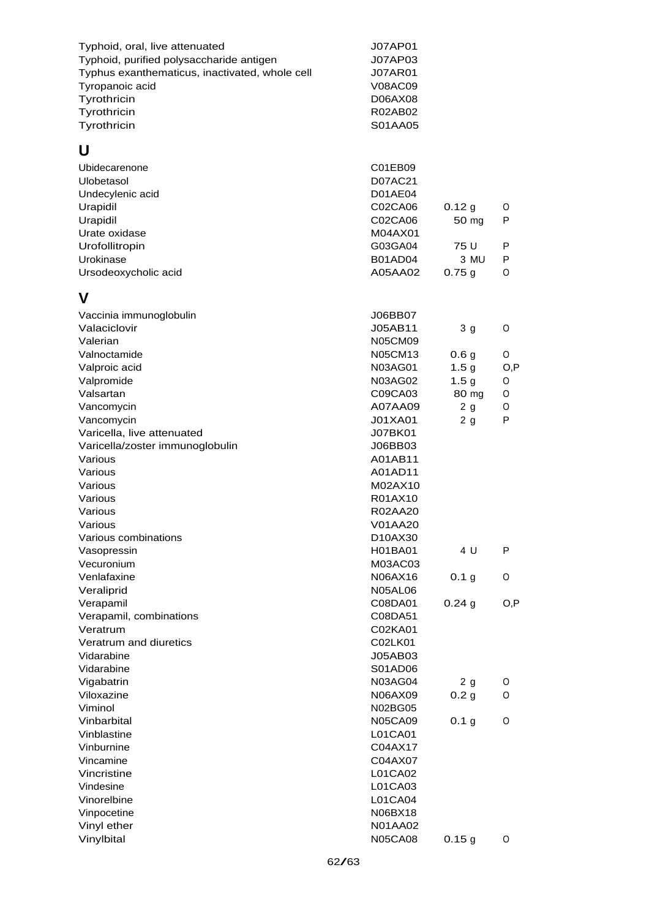| | | | |
|---|---|---|---|
| Typhoid, oral, live attenuated | J07AP01 | | |
| Typhoid, purified polysaccharide antigen | J07AP03 | | |
| Typhus exanthematicus, inactivated, whole cell | J07AR01 | | |
| Tyropanoic acid | V08AC09 | | |
| Tyrothricin | D06AX08 | | |
| Tyrothricin | R02AB02 | | |
| Tyrothricin | S01AA05 | | |

## U

| | | | |
|---|---|---|---|
| Ubidecarenone | C01EB09 | | |
| Ulobetasol | D07AC21 | | |
| Undecylenic acid | D01AE04 | | |
| Urapidil | C02CA06 | 0.12 g | O |
| Urapidil | C02CA06 | 50 mg | P |
| Urate oxidase | M04AX01 | | |
| Urofollitropin | G03GA04 | 75 U | P |
| Urokinase | B01AD04 | 3 MU | P |
| Ursodeoxycholic acid | A05AA02 | 0.75 g | O |

## V

| | | | |
|---|---|---|---|
| Vaccinia immunoglobulin | J06BB07 | | |
| Valaciclovir | J05AB11 | 3 g | O |
| Valerian | N05CM09 | | |
| Valnoctamide | N05CM13 | 0.6 g | O |
| Valproic acid | N03AG01 | 1.5 g | O,P |
| Valpromide | N03AG02 | 1.5 g | O |
| Valsartan | C09CA03 | 80 mg | O |
| Vancomycin | A07AA09 | 2 g | O |
| Vancomycin | J01XA01 | 2 g | P |
| Varicella, live attenuated | J07BK01 | | |
| Varicella/zoster immunoglobulin | J06BB03 | | |
| Various | A01AB11 | | |
| Various | A01AD11 | | |
| Various | M02AX10 | | |
| Various | R01AX10 | | |
| Various | R02AA20 | | |
| Various | V01AA20 | | |
| Various combinations | D10AX30 | | |
| Vasopressin | H01BA01 | 4 U | P |
| Vecuronium | M03AC03 | | |
| Venlafaxine | N06AX16 | 0.1 g | O |
| Veraliprid | N05AL06 | | |
| Verapamil | C08DA01 | 0.24 g | O,P |
| Verapamil, combinations | C08DA51 | | |
| Veratrum | C02KA01 | | |
| Veratrum and diuretics | C02LK01 | | |
| Vidarabine | J05AB03 | | |
| Vidarabine | S01AD06 | | |
| Vigabatrin | N03AG04 | 2 g | O |
| Viloxazine | N06AX09 | 0.2 g | O |
| Viminol | N02BG05 | | |
| Vinbarbital | N05CA09 | 0.1 g | O |
| Vinblastine | L01CA01 | | |
| Vinburnine | C04AX17 | | |
| Vincamine | C04AX07 | | |
| Vincristine | L01CA02 | | |
| Vindesine | L01CA03 | | |
| Vinorelbine | L01CA04 | | |
| Vinpocetine | N06BX18 | | |
| Vinyl ether | N01AA02 | | |
| Vinylbital | N05CA08 | 0.15 g | O |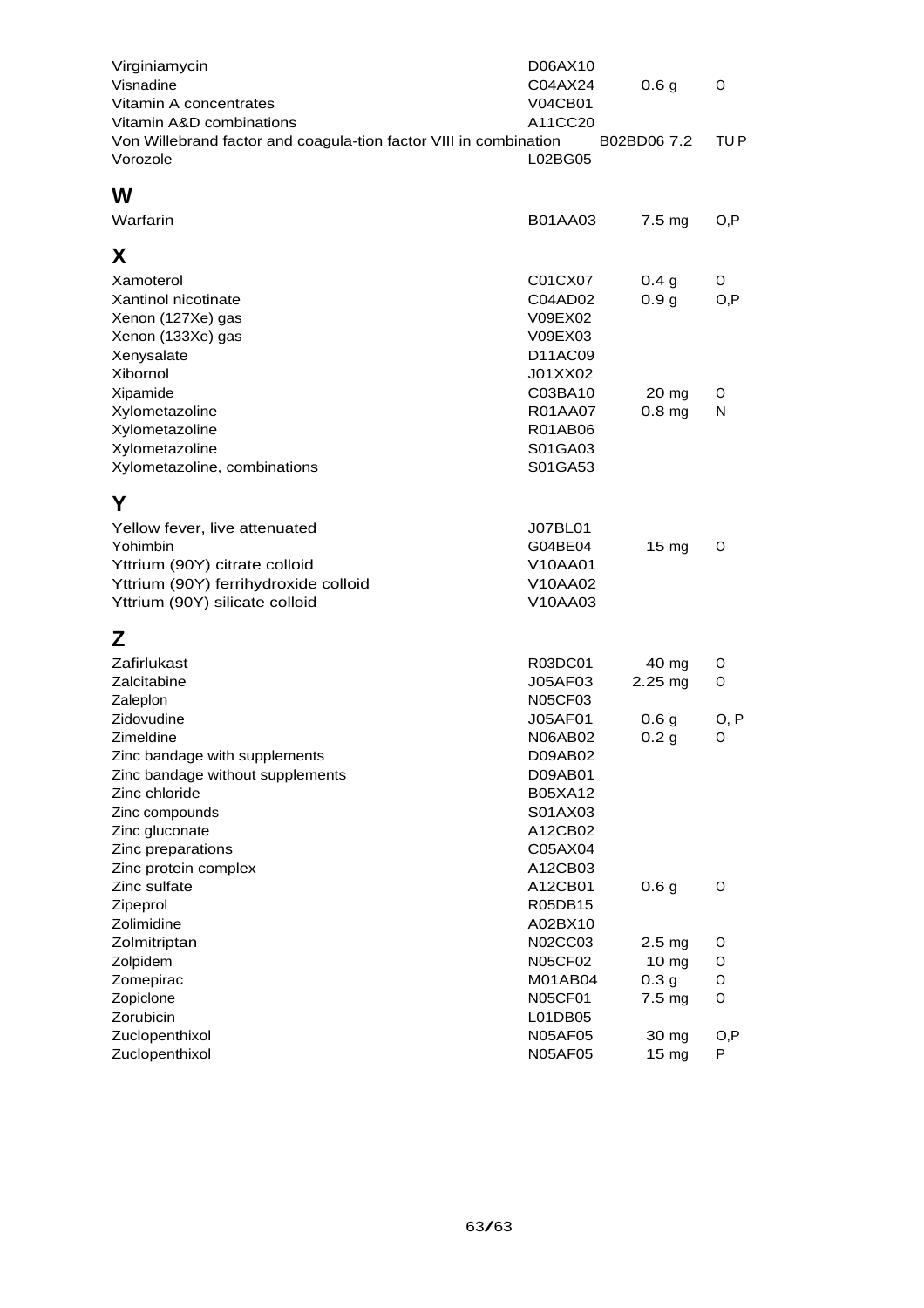| | | | |
|---|---|---|---|
| Virginiamycin | D06AX10 | | |
| Visnadine | C04AX24 | 0.6 g | O |
| Vitamin A concentrates | V04CB01 | | |
| Vitamin A&D combinations | A11CC20 | | |
| Von Willebrand factor and coagula-tion factor VIII in combination | B02BD06 | 7.2 | TU P |
| Vorozole | L02BG05 | | |

## W

| | | | |
|---|---|---|---|
| Warfarin | B01AA03 | 7.5 mg | O,P |

## X

| | | | |
|---|---|---|---|
| Xamoterol | C01CX07 | 0.4 g | O |
| Xantinol nicotinate | C04AD02 | 0.9 g | O,P |
| Xenon (127Xe) gas | V09EX02 | | |
| Xenon (133Xe) gas | V09EX03 | | |
| Xenysalate | D11AC09 | | |
| Xibornol | J01XX02 | | |
| Xipamide | C03BA10 | 20 mg | O |
| Xylometazoline | R01AA07 | 0.8 mg | N |
| Xylometazoline | R01AB06 | | |
| Xylometazoline | S01GA03 | | |
| Xylometazoline, combinations | S01GA53 | | |

## Y

| | | | |
|---|---|---|---|
| Yellow fever, live attenuated | J07BL01 | | |
| Yohimbin | G04BE04 | 15 mg | O |
| Yttrium (90Y) citrate colloid | V10AA01 | | |
| Yttrium (90Y) ferrihydroxide colloid | V10AA02 | | |
| Yttrium (90Y) silicate colloid | V10AA03 | | |

## Z

| | | | |
|---|---|---|---|
| Zafirlukast | R03DC01 | 40 mg | O |
| Zalcitabine | J05AF03 | 2.25 mg | O |
| Zaleplon | N05CF03 | | |
| Zidovudine | J05AF01 | 0.6 g | O, P |
| Zimeldine | N06AB02 | 0.2 g | O |
| Zinc bandage with supplements | D09AB02 | | |
| Zinc bandage without supplements | D09AB01 | | |
| Zinc chloride | B05XA12 | | |
| Zinc compounds | S01AX03 | | |
| Zinc gluconate | A12CB02 | | |
| Zinc preparations | C05AX04 | | |
| Zinc protein complex | A12CB03 | | |
| Zinc sulfate | A12CB01 | 0.6 g | O |
| Zipeprol | R05DB15 | | |
| Zolimidine | A02BX10 | | |
| Zolmitriptan | N02CC03 | 2.5 mg | O |
| Zolpidem | N05CF02 | 10 mg | O |
| Zomepirac | M01AB04 | 0.3 g | O |
| Zopiclone | N05CF01 | 7.5 mg | O |
| Zorubicin | L01DB05 | | |
| Zuclopenthixol | N05AF05 | 30 mg | O,P |
| Zuclopenthixol | N05AF05 | 15 mg | P |